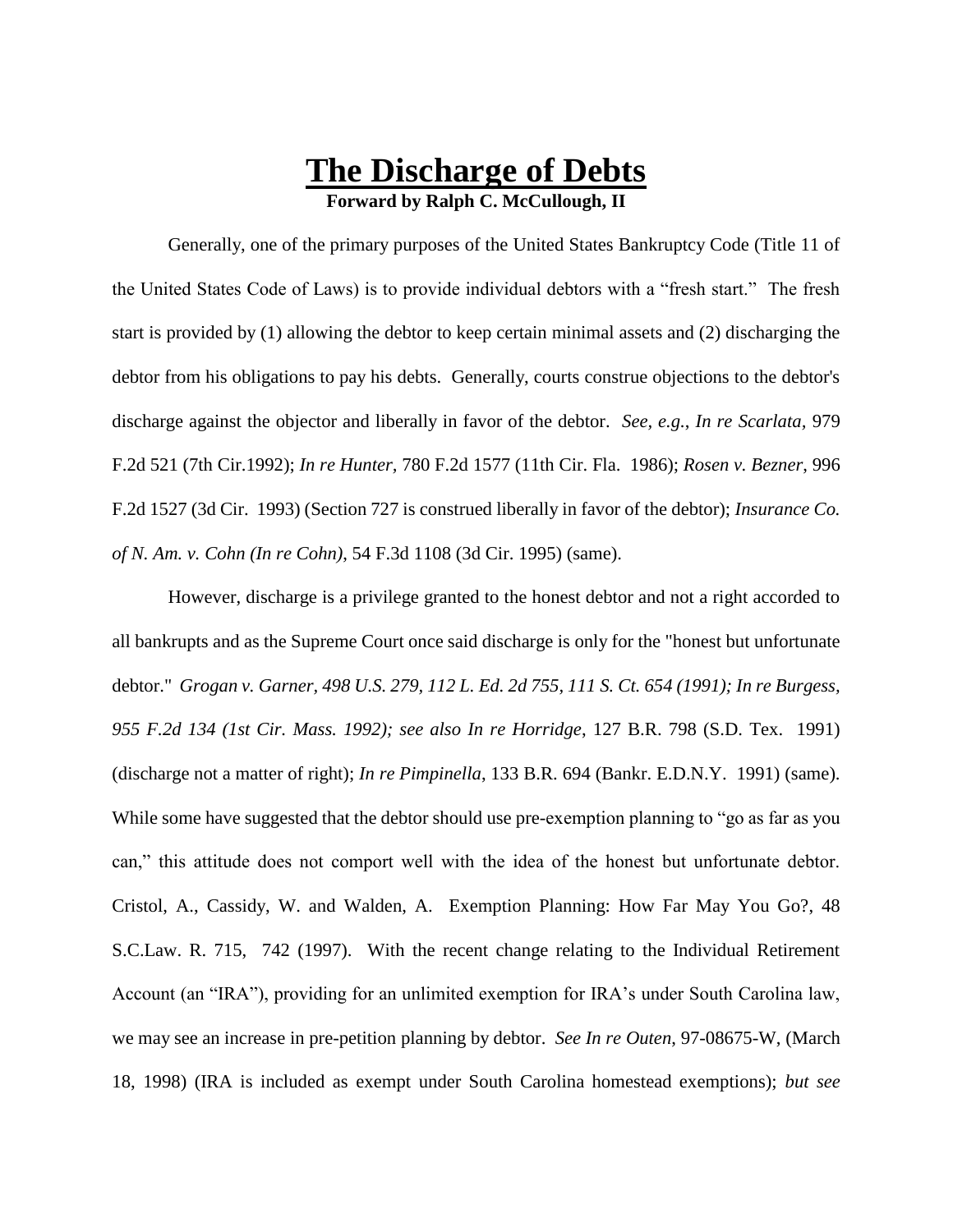# The Discharge of Debts

**Forward by Ralph C. McCullough, II**

Generally, one of the primary purposes of the United States Bankruptcy Code (Title 11 of the United States Code of Laws) is to provide individual debtors with a "fresh start." The fresh start is provided by (1) allowing the debtor to keep certain minimal assets and (2) discharging the debtor from his obligations to pay his debts. Generally, courts construe objections to the debtor's discharge against the objector and liberally in favor of the debtor. *See, e.g.*, *In re Scarlata*, 979 F.2d 521 (7th Cir.1992); *In re Hunter,* 780 F.2d 1577 (11th Cir. Fla. 1986); *Rosen v. Bezner*, 996 F.2d 1527 (3d Cir. 1993) (Section 727 is construed liberally in favor of the debtor); *Insurance Co. of N. Am. v. Cohn (In re Cohn)*, 54 F.3d 1108 (3d Cir. 1995) (same).

However, discharge is a privilege granted to the honest debtor and not a right accorded to all bankrupts and as the Supreme Court once said discharge is only for the "honest but unfortunate debtor." *Grogan v. Garner, 498 U.S. 279, 112 L. Ed. 2d 755, 111 S. Ct. 654 (1991); In re Burgess, 955 F.2d 134 (1st Cir. Mass. 1992); see also In re Horridge*, 127 B.R. 798 (S.D. Tex. 1991) (discharge not a matter of right); *In re Pimpinella,* 133 B.R. 694 (Bankr. E.D.N.Y. 1991) (same). While some have suggested that the debtor should use pre-exemption planning to "go as far as you can," this attitude does not comport well with the idea of the honest but unfortunate debtor. Cristol, A., Cassidy, W. and Walden, A. Exemption Planning: How Far May You Go?, 48 S.C.Law. R. 715, 742 (1997). With the recent change relating to the Individual Retirement Account (an "IRA"), providing for an unlimited exemption for IRA's under South Carolina law, we may see an increase in pre-petition planning by debtor. *See In re Outen*, 97-08675-W, (March 18, 1998) (IRA is included as exempt under South Carolina homestead exemptions); *but see*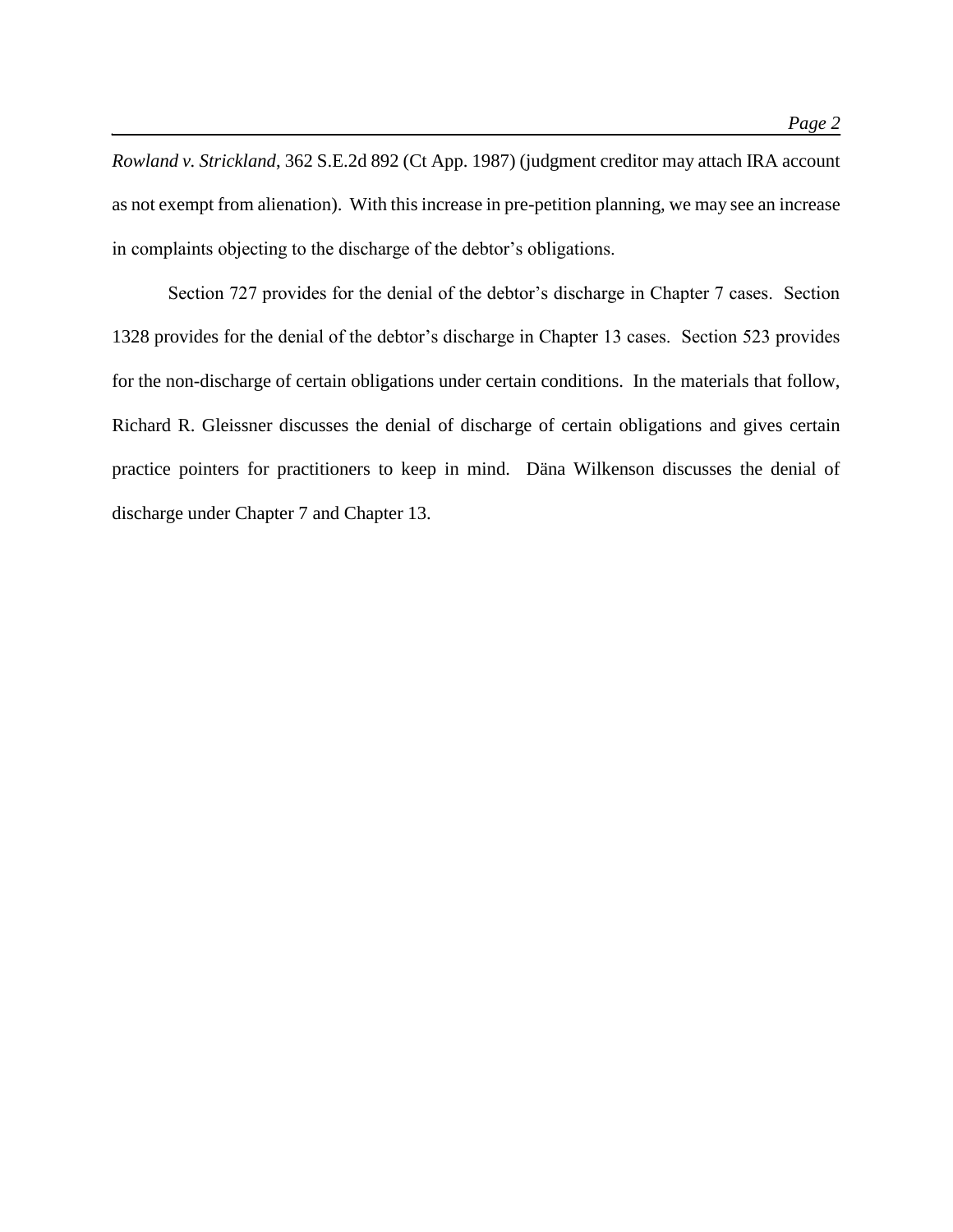*Rowland v. Strickland*, 362 S.E.2d 892 (Ct App. 1987) (judgment creditor may attach IRA account as not exempt from alienation). With this increase in pre-petition planning, we may see an increase in complaints objecting to the discharge of the debtor's obligations.

Section 727 provides for the denial of the debtor's discharge in Chapter 7 cases. Section 1328 provides for the denial of the debtor's discharge in Chapter 13 cases. Section 523 provides for the non-discharge of certain obligations under certain conditions. In the materials that follow, Richard R. Gleissner discusses the denial of discharge of certain obligations and gives certain practice pointers for practitioners to keep in mind. Däna Wilkenson discusses the denial of discharge under Chapter 7 and Chapter 13.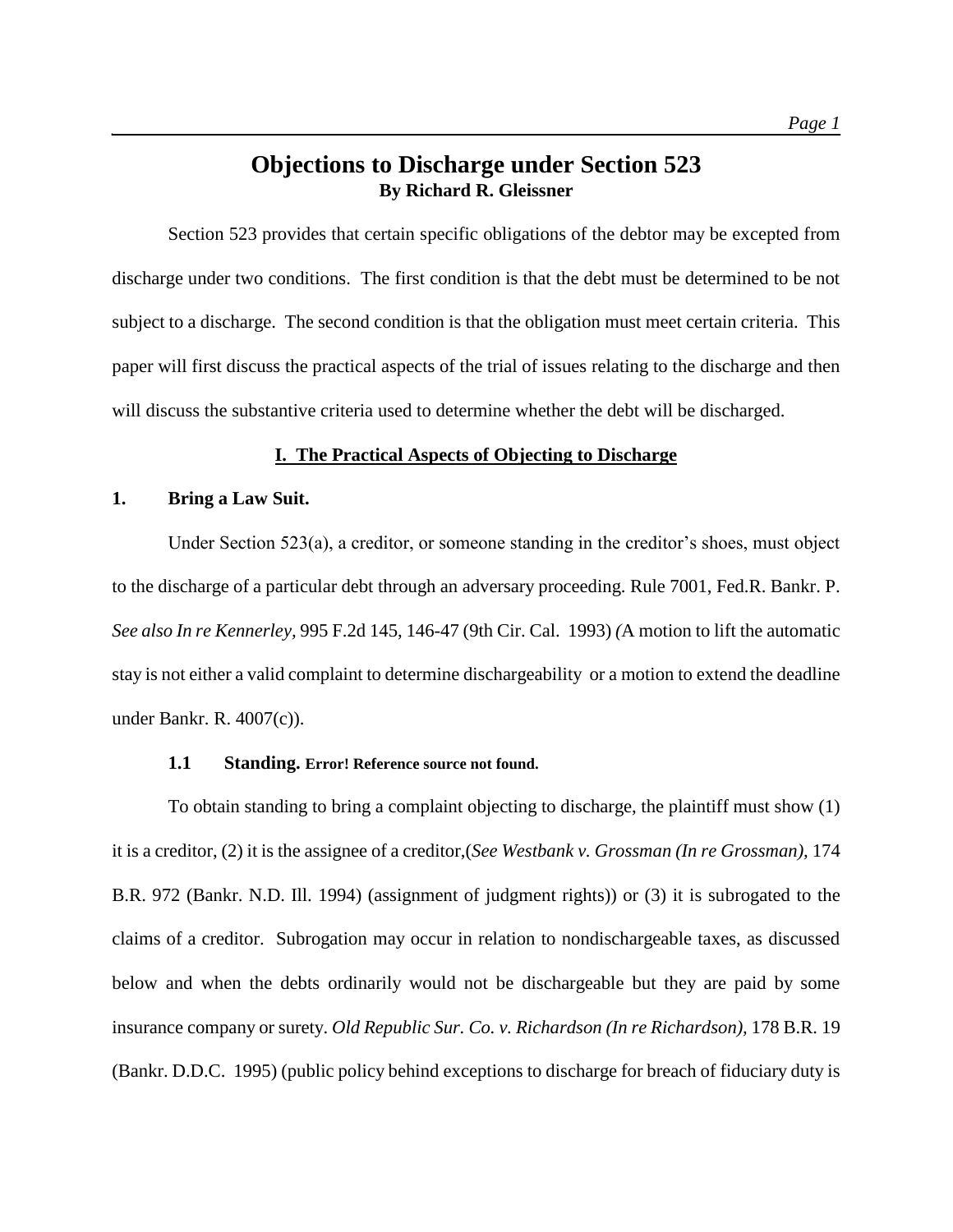# Objections to Discharge under Section 523

**By Richard R. Gleissner**

Section 523 provides that certain specific obligations of the debtor may be excepted from discharge under two conditions. The first condition is that the debt must be determined to be not subject to a discharge. The second condition is that the obligation must meet certain criteria. This paper will first discuss the practical aspects of the trial of issues relating to the discharge and then will discuss the substantive criteria used to determine whether the debt will be discharged.

## I. The Practical Aspects of Objecting to Discharge

### 1. Bring a Law Suit.

Under Section 523(a), a creditor, or someone standing in the creditor's shoes, must object to the discharge of a particular debt through an adversary proceeding. Rule 7001, Fed.R. Bankr. P. *See also In re Kennerley,* 995 F.2d 145, 146-47 (9th Cir. Cal. 1993) *(*A motion to lift the automatic stay is not either a valid complaint to determine dischargeability or a motion to extend the deadline under Bankr. R. 4007(c)).

#### 1.1 Standing. Error! Reference source not found.

To obtain standing to bring a complaint objecting to discharge, the plaintiff must show (1) it is a creditor, (2) it is the assignee of a creditor,(*See Westbank v. Grossman (In re Grossman),* 174 B.R. 972 (Bankr. N.D. Ill. 1994) (assignment of judgment rights)) or (3) it is subrogated to the claims of a creditor. Subrogation may occur in relation to nondischargeable taxes, as discussed below and when the debts ordinarily would not be dischargeable but they are paid by some insurance company or surety. *Old Republic Sur. Co. v. Richardson (In re Richardson),* 178 B.R. 19 (Bankr. D.D.C. 1995) (public policy behind exceptions to discharge for breach of fiduciary duty is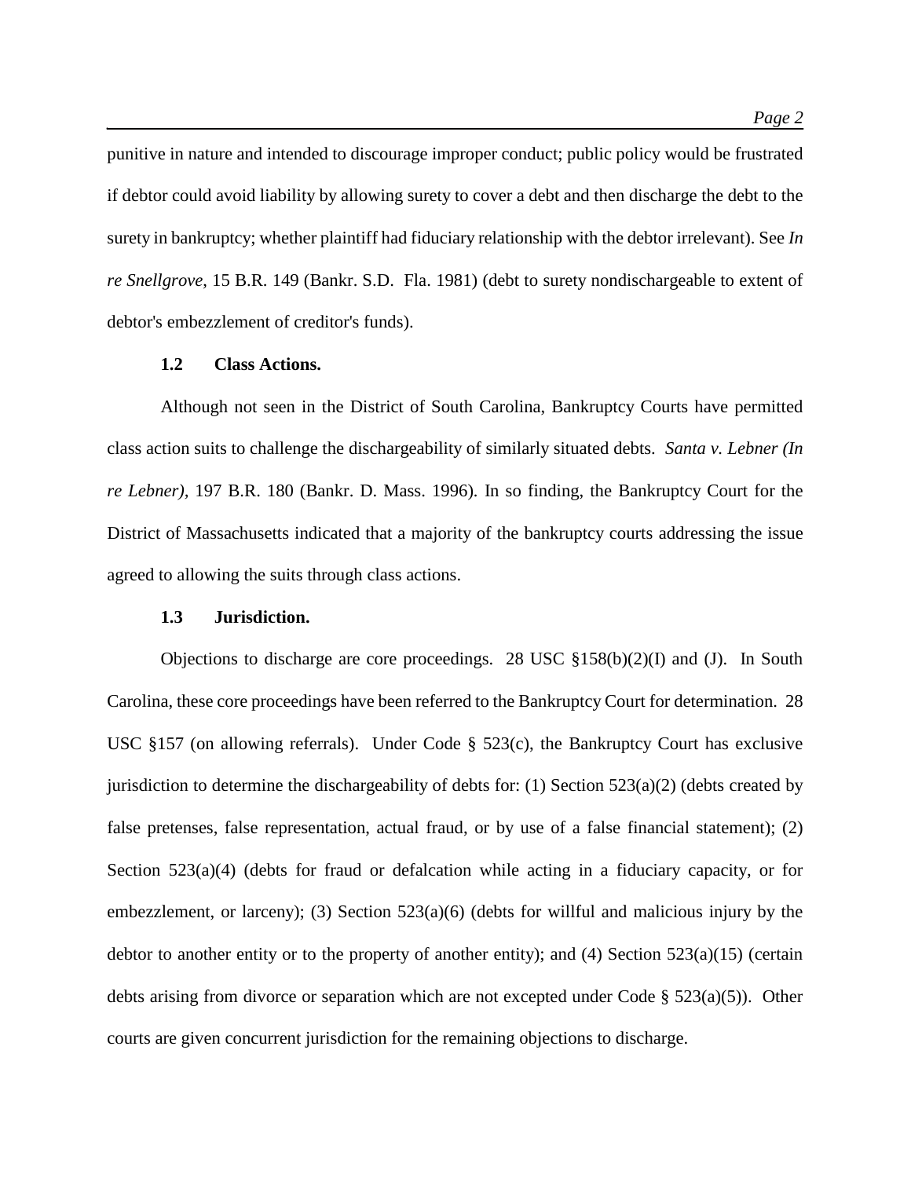punitive in nature and intended to discourage improper conduct; public policy would be frustrated if debtor could avoid liability by allowing surety to cover a debt and then discharge the debt to the surety in bankruptcy; whether plaintiff had fiduciary relationship with the debtor irrelevant). See *In re Snellgrove*, 15 B.R. 149 (Bankr. S.D. Fla. 1981) (debt to surety nondischargeable to extent of debtor's embezzlement of creditor's funds).

### 1.2 Class Actions.

Although not seen in the District of South Carolina, Bankruptcy Courts have permitted class action suits to challenge the dischargeability of similarly situated debts. *Santa v. Lebner (In re Lebner)*, 197 B.R. 180 (Bankr. D. Mass. 1996). In so finding, the Bankruptcy Court for the District of Massachusetts indicated that a majority of the bankruptcy courts addressing the issue agreed to allowing the suits through class actions.

### 1.3 Jurisdiction.

Objections to discharge are core proceedings. 28 USC §158(b)(2)(I) and (J). In South Carolina, these core proceedings have been referred to the Bankruptcy Court for determination. 28 USC §157 (on allowing referrals). Under Code § 523(c), the Bankruptcy Court has exclusive jurisdiction to determine the dischargeability of debts for: (1) Section 523(a)(2) (debts created by false pretenses, false representation, actual fraud, or by use of a false financial statement); (2) Section 523(a)(4) (debts for fraud or defalcation while acting in a fiduciary capacity, or for embezzlement, or larceny); (3) Section 523(a)(6) (debts for willful and malicious injury by the debtor to another entity or to the property of another entity); and (4) Section 523(a)(15) (certain debts arising from divorce or separation which are not excepted under Code § 523(a)(5)). Other courts are given concurrent jurisdiction for the remaining objections to discharge.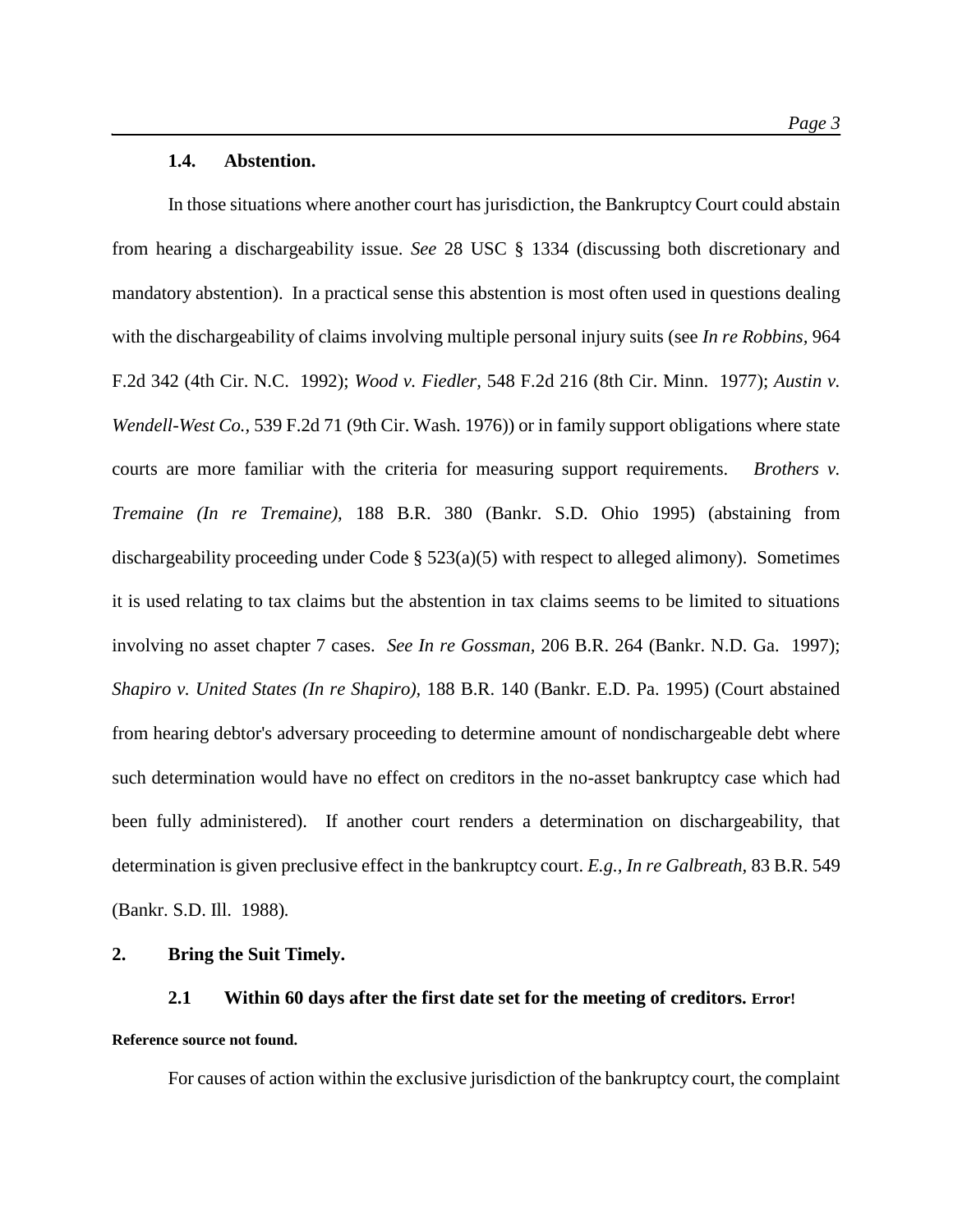### 1.4. Abstention.

In those situations where another court has jurisdiction, the Bankruptcy Court could abstain from hearing a dischargeability issue. *See* 28 USC § 1334 (discussing both discretionary and mandatory abstention). In a practical sense this abstention is most often used in questions dealing with the dischargeability of claims involving multiple personal injury suits (see *In re Robbins*, 964 F.2d 342 (4th Cir. N.C. 1992); *Wood v. Fiedler*, 548 F.2d 216 (8th Cir. Minn. 1977); *Austin v. Wendell-West Co.*, 539 F.2d 71 (9th Cir. Wash. 1976)) or in family support obligations where state courts are more familiar with the criteria for measuring support requirements. *Brothers v. Tremaine (In re Tremaine)*, 188 B.R. 380 (Bankr. S.D. Ohio 1995) (abstaining from dischargeability proceeding under Code § 523(a)(5) with respect to alleged alimony). Sometimes it is used relating to tax claims but the abstention in tax claims seems to be limited to situations involving no asset chapter 7 cases. *See In re Gossman*, 206 B.R. 264 (Bankr. N.D. Ga. 1997); *Shapiro v. United States (In re Shapiro)*, 188 B.R. 140 (Bankr. E.D. Pa. 1995) (Court abstained from hearing debtor's adversary proceeding to determine amount of nondischargeable debt where such determination would have no effect on creditors in the no-asset bankruptcy case which had been fully administered). If another court renders a determination on dischargeability, that determination is given preclusive effect in the bankruptcy court. *E.g.*, *In re Galbreath*, 83 B.R. 549 (Bankr. S.D. Ill. 1988).

## 2. Bring the Suit Timely.

### 2.1 Within 60 days after the first date set for the meeting of creditors. Error! Reference source not found.

For causes of action within the exclusive jurisdiction of the bankruptcy court, the complaint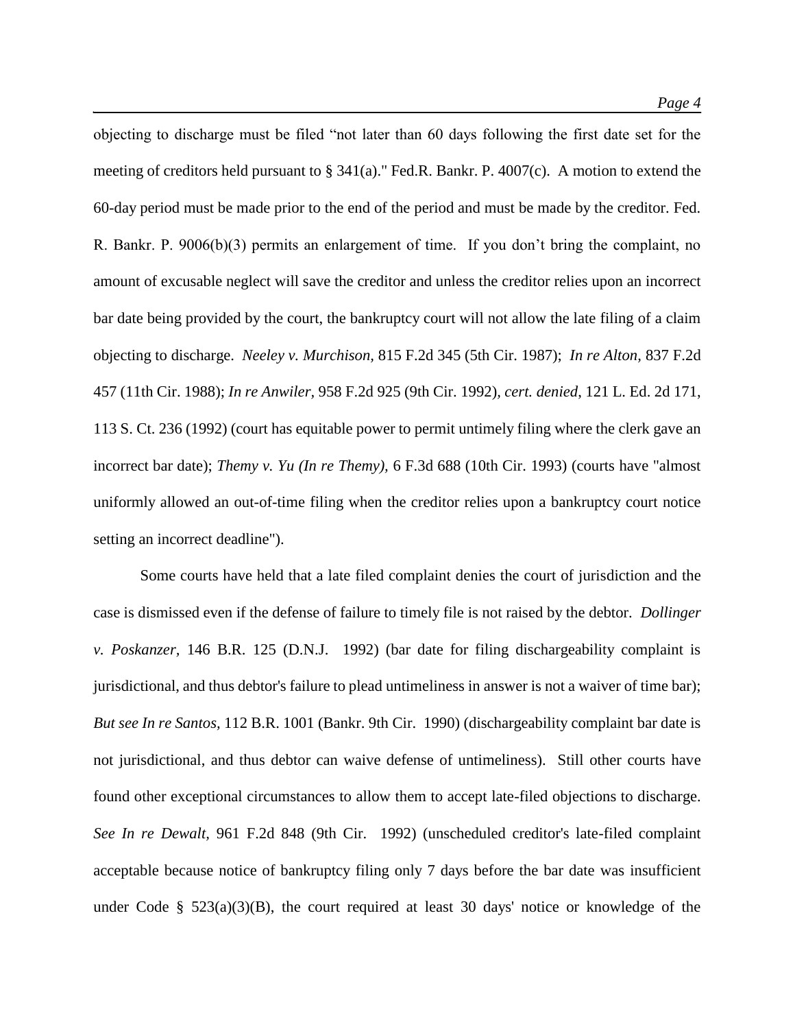objecting to discharge must be filed "not later than 60 days following the first date set for the meeting of creditors held pursuant to § 341(a)." Fed.R. Bankr. P. 4007(c). A motion to extend the 60-day period must be made prior to the end of the period and must be made by the creditor. Fed. R. Bankr. P. 9006(b)(3) permits an enlargement of time. If you don't bring the complaint, no amount of excusable neglect will save the creditor and unless the creditor relies upon an incorrect bar date being provided by the court, the bankruptcy court will not allow the late filing of a claim objecting to discharge. *Neeley v. Murchison,* 815 F.2d 345 (5th Cir. 1987); *In re Alton*, 837 F.2d 457 (11th Cir. 1988); *In re Anwiler,* 958 F.2d 925 (9th Cir. 1992), *cert. denied*, 121 L. Ed. 2d 171, 113 S. Ct. 236 (1992) (court has equitable power to permit untimely filing where the clerk gave an incorrect bar date); *Themy v. Yu (In re Themy),* 6 F.3d 688 (10th Cir. 1993) (courts have "almost uniformly allowed an out-of-time filing when the creditor relies upon a bankruptcy court notice setting an incorrect deadline").

Some courts have held that a late filed complaint denies the court of jurisdiction and the case is dismissed even if the defense of failure to timely file is not raised by the debtor. *Dollinger v. Poskanzer,* 146 B.R. 125 (D.N.J. 1992) (bar date for filing dischargeability complaint is jurisdictional, and thus debtor's failure to plead untimeliness in answer is not a waiver of time bar); *But see In re Santos,* 112 B.R. 1001 (Bankr. 9th Cir. 1990) (dischargeability complaint bar date is not jurisdictional, and thus debtor can waive defense of untimeliness). Still other courts have found other exceptional circumstances to allow them to accept late-filed objections to discharge. *See In re Dewalt,* 961 F.2d 848 (9th Cir. 1992) (unscheduled creditor's late-filed complaint acceptable because notice of bankruptcy filing only 7 days before the bar date was insufficient under Code § 523(a)(3)(B), the court required at least 30 days' notice or knowledge of the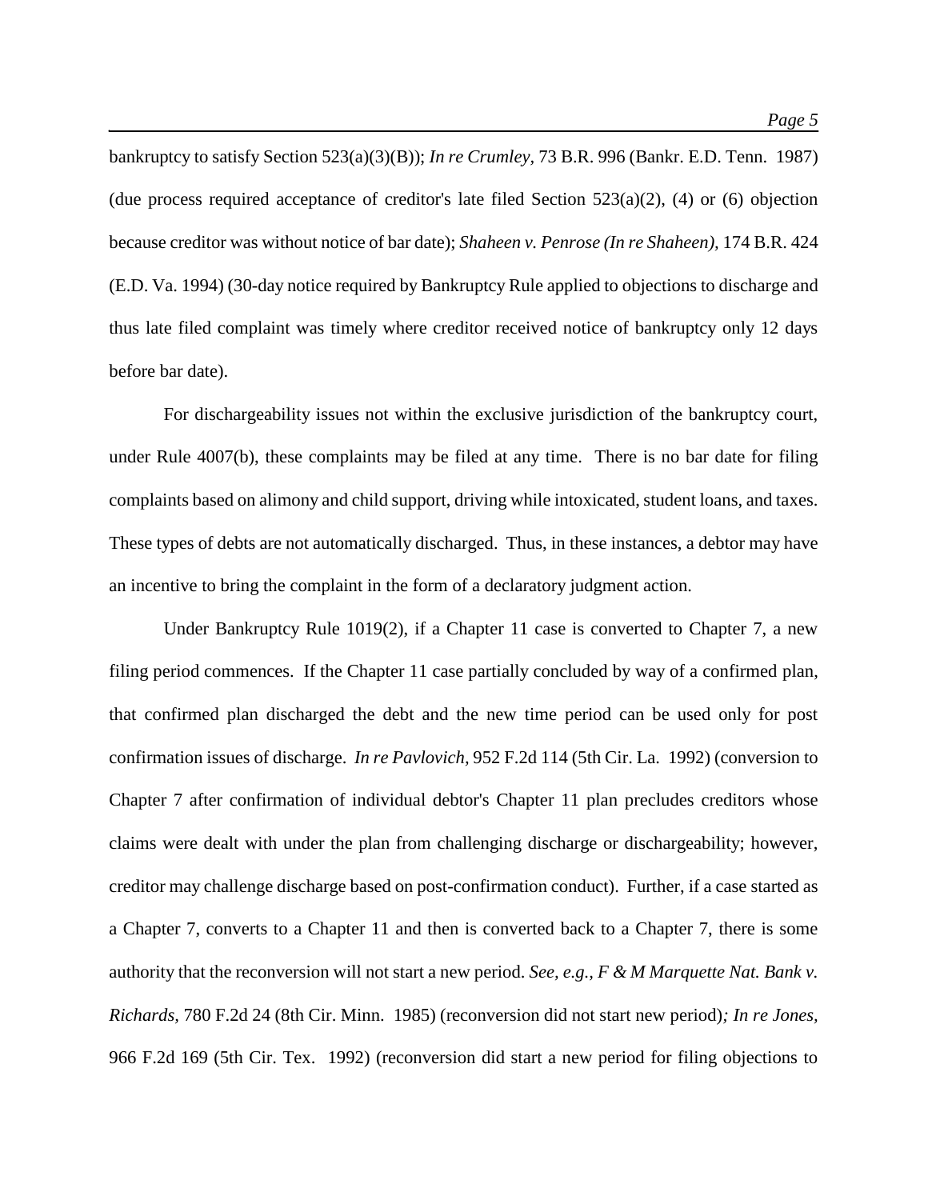bankruptcy to satisfy Section 523(a)(3)(B)); *In re Crumley*, 73 B.R. 996 (Bankr. E.D. Tenn. 1987) (due process required acceptance of creditor's late filed Section 523(a)(2), (4) or (6) objection because creditor was without notice of bar date); *Shaheen v. Penrose (In re Shaheen)*, 174 B.R. 424 (E.D. Va. 1994) (30-day notice required by Bankruptcy Rule applied to objections to discharge and thus late filed complaint was timely where creditor received notice of bankruptcy only 12 days before bar date).

For dischargeability issues not within the exclusive jurisdiction of the bankruptcy court, under Rule 4007(b), these complaints may be filed at any time. There is no bar date for filing complaints based on alimony and child support, driving while intoxicated, student loans, and taxes. These types of debts are not automatically discharged. Thus, in these instances, a debtor may have an incentive to bring the complaint in the form of a declaratory judgment action.

Under Bankruptcy Rule 1019(2), if a Chapter 11 case is converted to Chapter 7, a new filing period commences. If the Chapter 11 case partially concluded by way of a confirmed plan, that confirmed plan discharged the debt and the new time period can be used only for post confirmation issues of discharge. *In re Pavlovich*, 952 F.2d 114 (5th Cir. La. 1992) (conversion to Chapter 7 after confirmation of individual debtor's Chapter 11 plan precludes creditors whose claims were dealt with under the plan from challenging discharge or dischargeability; however, creditor may challenge discharge based on post-confirmation conduct). Further, if a case started as a Chapter 7, converts to a Chapter 11 and then is converted back to a Chapter 7, there is some authority that the reconversion will not start a new period. *See, e.g., F & M Marquette Nat. Bank v. Richards*, 780 F.2d 24 (8th Cir. Minn. 1985) (reconversion did not start new period)*; In re Jones*, 966 F.2d 169 (5th Cir. Tex. 1992) (reconversion did start a new period for filing objections to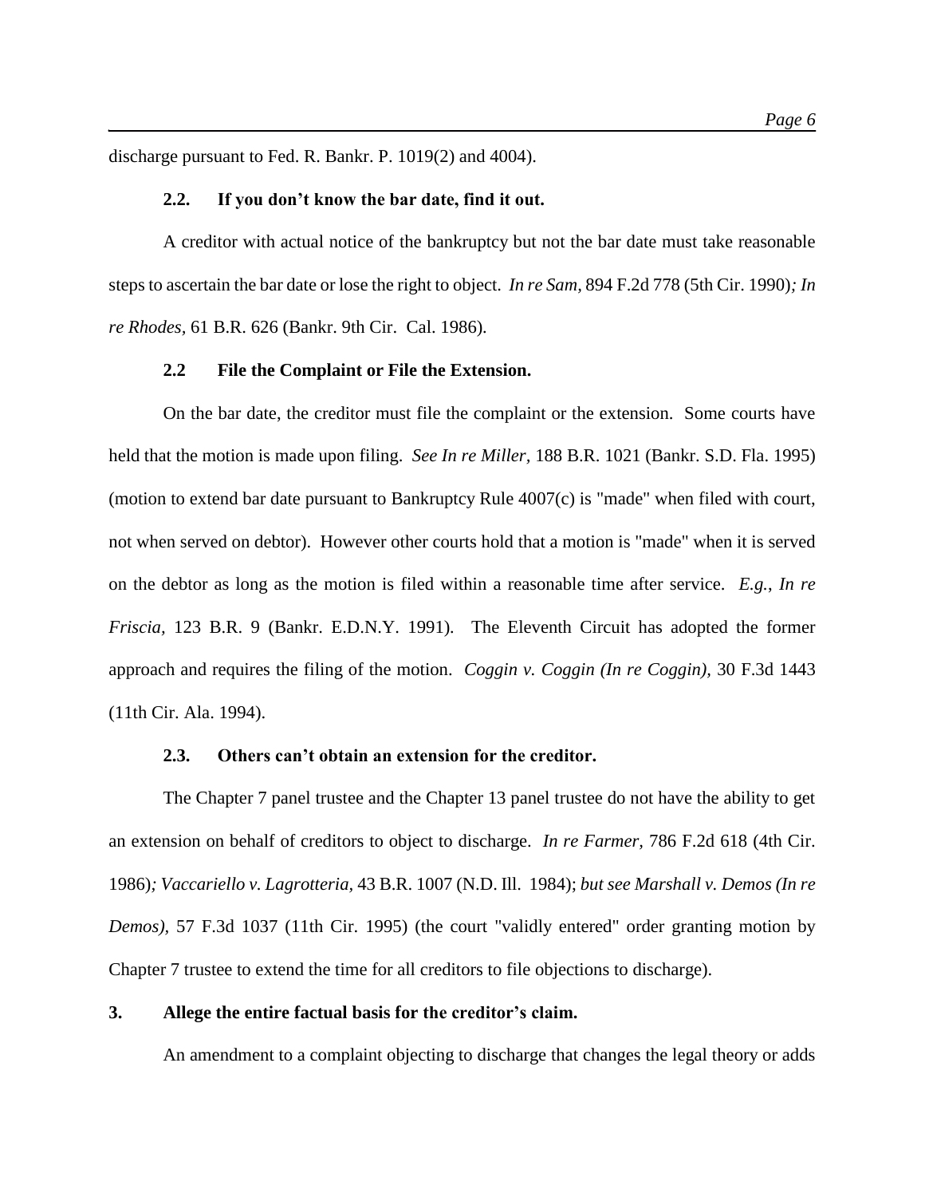discharge pursuant to Fed. R. Bankr. P. 1019(2) and 4004).

### 2.2. If you don't know the bar date, find it out.

A creditor with actual notice of the bankruptcy but not the bar date must take reasonable steps to ascertain the bar date or lose the right to object. *In re Sam,* 894 F.2d 778 (5th Cir. 1990)*; In re Rhodes*, 61 B.R. 626 (Bankr. 9th Cir. Cal. 1986).

### 2.2 File the Complaint or File the Extension.

On the bar date, the creditor must file the complaint or the extension. Some courts have held that the motion is made upon filing. *See In re Miller,* 188 B.R. 1021 (Bankr. S.D. Fla. 1995) (motion to extend bar date pursuant to Bankruptcy Rule 4007(c) is "made" when filed with court, not when served on debtor). However other courts hold that a motion is "made" when it is served on the debtor as long as the motion is filed within a reasonable time after service. *E.g., In re Friscia,* 123 B.R. 9 (Bankr. E.D.N.Y. 1991). The Eleventh Circuit has adopted the former approach and requires the filing of the motion. *Coggin v. Coggin (In re Coggin),* 30 F.3d 1443 (11th Cir. Ala. 1994).

### 2.3. Others can't obtain an extension for the creditor.

The Chapter 7 panel trustee and the Chapter 13 panel trustee do not have the ability to get an extension on behalf of creditors to object to discharge. *In re Farmer,* 786 F.2d 618 (4th Cir. 1986)*; Vaccariello v. Lagrotteria,* 43 B.R. 1007 (N.D. Ill. 1984); *but see Marshall v. Demos (In re Demos),* 57 F.3d 1037 (11th Cir. 1995) (the court "validly entered" order granting motion by Chapter 7 trustee to extend the time for all creditors to file objections to discharge).

## 3. Allege the entire factual basis for the creditor's claim.

An amendment to a complaint objecting to discharge that changes the legal theory or adds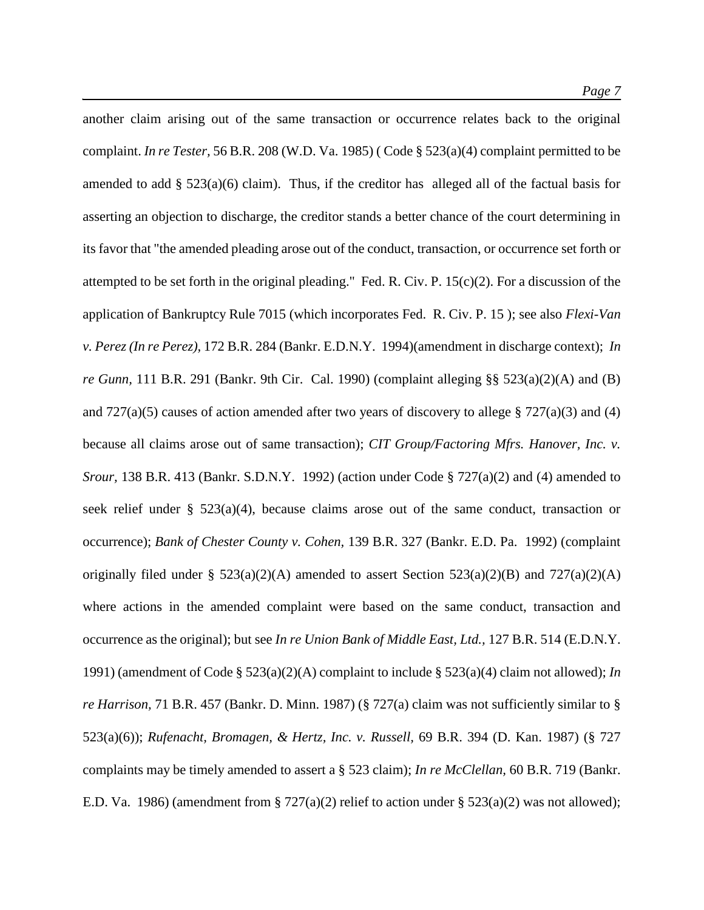another claim arising out of the same transaction or occurrence relates back to the original complaint. *In re Tester,* 56 B.R. 208 (W.D. Va. 1985) ( Code § 523(a)(4) complaint permitted to be amended to add § 523(a)(6) claim). Thus, if the creditor has alleged all of the factual basis for asserting an objection to discharge, the creditor stands a better chance of the court determining in its favor that "the amended pleading arose out of the conduct, transaction, or occurrence set forth or attempted to be set forth in the original pleading." Fed. R. Civ. P. 15(c)(2). For a discussion of the application of Bankruptcy Rule 7015 (which incorporates Fed. R. Civ. P. 15 ); see also *Flexi-Van v. Perez (In re Perez),* 172 B.R. 284 (Bankr. E.D.N.Y. 1994)(amendment in discharge context); *In re Gunn,* 111 B.R. 291 (Bankr. 9th Cir. Cal. 1990) (complaint alleging §§ 523(a)(2)(A) and (B) and 727(a)(5) causes of action amended after two years of discovery to allege § 727(a)(3) and (4) because all claims arose out of same transaction); *CIT Group/Factoring Mfrs. Hanover, Inc. v. Srour*, 138 B.R. 413 (Bankr. S.D.N.Y. 1992) (action under Code § 727(a)(2) and (4) amended to seek relief under § 523(a)(4), because claims arose out of the same conduct, transaction or occurrence); *Bank of Chester County v. Cohen,* 139 B.R. 327 (Bankr. E.D. Pa. 1992) (complaint originally filed under § 523(a)(2)(A) amended to assert Section 523(a)(2)(B) and 727(a)(2)(A) where actions in the amended complaint were based on the same conduct, transaction and occurrence as the original); but see *In re Union Bank of Middle East, Ltd.,* 127 B.R. 514 (E.D.N.Y. 1991) (amendment of Code § 523(a)(2)(A) complaint to include § 523(a)(4) claim not allowed); *In re Harrison,* 71 B.R. 457 (Bankr. D. Minn. 1987) (§ 727(a) claim was not sufficiently similar to § 523(a)(6)); *Rufenacht, Bromagen, & Hertz, Inc. v. Russell,* 69 B.R. 394 (D. Kan. 1987) (§ 727 complaints may be timely amended to assert a § 523 claim); *In re McClellan,* 60 B.R. 719 (Bankr. E.D. Va. 1986) (amendment from § 727(a)(2) relief to action under § 523(a)(2) was not allowed);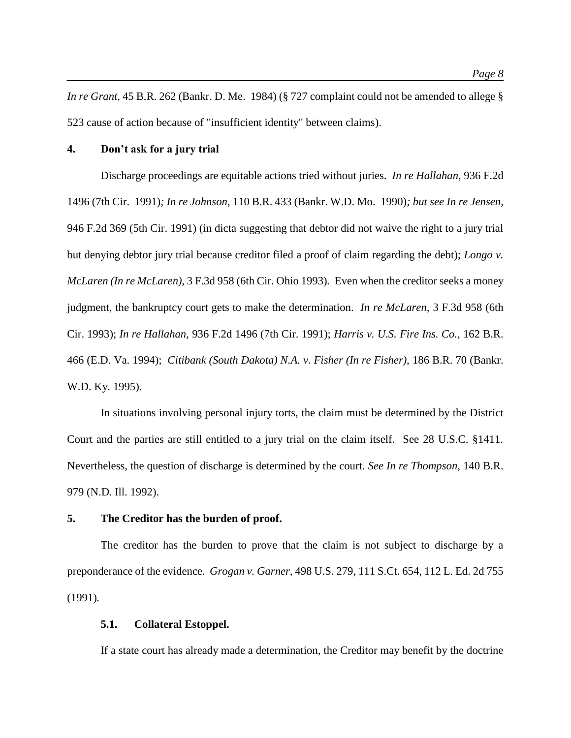*In re Grant,* 45 B.R. 262 (Bankr. D. Me. 1984) (§ 727 complaint could not be amended to allege § 523 cause of action because of "insufficient identity" between claims).

## 4. Don't ask for a jury trial

Discharge proceedings are equitable actions tried without juries. *In re Hallahan,* 936 F.2d 1496 (7th Cir. 1991)*; In re Johnson*, 110 B.R. 433 (Bankr. W.D. Mo. 1990)*; but see In re Jensen*, 946 F.2d 369 (5th Cir. 1991) (in dicta suggesting that debtor did not waive the right to a jury trial but denying debtor jury trial because creditor filed a proof of claim regarding the debt); *Longo v. McLaren (In re McLaren),* 3 F.3d 958 (6th Cir. Ohio 1993). Even when the creditor seeks a money judgment, the bankruptcy court gets to make the determination. *In re McLaren*, 3 F.3d 958 (6th Cir. 1993); *In re Hallahan,* 936 F.2d 1496 (7th Cir. 1991); *Harris v. U.S. Fire Ins. Co.,* 162 B.R. 466 (E.D. Va. 1994); *Citibank (South Dakota) N.A. v. Fisher (In re Fisher)*, 186 B.R. 70 (Bankr. W.D. Ky. 1995).

In situations involving personal injury torts, the claim must be determined by the District Court and the parties are still entitled to a jury trial on the claim itself. See 28 U.S.C. §1411. Nevertheless, the question of discharge is determined by the court. *See In re Thompson,* 140 B.R. 979 (N.D. Ill. 1992).

## 5. The Creditor has the burden of proof.

The creditor has the burden to prove that the claim is not subject to discharge by a preponderance of the evidence. *Grogan v. Garner,* 498 U.S. 279, 111 S.Ct. 654, 112 L. Ed. 2d 755 (1991).

### 5.1. Collateral Estoppel.

If a state court has already made a determination, the Creditor may benefit by the doctrine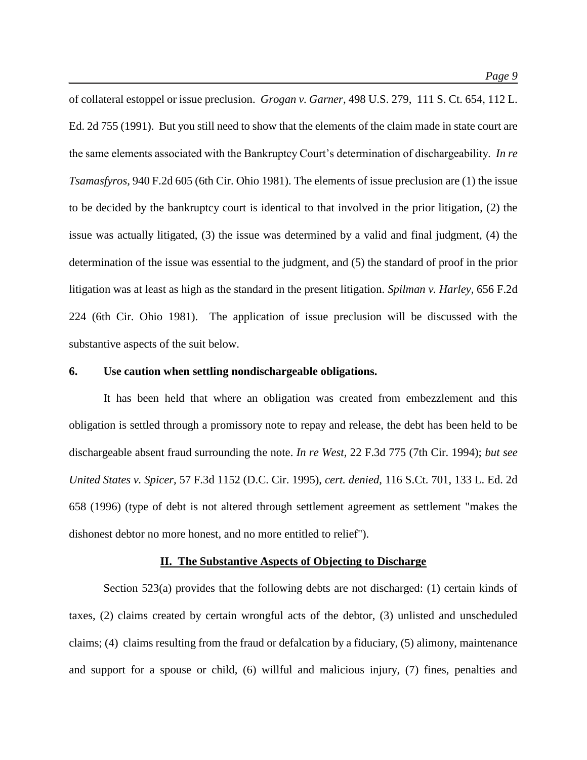of collateral estoppel or issue preclusion. *Grogan v. Garner*, 498 U.S. 279, 111 S. Ct. 654, 112 L. Ed. 2d 755 (1991). But you still need to show that the elements of the claim made in state court are the same elements associated with the Bankruptcy Court's determination of dischargeability. *In re Tsamasfyros*, 940 F.2d 605 (6th Cir. Ohio 1981). The elements of issue preclusion are (1) the issue to be decided by the bankruptcy court is identical to that involved in the prior litigation, (2) the issue was actually litigated, (3) the issue was determined by a valid and final judgment, (4) the determination of the issue was essential to the judgment, and (5) the standard of proof in the prior litigation was at least as high as the standard in the present litigation. *Spilman v. Harley*, 656 F.2d 224 (6th Cir. Ohio 1981). The application of issue preclusion will be discussed with the substantive aspects of the suit below.

**6. Use caution when settling nondischargeable obligations.**

It has been held that where an obligation was created from embezzlement and this obligation is settled through a promissory note to repay and release, the debt has been held to be dischargeable absent fraud surrounding the note. *In re West*, 22 F.3d 775 (7th Cir. 1994); *but see United States v. Spicer*, 57 F.3d 1152 (D.C. Cir. 1995), *cert. denied*, 116 S.Ct. 701, 133 L. Ed. 2d 658 (1996) (type of debt is not altered through settlement agreement as settlement "makes the dishonest debtor no more honest, and no more entitled to relief").

## II. The Substantive Aspects of Objecting to Discharge

Section 523(a) provides that the following debts are not discharged: (1) certain kinds of taxes, (2) claims created by certain wrongful acts of the debtor, (3) unlisted and unscheduled claims; (4) claims resulting from the fraud or defalcation by a fiduciary, (5) alimony, maintenance and support for a spouse or child, (6) willful and malicious injury, (7) fines, penalties and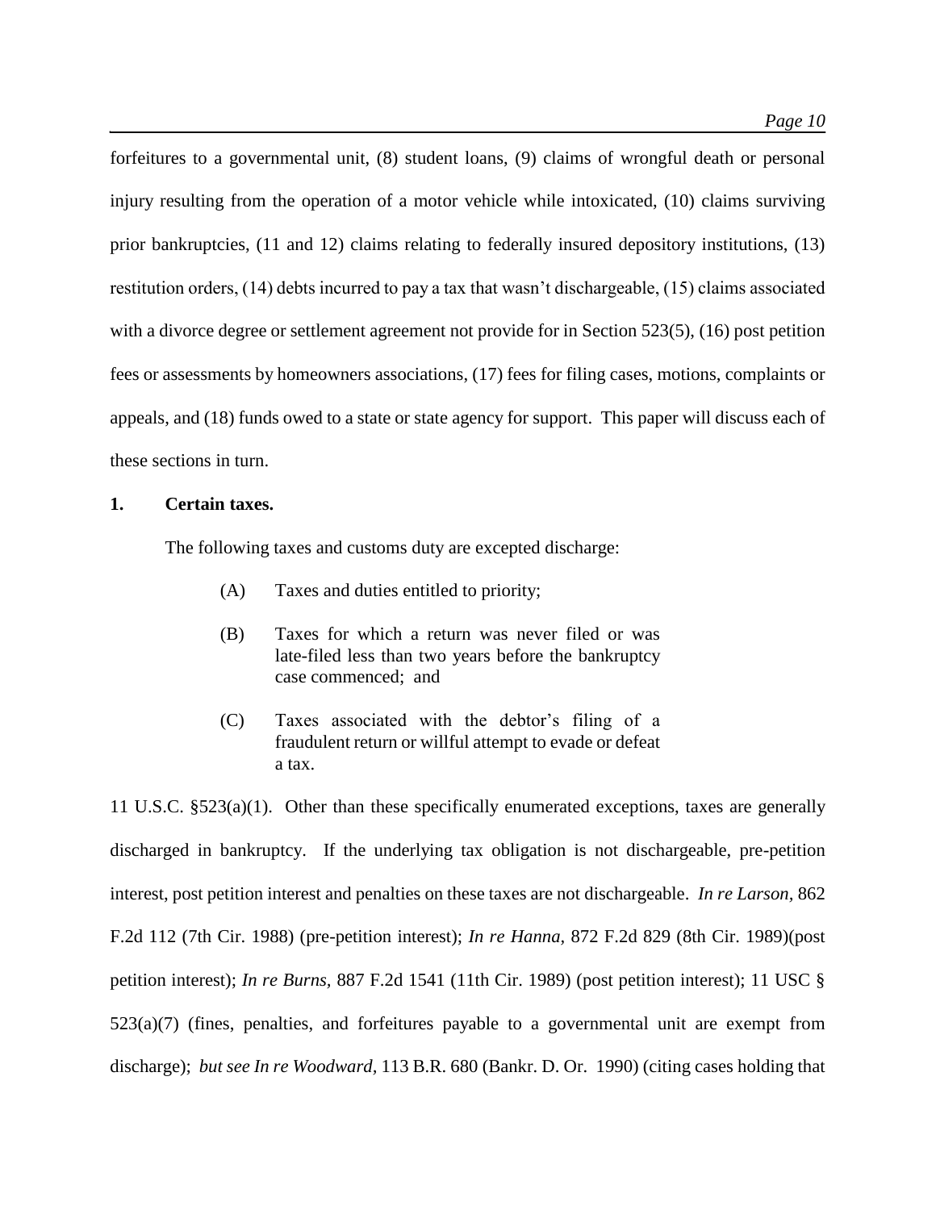forfeitures to a governmental unit, (8) student loans, (9) claims of wrongful death or personal injury resulting from the operation of a motor vehicle while intoxicated, (10) claims surviving prior bankruptcies, (11 and 12) claims relating to federally insured depository institutions, (13) restitution orders, (14) debts incurred to pay a tax that wasn't dischargeable, (15) claims associated with a divorce degree or settlement agreement not provide for in Section 523(5), (16) post petition fees or assessments by homeowners associations, (17) fees for filing cases, motions, complaints or appeals, and (18) funds owed to a state or state agency for support. This paper will discuss each of these sections in turn.

**1. Certain taxes.**

The following taxes and customs duty are excepted discharge:

> (A) Taxes and duties entitled to priority;
>
> (B) Taxes for which a return was never filed or was late-filed less than two years before the bankruptcy case commenced; and
>
> (C) Taxes associated with the debtor's filing of a fraudulent return or willful attempt to evade or defeat a tax.

11 U.S.C. §523(a)(1). Other than these specifically enumerated exceptions, taxes are generally discharged in bankruptcy. If the underlying tax obligation is not dischargeable, pre-petition interest, post petition interest and penalties on these taxes are not dischargeable. *In re Larson,* 862 F.2d 112 (7th Cir. 1988) (pre-petition interest); *In re Hanna,* 872 F.2d 829 (8th Cir. 1989)(post petition interest); *In re Burns,* 887 F.2d 1541 (11th Cir. 1989) (post petition interest); 11 USC § 523(a)(7) (fines, penalties, and forfeitures payable to a governmental unit are exempt from discharge); *but see In re Woodward,* 113 B.R. 680 (Bankr. D. Or. 1990) (citing cases holding that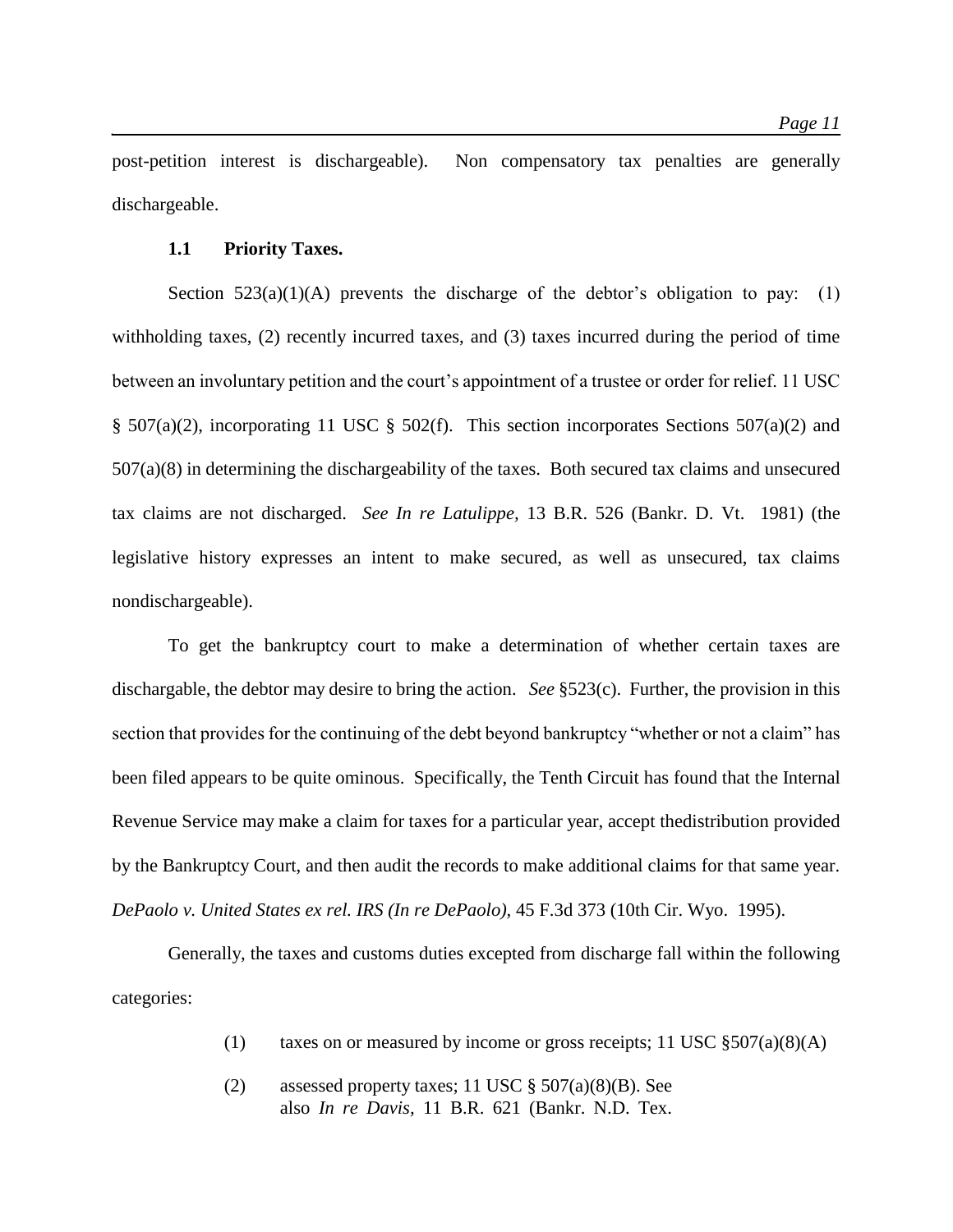post-petition interest is dischargeable). Non compensatory tax penalties are generally dischargeable.

### 1.1 Priority Taxes.

Section 523(a)(1)(A) prevents the discharge of the debtor's obligation to pay: (1) withholding taxes, (2) recently incurred taxes, and (3) taxes incurred during the period of time between an involuntary petition and the court's appointment of a trustee or order for relief. 11 USC § 507(a)(2), incorporating 11 USC § 502(f). This section incorporates Sections 507(a)(2) and 507(a)(8) in determining the dischargeability of the taxes. Both secured tax claims and unsecured tax claims are not discharged. *See In re Latulippe,* 13 B.R. 526 (Bankr. D. Vt. 1981) (the legislative history expresses an intent to make secured, as well as unsecured, tax claims nondischargeable).

To get the bankruptcy court to make a determination of whether certain taxes are dischargable, the debtor may desire to bring the action. *See* §523(c). Further, the provision in this section that provides for the continuing of the debt beyond bankruptcy "whether or not a claim" has been filed appears to be quite ominous. Specifically, the Tenth Circuit has found that the Internal Revenue Service may make a claim for taxes for a particular year, accept thedistribution provided by the Bankruptcy Court, and then audit the records to make additional claims for that same year. *DePaolo v. United States ex rel. IRS (In re DePaolo),* 45 F.3d 373 (10th Cir. Wyo. 1995).

Generally, the taxes and customs duties excepted from discharge fall within the following categories:

(1) taxes on or measured by income or gross receipts; 11 USC §507(a)(8)(A)

(2) assessed property taxes; 11 USC § 507(a)(8)(B). See also *In re Davis,* 11 B.R. 621 (Bankr. N.D. Tex.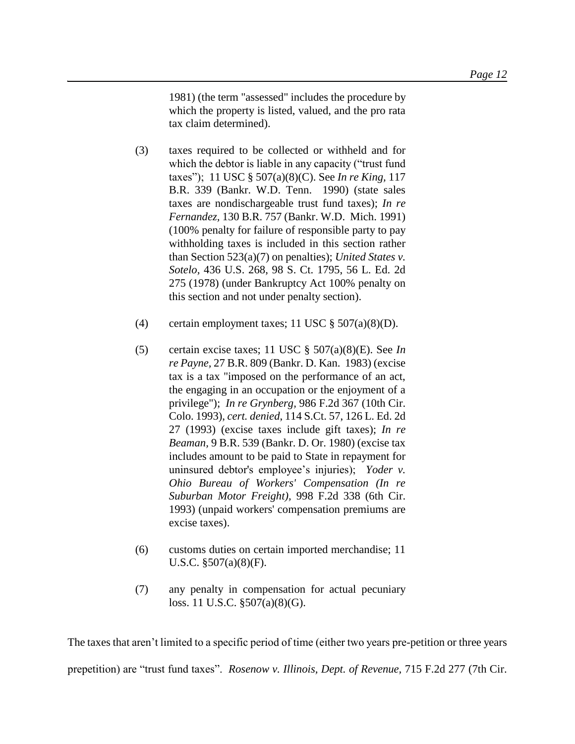1981) (the term "assessed" includes the procedure by which the property is listed, valued, and the pro rata tax claim determined).

(3) taxes required to be collected or withheld and for which the debtor is liable in any capacity ("trust fund taxes"); 11 USC § 507(a)(8)(C). See *In re King,* 117 B.R. 339 (Bankr. W.D. Tenn. 1990) (state sales taxes are nondischargeable trust fund taxes); *In re Fernandez,* 130 B.R. 757 (Bankr. W.D. Mich. 1991) (100% penalty for failure of responsible party to pay withholding taxes is included in this section rather than Section 523(a)(7) on penalties); *United States v. Sotelo,* 436 U.S. 268, 98 S. Ct. 1795, 56 L. Ed. 2d 275 (1978) (under Bankruptcy Act 100% penalty on this section and not under penalty section).

(4) certain employment taxes; 11 USC § 507(a)(8)(D).

(5) certain excise taxes; 11 USC § 507(a)(8)(E). See *In re Payne,* 27 B.R. 809 (Bankr. D. Kan. 1983) (excise tax is a tax "imposed on the performance of an act, the engaging in an occupation or the enjoyment of a privilege"); *In re Grynberg,* 986 F.2d 367 (10th Cir. Colo. 1993), *cert. denied*, 114 S.Ct. 57, 126 L. Ed. 2d 27 (1993) (excise taxes include gift taxes); *In re Beaman,* 9 B.R. 539 (Bankr. D. Or. 1980) (excise tax includes amount to be paid to State in repayment for uninsured debtor's employee's injuries); *Yoder v. Ohio Bureau of Workers' Compensation (In re Suburban Motor Freight),* 998 F.2d 338 (6th Cir. 1993) (unpaid workers' compensation premiums are excise taxes).

(6) customs duties on certain imported merchandise; 11 U.S.C. §507(a)(8)(F).

(7) any penalty in compensation for actual pecuniary loss. 11 U.S.C. §507(a)(8)(G).

The taxes that aren't limited to a specific period of time (either two years pre-petition or three years prepetition) are "trust fund taxes". *Rosenow v. Illinois, Dept. of Revenue,* 715 F.2d 277 (7th Cir.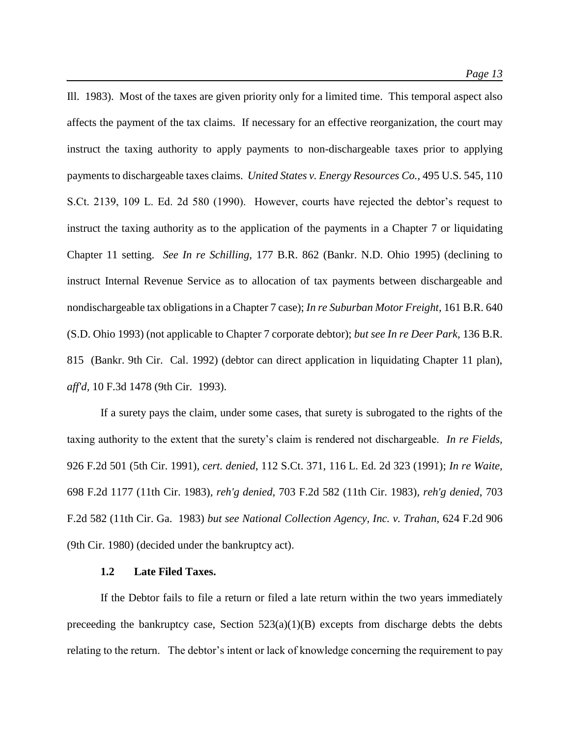Ill. 1983). Most of the taxes are given priority only for a limited time. This temporal aspect also affects the payment of the tax claims. If necessary for an effective reorganization, the court may instruct the taxing authority to apply payments to non-dischargeable taxes prior to applying payments to dischargeable taxes claims. *United States v. Energy Resources Co.*, 495 U.S. 545, 110 S.Ct. 2139, 109 L. Ed. 2d 580 (1990). However, courts have rejected the debtor's request to instruct the taxing authority as to the application of the payments in a Chapter 7 or liquidating Chapter 11 setting. *See In re Schilling*, 177 B.R. 862 (Bankr. N.D. Ohio 1995) (declining to instruct Internal Revenue Service as to allocation of tax payments between dischargeable and nondischargeable tax obligations in a Chapter 7 case); *In re Suburban Motor Freight*, 161 B.R. 640 (S.D. Ohio 1993) (not applicable to Chapter 7 corporate debtor); *but see In re Deer Park,* 136 B.R. 815 (Bankr. 9th Cir. Cal. 1992) (debtor can direct application in liquidating Chapter 11 plan), *aff'd*, 10 F.3d 1478 (9th Cir. 1993).

If a surety pays the claim, under some cases, that surety is subrogated to the rights of the taxing authority to the extent that the surety's claim is rendered not dischargeable. *In re Fields*, 926 F.2d 501 (5th Cir. 1991), *cert. denied*, 112 S.Ct. 371, 116 L. Ed. 2d 323 (1991); *In re Waite*, 698 F.2d 1177 (11th Cir. 1983), *reh'g denied*, 703 F.2d 582 (11th Cir. 1983), *reh'g denied*, 703 F.2d 582 (11th Cir. Ga. 1983) *but see National Collection Agency, Inc. v. Trahan*, 624 F.2d 906 (9th Cir. 1980) (decided under the bankruptcy act).

### 1.2 Late Filed Taxes.

If the Debtor fails to file a return or filed a late return within the two years immediately preceeding the bankruptcy case, Section 523(a)(1)(B) excepts from discharge debts the debts relating to the return. The debtor's intent or lack of knowledge concerning the requirement to pay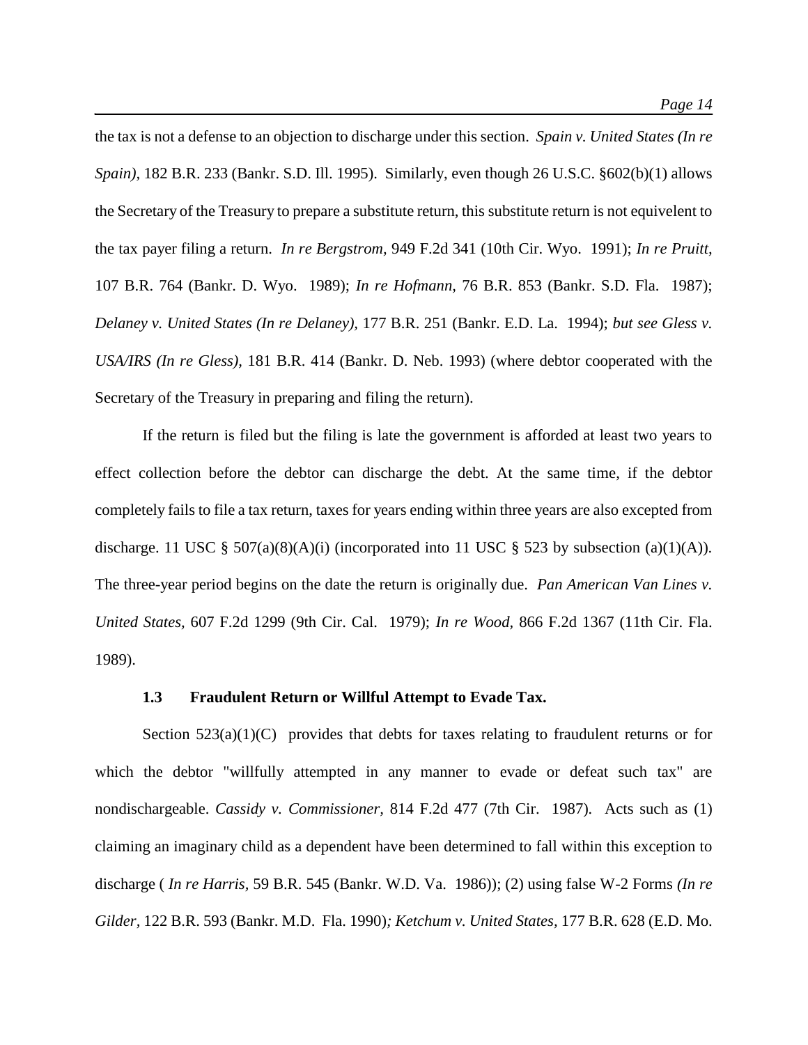the tax is not a defense to an objection to discharge under this section. *Spain v. United States (In re Spain),* 182 B.R. 233 (Bankr. S.D. Ill. 1995). Similarly, even though 26 U.S.C. §602(b)(1) allows the Secretary of the Treasury to prepare a substitute return, this substitute return is not equivelent to the tax payer filing a return. *In re Bergstrom,* 949 F.2d 341 (10th Cir. Wyo. 1991); *In re Pruitt,* 107 B.R. 764 (Bankr. D. Wyo. 1989); *In re Hofmann,* 76 B.R. 853 (Bankr. S.D. Fla. 1987); *Delaney v. United States (In re Delaney),* 177 B.R. 251 (Bankr. E.D. La. 1994); *but see Gless v. USA/IRS (In re Gless),* 181 B.R. 414 (Bankr. D. Neb. 1993) (where debtor cooperated with the Secretary of the Treasury in preparing and filing the return).

If the return is filed but the filing is late the government is afforded at least two years to effect collection before the debtor can discharge the debt. At the same time, if the debtor completely fails to file a tax return, taxes for years ending within three years are also excepted from discharge. 11 USC § 507(a)(8)(A)(i) (incorporated into 11 USC § 523 by subsection (a)(1)(A)). The three-year period begins on the date the return is originally due. *Pan American Van Lines v. United States,* 607 F.2d 1299 (9th Cir. Cal. 1979); *In re Wood,* 866 F.2d 1367 (11th Cir. Fla. 1989).

### 1.3 Fraudulent Return or Willful Attempt to Evade Tax.

Section 523(a)(1)(C) provides that debts for taxes relating to fraudulent returns or for which the debtor "willfully attempted in any manner to evade or defeat such tax" are nondischargeable. *Cassidy v. Commissioner,* 814 F.2d 477 (7th Cir. 1987). Acts such as (1) claiming an imaginary child as a dependent have been determined to fall within this exception to discharge ( *In re Harris,* 59 B.R. 545 (Bankr. W.D. Va. 1986)); (2) using false W-2 Forms *(In re Gilder,* 122 B.R. 593 (Bankr. M.D. Fla. 1990)*; Ketchum v. United States,* 177 B.R. 628 (E.D. Mo.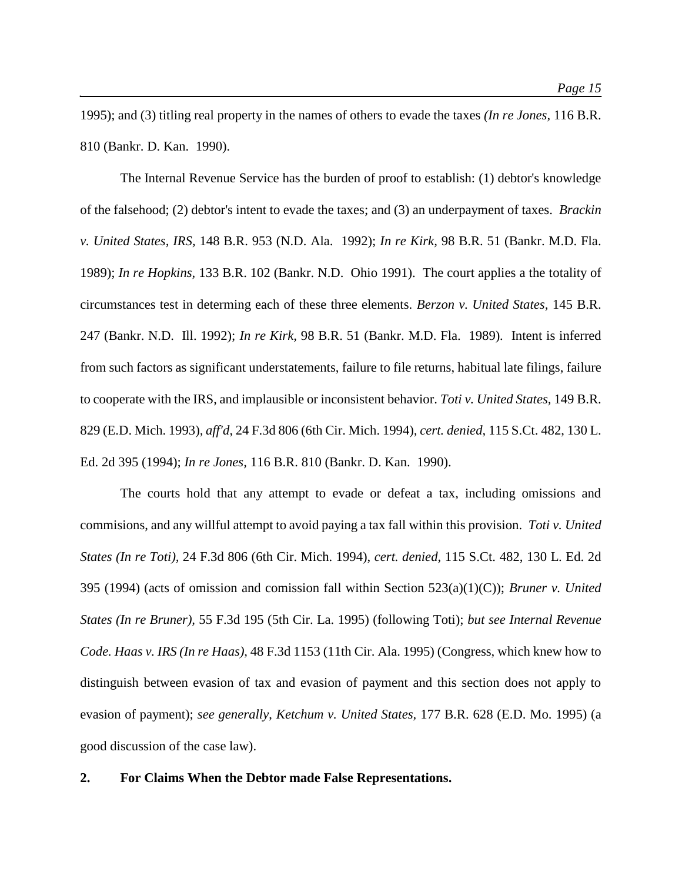1995); and (3) titling real property in the names of others to evade the taxes *(In re Jones,* 116 B.R. 810 (Bankr. D. Kan. 1990).

The Internal Revenue Service has the burden of proof to establish: (1) debtor's knowledge of the falsehood; (2) debtor's intent to evade the taxes; and (3) an underpayment of taxes. *Brackin v. United States, IRS,* 148 B.R. 953 (N.D. Ala. 1992); *In re Kirk,* 98 B.R. 51 (Bankr. M.D. Fla. 1989); *In re Hopkins,* 133 B.R. 102 (Bankr. N.D. Ohio 1991). The court applies a the totality of circumstances test in determing each of these three elements. *Berzon v. United States,* 145 B.R. 247 (Bankr. N.D. Ill. 1992); *In re Kirk,* 98 B.R. 51 (Bankr. M.D. Fla. 1989). Intent is inferred from such factors as significant understatements, failure to file returns, habitual late filings, failure to cooperate with the IRS, and implausible or inconsistent behavior. *Toti v. United States,* 149 B.R. 829 (E.D. Mich. 1993), *aff'd*, 24 F.3d 806 (6th Cir. Mich. 1994), *cert. denied*, 115 S.Ct. 482, 130 L. Ed. 2d 395 (1994); *In re Jones*, 116 B.R. 810 (Bankr. D. Kan. 1990).

The courts hold that any attempt to evade or defeat a tax, including omissions and commisions, and any willful attempt to avoid paying a tax fall within this provision. *Toti v. United States (In re Toti),* 24 F.3d 806 (6th Cir. Mich. 1994), *cert. denied*, 115 S.Ct. 482, 130 L. Ed. 2d 395 (1994) (acts of omission and comission fall within Section 523(a)(1)(C)); *Bruner v. United States (In re Bruner),* 55 F.3d 195 (5th Cir. La. 1995) (following Toti); *but see Internal Revenue Code. Haas v. IRS (In re Haas),* 48 F.3d 1153 (11th Cir. Ala. 1995) (Congress, which knew how to distinguish between evasion of tax and evasion of payment and this section does not apply to evasion of payment); *see generally*, *Ketchum v. United States,* 177 B.R. 628 (E.D. Mo. 1995) (a good discussion of the case law).

**2. For Claims When the Debtor made False Representations.**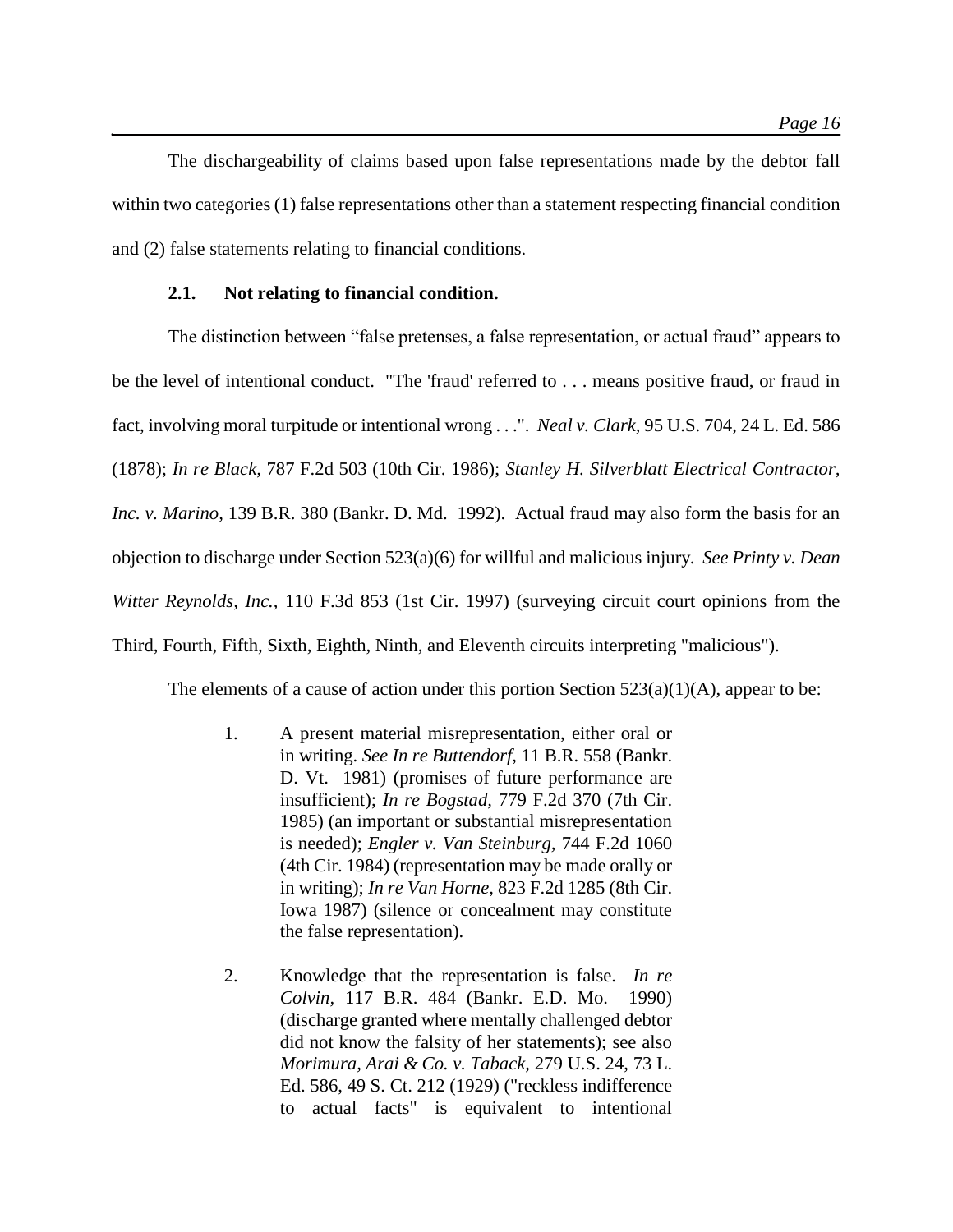The dischargeability of claims based upon false representations made by the debtor fall within two categories (1) false representations other than a statement respecting financial condition and (2) false statements relating to financial conditions.

### 2.1. Not relating to financial condition.

The distinction between "false pretenses, a false representation, or actual fraud" appears to be the level of intentional conduct. "The 'fraud' referred to . . . means positive fraud, or fraud in fact, involving moral turpitude or intentional wrong . . .". *Neal v. Clark,* 95 U.S. 704, 24 L. Ed. 586 (1878); *In re Black,* 787 F.2d 503 (10th Cir. 1986); *Stanley H. Silverblatt Electrical Contractor, Inc. v. Marino*, 139 B.R. 380 (Bankr. D. Md. 1992). Actual fraud may also form the basis for an objection to discharge under Section 523(a)(6) for willful and malicious injury. *See Printy v. Dean Witter Reynolds, Inc.,* 110 F.3d 853 (1st Cir. 1997) (surveying circuit court opinions from the Third, Fourth, Fifth, Sixth, Eighth, Ninth, and Eleventh circuits interpreting "malicious").

The elements of a cause of action under this portion Section 523(a)(1)(A), appear to be:

1. A present material misrepresentation, either oral or in writing. *See In re Buttendorf,* 11 B.R. 558 (Bankr. D. Vt. 1981) (promises of future performance are insufficient); *In re Bogstad*, 779 F.2d 370 (7th Cir. 1985) (an important or substantial misrepresentation is needed); *Engler v. Van Steinburg,* 744 F.2d 1060 (4th Cir. 1984) (representation may be made orally or in writing); *In re Van Horne,* 823 F.2d 1285 (8th Cir. Iowa 1987) (silence or concealment may constitute the false representation).

2. Knowledge that the representation is false. *In re Colvin,* 117 B.R. 484 (Bankr. E.D. Mo. 1990) (discharge granted where mentally challenged debtor did not know the falsity of her statements); see also *Morimura, Arai & Co. v. Taback,* 279 U.S. 24, 73 L. Ed. 586, 49 S. Ct. 212 (1929) ("reckless indifference to actual facts" is equivalent to intentional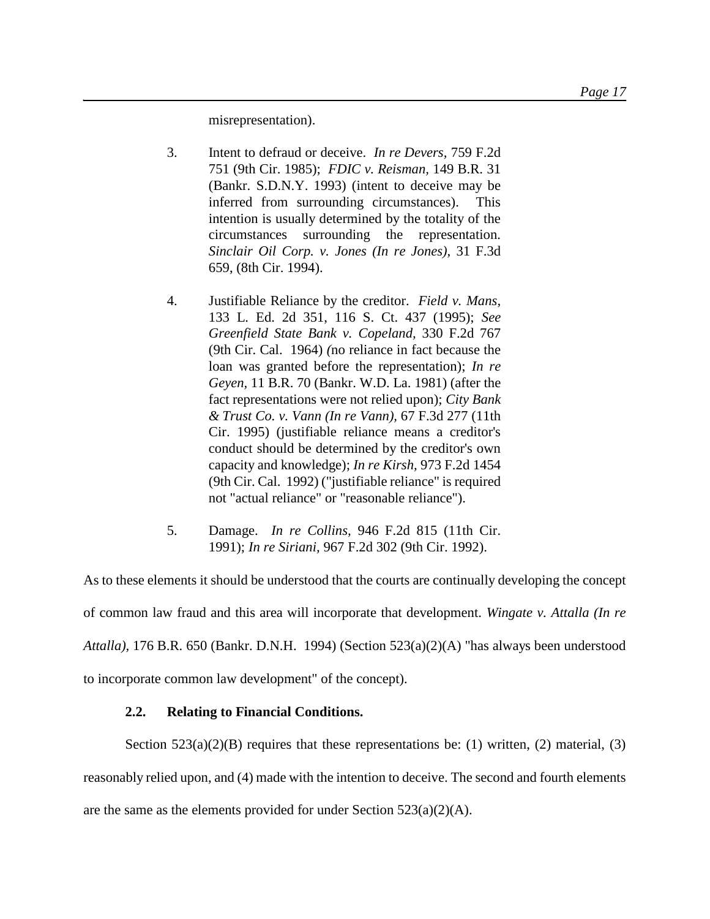misrepresentation).

3. Intent to defraud or deceive. *In re Devers,* 759 F.2d 751 (9th Cir. 1985); *FDIC v. Reisman,* 149 B.R. 31 (Bankr. S.D.N.Y. 1993) (intent to deceive may be inferred from surrounding circumstances). This intention is usually determined by the totality of the circumstances surrounding the representation. *Sinclair Oil Corp. v. Jones (In re Jones),* 31 F.3d 659, (8th Cir. 1994).

4. Justifiable Reliance by the creditor. *Field v. Mans,* 133 L. Ed. 2d 351, 116 S. Ct. 437 (1995); *See Greenfield State Bank v. Copeland,* 330 F.2d 767 (9th Cir. Cal. 1964) (no reliance in fact because the loan was granted before the representation); *In re Geyen,* 11 B.R. 70 (Bankr. W.D. La. 1981) (after the fact representations were not relied upon); *City Bank & Trust Co. v. Vann (In re Vann),* 67 F.3d 277 (11th Cir. 1995) (justifiable reliance means a creditor's conduct should be determined by the creditor's own capacity and knowledge); *In re Kirsh,* 973 F.2d 1454 (9th Cir. Cal. 1992) ("justifiable reliance" is required not "actual reliance" or "reasonable reliance").

5. Damage. *In re Collins,* 946 F.2d 815 (11th Cir. 1991); *In re Siriani,* 967 F.2d 302 (9th Cir. 1992).

As to these elements it should be understood that the courts are continually developing the concept of common law fraud and this area will incorporate that development. *Wingate v. Attalla (In re Attalla),* 176 B.R. 650 (Bankr. D.N.H. 1994) (Section 523(a)(2)(A) "has always been understood to incorporate common law development" of the concept).

### 2.2. Relating to Financial Conditions.

Section 523(a)(2)(B) requires that these representations be: (1) written, (2) material, (3) reasonably relied upon, and (4) made with the intention to deceive. The second and fourth elements are the same as the elements provided for under Section 523(a)(2)(A).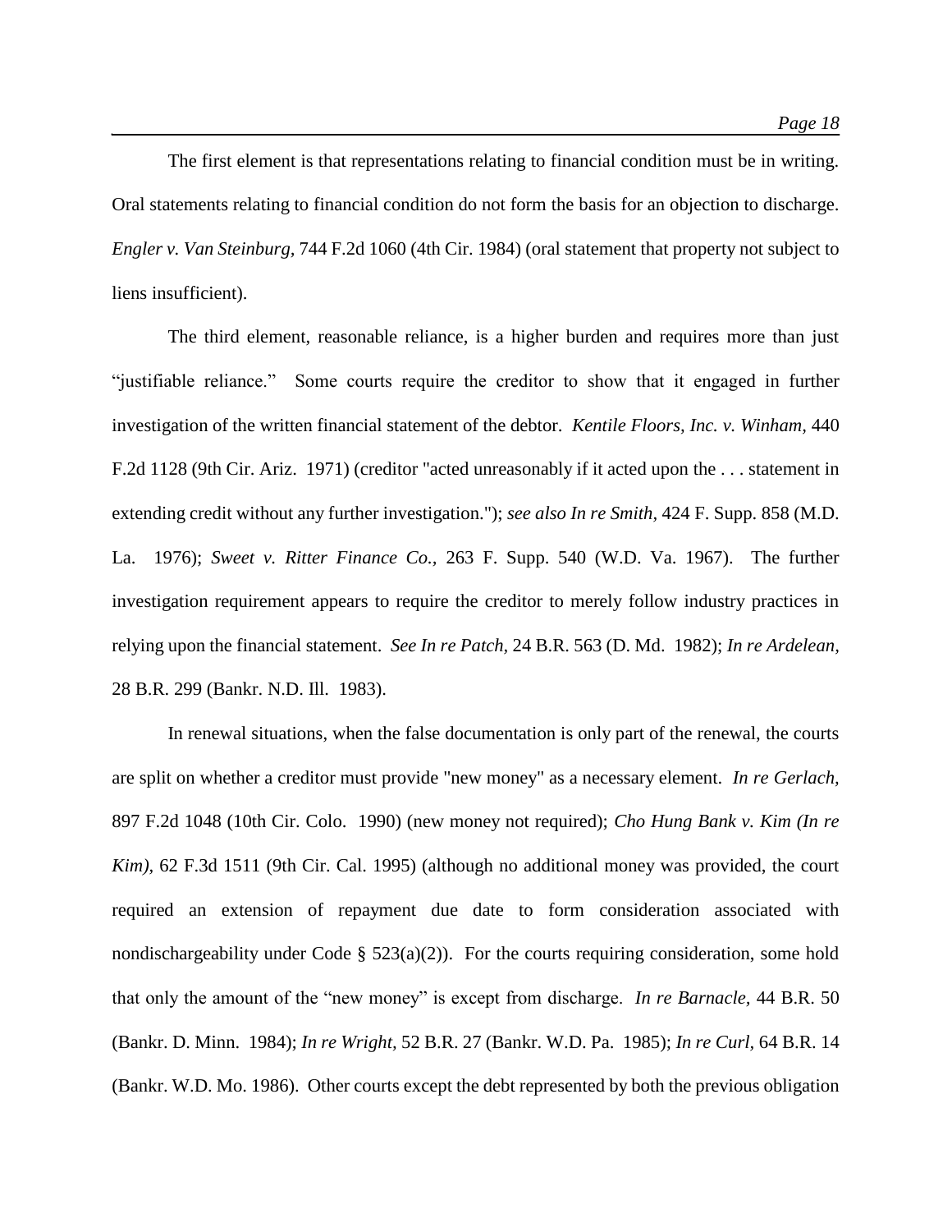The first element is that representations relating to financial condition must be in writing. Oral statements relating to financial condition do not form the basis for an objection to discharge. *Engler v. Van Steinburg*, 744 F.2d 1060 (4th Cir. 1984) (oral statement that property not subject to liens insufficient).

The third element, reasonable reliance, is a higher burden and requires more than just "justifiable reliance." Some courts require the creditor to show that it engaged in further investigation of the written financial statement of the debtor. *Kentile Floors, Inc. v. Winham,* 440 F.2d 1128 (9th Cir. Ariz. 1971) (creditor "acted unreasonably if it acted upon the . . . statement in extending credit without any further investigation."); *see also In re Smith,* 424 F. Supp. 858 (M.D. La. 1976); *Sweet v. Ritter Finance Co.,* 263 F. Supp. 540 (W.D. Va. 1967). The further investigation requirement appears to require the creditor to merely follow industry practices in relying upon the financial statement. *See In re Patch,* 24 B.R. 563 (D. Md. 1982); *In re Ardelean,* 28 B.R. 299 (Bankr. N.D. Ill. 1983).

In renewal situations, when the false documentation is only part of the renewal, the courts are split on whether a creditor must provide "new money" as a necessary element. *In re Gerlach,* 897 F.2d 1048 (10th Cir. Colo. 1990) (new money not required); *Cho Hung Bank v. Kim (In re Kim)*, 62 F.3d 1511 (9th Cir. Cal. 1995) (although no additional money was provided, the court required an extension of repayment due date to form consideration associated with nondischargeability under Code § 523(a)(2)). For the courts requiring consideration, some hold that only the amount of the "new money" is except from discharge. *In re Barnacle,* 44 B.R. 50 (Bankr. D. Minn. 1984); *In re Wright,* 52 B.R. 27 (Bankr. W.D. Pa. 1985); *In re Curl,* 64 B.R. 14 (Bankr. W.D. Mo. 1986). Other courts except the debt represented by both the previous obligation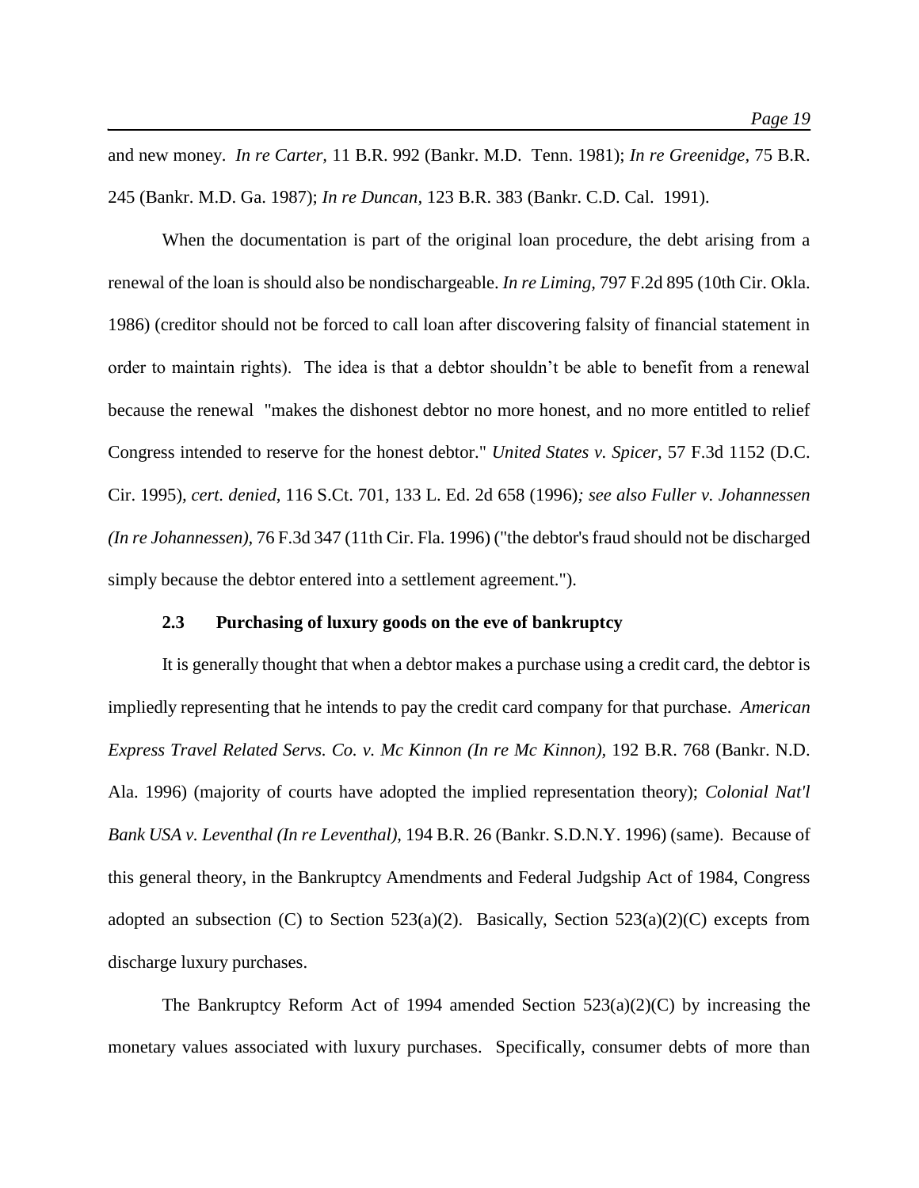and new money. *In re Carter*, 11 B.R. 992 (Bankr. M.D. Tenn. 1981); *In re Greenidge*, 75 B.R. 245 (Bankr. M.D. Ga. 1987); *In re Duncan*, 123 B.R. 383 (Bankr. C.D. Cal. 1991).

When the documentation is part of the original loan procedure, the debt arising from a renewal of the loan is should also be nondischargeable. *In re Liming,* 797 F.2d 895 (10th Cir. Okla. 1986) (creditor should not be forced to call loan after discovering falsity of financial statement in order to maintain rights). The idea is that a debtor shouldn't be able to benefit from a renewal because the renewal "makes the dishonest debtor no more honest, and no more entitled to relief Congress intended to reserve for the honest debtor." *United States v. Spicer,* 57 F.3d 1152 (D.C. Cir. 1995), *cert. denied*, 116 S.Ct. 701, 133 L. Ed. 2d 658 (1996)*; see also Fuller v. Johannessen (In re Johannessen),* 76 F.3d 347 (11th Cir. Fla. 1996) ("the debtor's fraud should not be discharged simply because the debtor entered into a settlement agreement.").

### 2.3 Purchasing of luxury goods on the eve of bankruptcy

It is generally thought that when a debtor makes a purchase using a credit card, the debtor is impliedly representing that he intends to pay the credit card company for that purchase. *American Express Travel Related Servs. Co. v. Mc Kinnon (In re Mc Kinnon),* 192 B.R. 768 (Bankr. N.D. Ala. 1996) (majority of courts have adopted the implied representation theory); *Colonial Nat'l Bank USA v. Leventhal (In re Leventhal),* 194 B.R. 26 (Bankr. S.D.N.Y. 1996) (same). Because of this general theory, in the Bankruptcy Amendments and Federal Judgship Act of 1984, Congress adopted an subsection (C) to Section 523(a)(2). Basically, Section 523(a)(2)(C) excepts from discharge luxury purchases.

The Bankruptcy Reform Act of 1994 amended Section 523(a)(2)(C) by increasing the monetary values associated with luxury purchases. Specifically, consumer debts of more than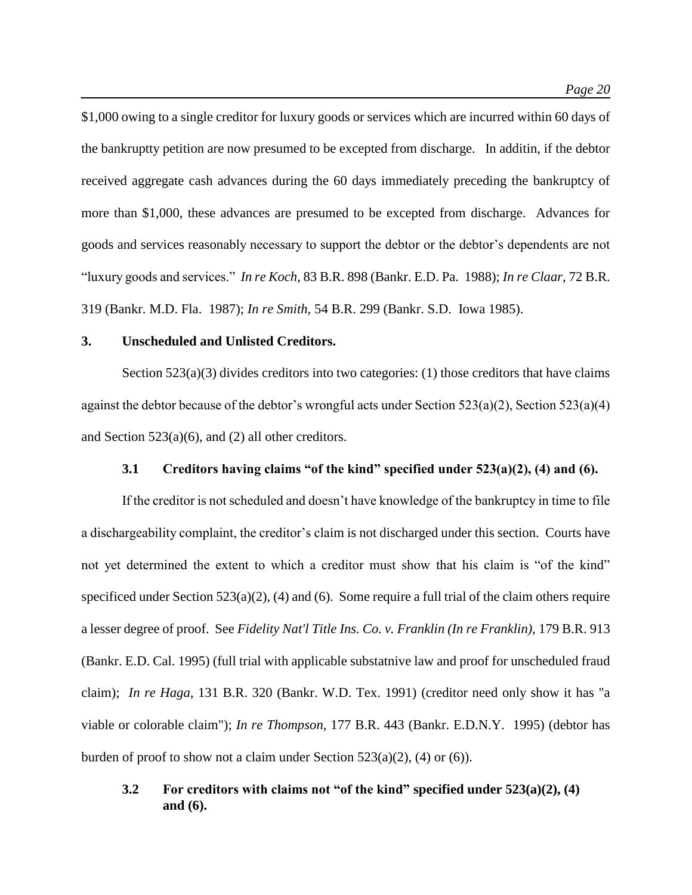$1,000 owing to a single creditor for luxury goods or services which are incurred within 60 days of the bankruptty petition are now presumed to be excepted from discharge. In additin, if the debtor received aggregate cash advances during the 60 days immediately preceding the bankruptcy of more than $1,000, these advances are presumed to be excepted from discharge. Advances for goods and services reasonably necessary to support the debtor or the debtor's dependents are not "luxury goods and services." *In re Koch,* 83 B.R. 898 (Bankr. E.D. Pa. 1988); *In re Claar,* 72 B.R. 319 (Bankr. M.D. Fla. 1987); *In re Smith,* 54 B.R. 299 (Bankr. S.D. Iowa 1985).

### 3. Unscheduled and Unlisted Creditors.

Section 523(a)(3) divides creditors into two categories: (1) those creditors that have claims against the debtor because of the debtor's wrongful acts under Section 523(a)(2), Section 523(a)(4) and Section 523(a)(6), and (2) all other creditors.

#### 3.1 Creditors having claims "of the kind" specified under 523(a)(2), (4) and (6).

If the creditor is not scheduled and doesn't have knowledge of the bankruptcy in time to file a dischargeability complaint, the creditor's claim is not discharged under this section. Courts have not yet determined the extent to which a creditor must show that his claim is "of the kind" specificed under Section 523(a)(2), (4) and (6). Some require a full trial of the claim others require a lesser degree of proof. See *Fidelity Nat'l Title Ins. Co. v. Franklin (In re Franklin),* 179 B.R. 913 (Bankr. E.D. Cal. 1995) (full trial with applicable substatnive law and proof for unscheduled fraud claim); *In re Haga,* 131 B.R. 320 (Bankr. W.D. Tex. 1991) (creditor need only show it has "a viable or colorable claim"); *In re Thompson,* 177 B.R. 443 (Bankr. E.D.N.Y. 1995) (debtor has burden of proof to show not a claim under Section 523(a)(2), (4) or (6)).

#### 3.2 For creditors with claims not "of the kind" specified under 523(a)(2), (4) and (6).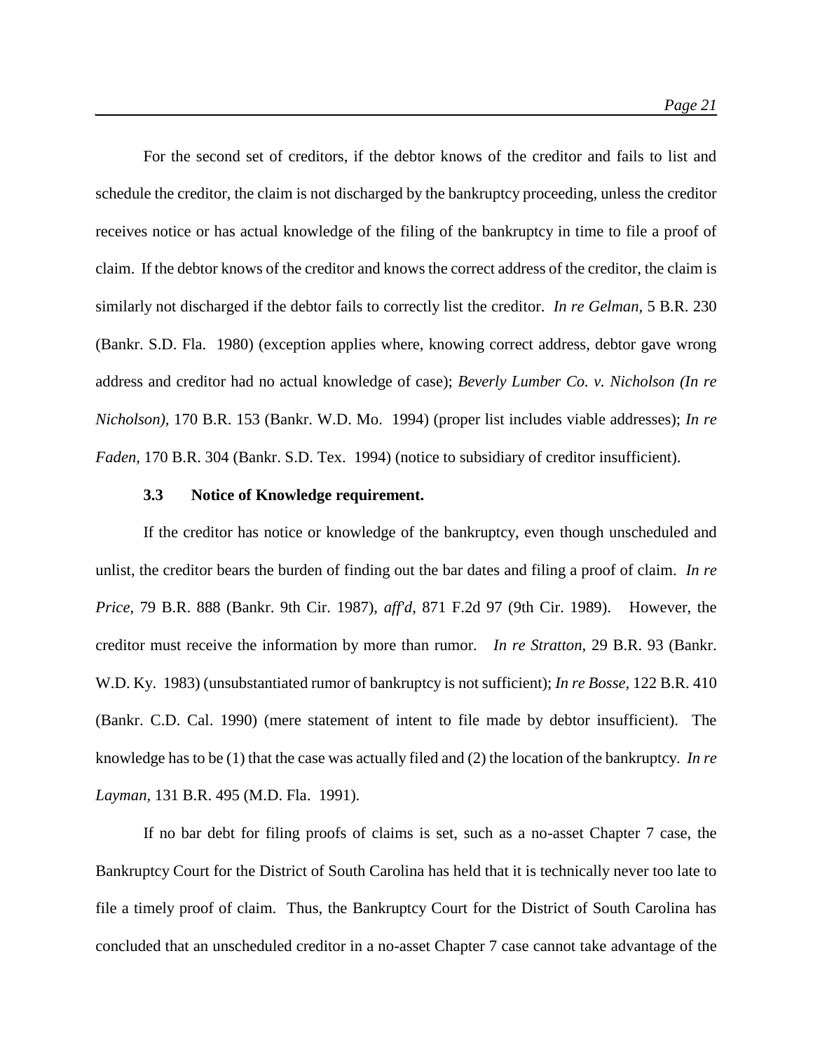For the second set of creditors, if the debtor knows of the creditor and fails to list and schedule the creditor, the claim is not discharged by the bankruptcy proceeding, unless the creditor receives notice or has actual knowledge of the filing of the bankruptcy in time to file a proof of claim. If the debtor knows of the creditor and knows the correct address of the creditor, the claim is similarly not discharged if the debtor fails to correctly list the creditor. *In re Gelman*, 5 B.R. 230 (Bankr. S.D. Fla. 1980) (exception applies where, knowing correct address, debtor gave wrong address and creditor had no actual knowledge of case); *Beverly Lumber Co. v. Nicholson (In re Nicholson),* 170 B.R. 153 (Bankr. W.D. Mo. 1994) (proper list includes viable addresses); *In re Faden,* 170 B.R. 304 (Bankr. S.D. Tex. 1994) (notice to subsidiary of creditor insufficient).

### 3.3 Notice of Knowledge requirement.

If the creditor has notice or knowledge of the bankruptcy, even though unscheduled and unlist, the creditor bears the burden of finding out the bar dates and filing a proof of claim. *In re Price,* 79 B.R. 888 (Bankr. 9th Cir. 1987), *aff'd*, 871 F.2d 97 (9th Cir. 1989). However, the creditor must receive the information by more than rumor. *In re Stratton,* 29 B.R. 93 (Bankr. W.D. Ky. 1983) (unsubstantiated rumor of bankruptcy is not sufficient); *In re Bosse,* 122 B.R. 410 (Bankr. C.D. Cal. 1990) (mere statement of intent to file made by debtor insufficient). The knowledge has to be (1) that the case was actually filed and (2) the location of the bankruptcy. *In re Layman,* 131 B.R. 495 (M.D. Fla. 1991).

If no bar debt for filing proofs of claims is set, such as a no-asset Chapter 7 case, the Bankruptcy Court for the District of South Carolina has held that it is technically never too late to file a timely proof of claim. Thus, the Bankruptcy Court for the District of South Carolina has concluded that an unscheduled creditor in a no-asset Chapter 7 case cannot take advantage of the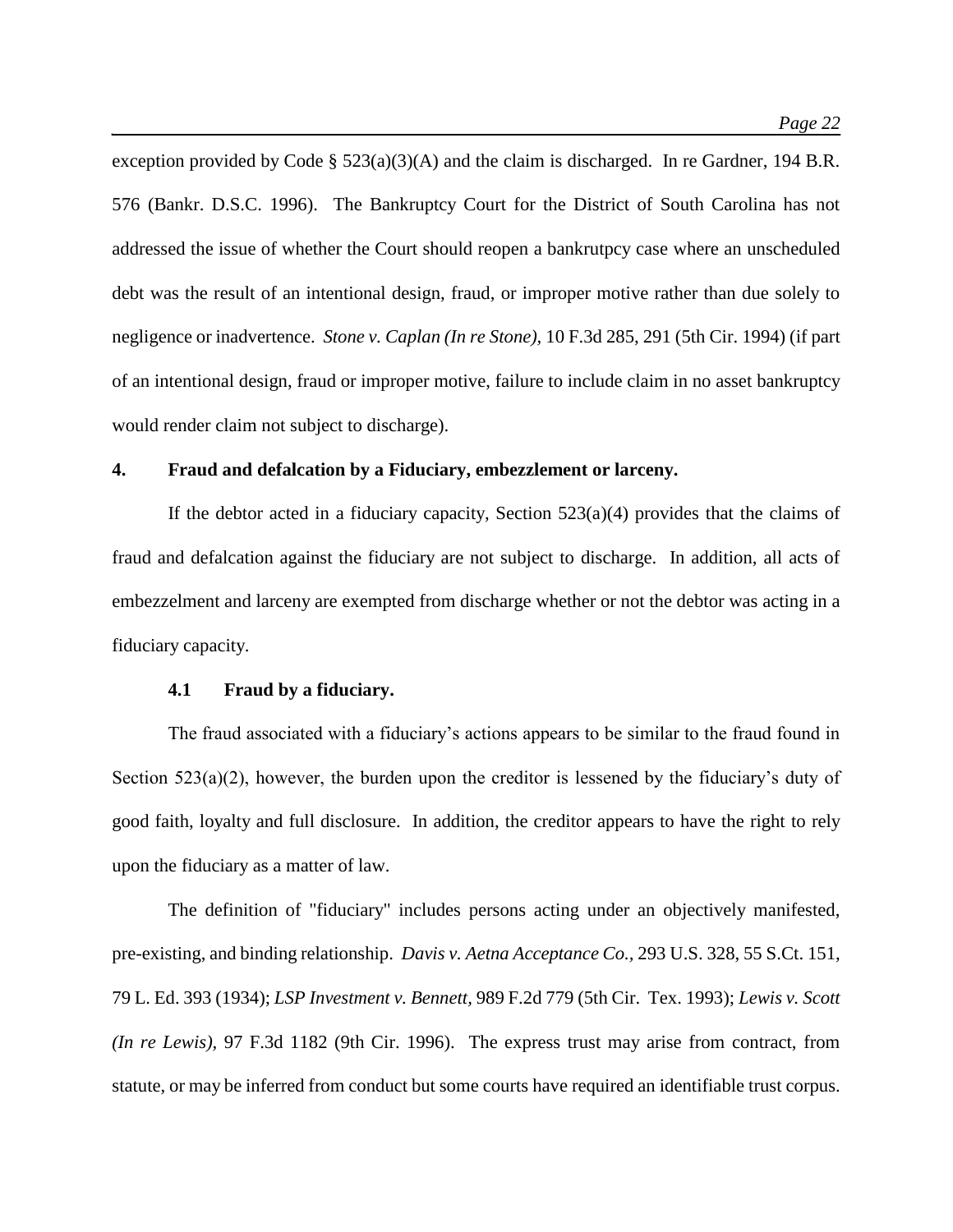exception provided by Code § 523(a)(3)(A) and the claim is discharged. In re Gardner, 194 B.R. 576 (Bankr. D.S.C. 1996). The Bankruptcy Court for the District of South Carolina has not addressed the issue of whether the Court should reopen a bankrutpcy case where an unscheduled debt was the result of an intentional design, fraud, or improper motive rather than due solely to negligence or inadvertence. *Stone v. Caplan (In re Stone)*, 10 F.3d 285, 291 (5th Cir. 1994) (if part of an intentional design, fraud or improper motive, failure to include claim in no asset bankruptcy would render claim not subject to discharge).

## 4. Fraud and defalcation by a Fiduciary, embezzlement or larceny.

If the debtor acted in a fiduciary capacity, Section 523(a)(4) provides that the claims of fraud and defalcation against the fiduciary are not subject to discharge. In addition, all acts of embezzlement and larceny are exempted from discharge whether or not the debtor was acting in a fiduciary capacity.

### 4.1 Fraud by a fiduciary.

The fraud associated with a fiduciary's actions appears to be similar to the fraud found in Section 523(a)(2), however, the burden upon the creditor is lessened by the fiduciary's duty of good faith, loyalty and full disclosure. In addition, the creditor appears to have the right to rely upon the fiduciary as a matter of law.

The definition of "fiduciary" includes persons acting under an objectively manifested, pre-existing, and binding relationship. *Davis v. Aetna Acceptance Co.*, 293 U.S. 328, 55 S.Ct. 151, 79 L. Ed. 393 (1934); *LSP Investment v. Bennett*, 989 F.2d 779 (5th Cir. Tex. 1993); *Lewis v. Scott (In re Lewis)*, 97 F.3d 1182 (9th Cir. 1996). The express trust may arise from contract, from statute, or may be inferred from conduct but some courts have required an identifiable trust corpus.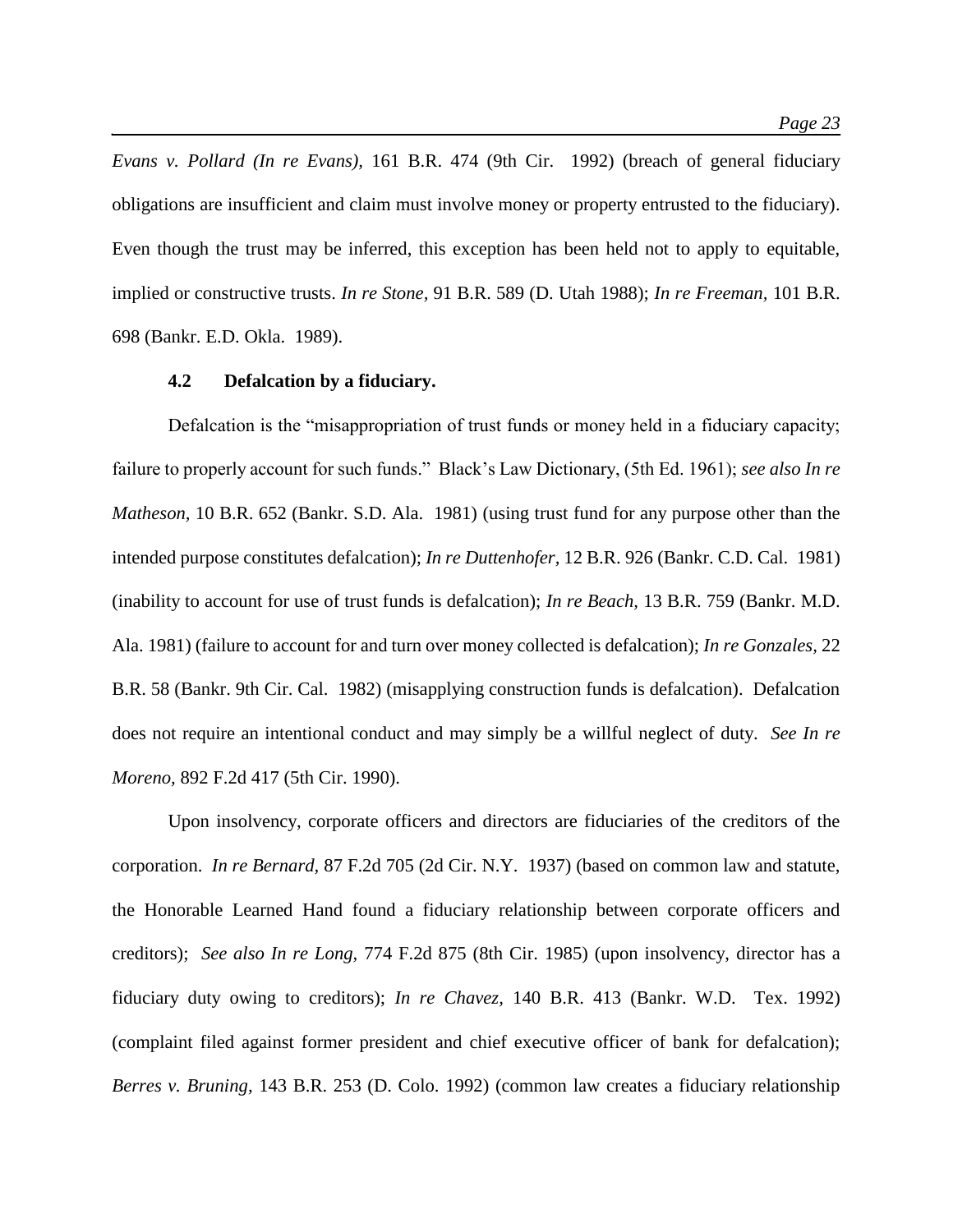*Evans v. Pollard (In re Evans),* 161 B.R. 474 (9th Cir. 1992) (breach of general fiduciary obligations are insufficient and claim must involve money or property entrusted to the fiduciary). Even though the trust may be inferred, this exception has been held not to apply to equitable, implied or constructive trusts. *In re Stone,* 91 B.R. 589 (D. Utah 1988); *In re Freeman,* 101 B.R. 698 (Bankr. E.D. Okla. 1989).

### 4.2 Defalcation by a fiduciary.

Defalcation is the "misappropriation of trust funds or money held in a fiduciary capacity; failure to properly account for such funds." Black's Law Dictionary, (5th Ed. 1961); *see also In re Matheson,* 10 B.R. 652 (Bankr. S.D. Ala. 1981) (using trust fund for any purpose other than the intended purpose constitutes defalcation); *In re Duttenhofer,* 12 B.R. 926 (Bankr. C.D. Cal. 1981) (inability to account for use of trust funds is defalcation); *In re Beach,* 13 B.R. 759 (Bankr. M.D. Ala. 1981) (failure to account for and turn over money collected is defalcation); *In re Gonzales,* 22 B.R. 58 (Bankr. 9th Cir. Cal. 1982) (misapplying construction funds is defalcation). Defalcation does not require an intentional conduct and may simply be a willful neglect of duty. *See In re Moreno,* 892 F.2d 417 (5th Cir. 1990).

Upon insolvency, corporate officers and directors are fiduciaries of the creditors of the corporation. *In re Bernard,* 87 F.2d 705 (2d Cir. N.Y. 1937) (based on common law and statute, the Honorable Learned Hand found a fiduciary relationship between corporate officers and creditors); *See also In re Long,* 774 F.2d 875 (8th Cir. 1985) (upon insolvency, director has a fiduciary duty owing to creditors); *In re Chavez,* 140 B.R. 413 (Bankr. W.D. Tex. 1992) (complaint filed against former president and chief executive officer of bank for defalcation); *Berres v. Bruning,* 143 B.R. 253 (D. Colo. 1992) (common law creates a fiduciary relationship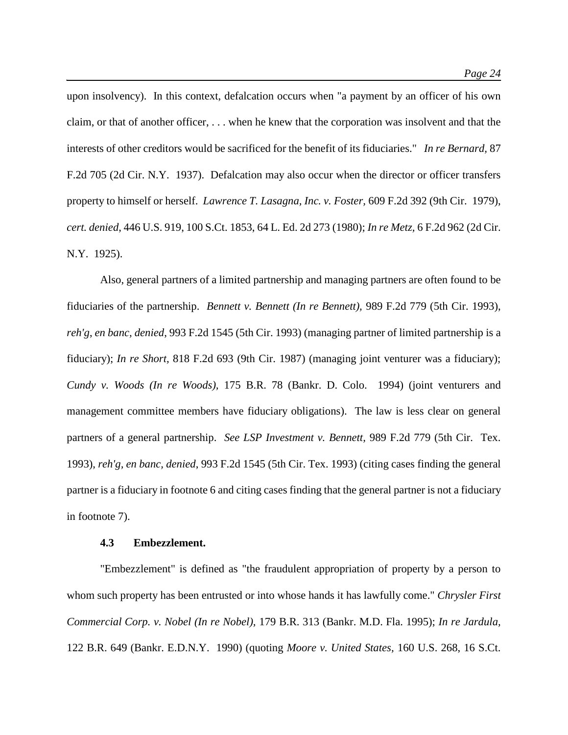upon insolvency). In this context, defalcation occurs when "a payment by an officer of his own claim, or that of another officer, . . . when he knew that the corporation was insolvent and that the interests of other creditors would be sacrificed for the benefit of its fiduciaries." *In re Bernard*, 87 F.2d 705 (2d Cir. N.Y. 1937). Defalcation may also occur when the director or officer transfers property to himself or herself. *Lawrence T. Lasagna, Inc. v. Foster*, 609 F.2d 392 (9th Cir. 1979), *cert. denied*, 446 U.S. 919, 100 S.Ct. 1853, 64 L. Ed. 2d 273 (1980); *In re Metz*, 6 F.2d 962 (2d Cir. N.Y. 1925).

Also, general partners of a limited partnership and managing partners are often found to be fiduciaries of the partnership. *Bennett v. Bennett (In re Bennett)*, 989 F.2d 779 (5th Cir. 1993), *reh'g, en banc, denied*, 993 F.2d 1545 (5th Cir. 1993) (managing partner of limited partnership is a fiduciary); *In re Short*, 818 F.2d 693 (9th Cir. 1987) (managing joint venturer was a fiduciary); *Cundy v. Woods (In re Woods)*, 175 B.R. 78 (Bankr. D. Colo. 1994) (joint venturers and management committee members have fiduciary obligations). The law is less clear on general partners of a general partnership. *See LSP Investment v. Bennett*, 989 F.2d 779 (5th Cir. Tex. 1993), *reh'g, en banc, denied*, 993 F.2d 1545 (5th Cir. Tex. 1993) (citing cases finding the general partner is a fiduciary in footnote 6 and citing cases finding that the general partner is not a fiduciary in footnote 7).

### 4.3 Embezzlement.

"Embezzlement" is defined as "the fraudulent appropriation of property by a person to whom such property has been entrusted or into whose hands it has lawfully come." *Chrysler First Commercial Corp. v. Nobel (In re Nobel)*, 179 B.R. 313 (Bankr. M.D. Fla. 1995); *In re Jardula*, 122 B.R. 649 (Bankr. E.D.N.Y. 1990) (quoting *Moore v. United States*, 160 U.S. 268, 16 S.Ct.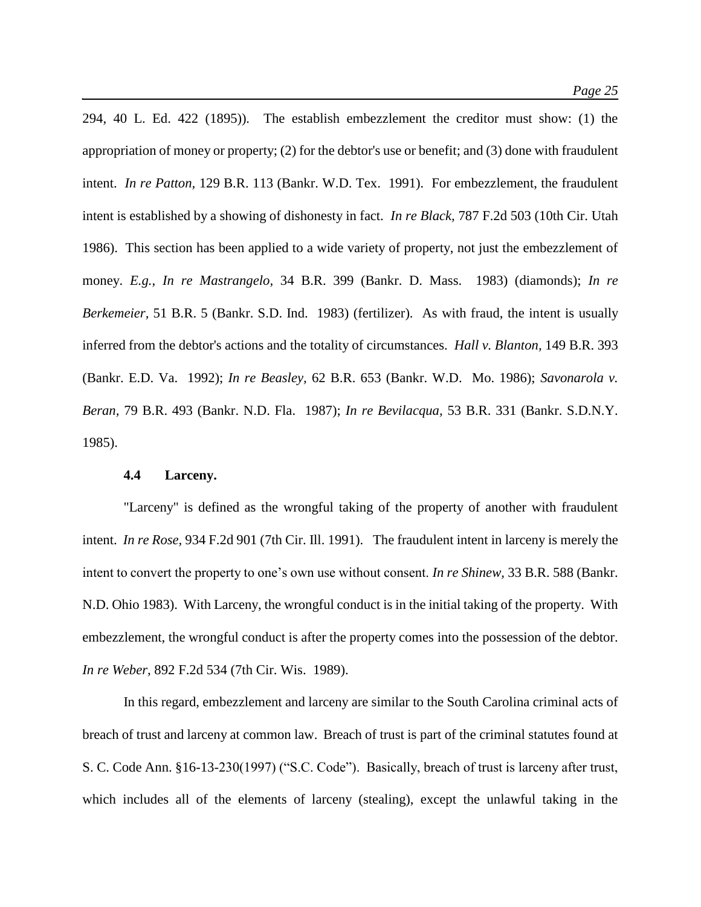294, 40 L. Ed. 422 (1895)). The establish embezzlement the creditor must show: (1) the appropriation of money or property; (2) for the debtor's use or benefit; and (3) done with fraudulent intent. *In re Patton*, 129 B.R. 113 (Bankr. W.D. Tex. 1991). For embezzlement, the fraudulent intent is established by a showing of dishonesty in fact. *In re Black*, 787 F.2d 503 (10th Cir. Utah 1986). This section has been applied to a wide variety of property, not just the embezzlement of money. *E.g.*, *In re Mastrangelo*, 34 B.R. 399 (Bankr. D. Mass. 1983) (diamonds); *In re Berkemeier*, 51 B.R. 5 (Bankr. S.D. Ind. 1983) (fertilizer). As with fraud, the intent is usually inferred from the debtor's actions and the totality of circumstances. *Hall v. Blanton*, 149 B.R. 393 (Bankr. E.D. Va. 1992); *In re Beasley*, 62 B.R. 653 (Bankr. W.D. Mo. 1986); *Savonarola v. Beran*, 79 B.R. 493 (Bankr. N.D. Fla. 1987); *In re Bevilacqua*, 53 B.R. 331 (Bankr. S.D.N.Y. 1985).

### 4.4 Larceny.

"Larceny" is defined as the wrongful taking of the property of another with fraudulent intent. *In re Rose*, 934 F.2d 901 (7th Cir. Ill. 1991). The fraudulent intent in larceny is merely the intent to convert the property to one's own use without consent. *In re Shinew*, 33 B.R. 588 (Bankr. N.D. Ohio 1983). With Larceny, the wrongful conduct is in the initial taking of the property. With embezzlement, the wrongful conduct is after the property comes into the possession of the debtor. *In re Weber*, 892 F.2d 534 (7th Cir. Wis. 1989).

In this regard, embezzlement and larceny are similar to the South Carolina criminal acts of breach of trust and larceny at common law. Breach of trust is part of the criminal statutes found at S. C. Code Ann. §16-13-230(1997) ("S.C. Code"). Basically, breach of trust is larceny after trust, which includes all of the elements of larceny (stealing), except the unlawful taking in the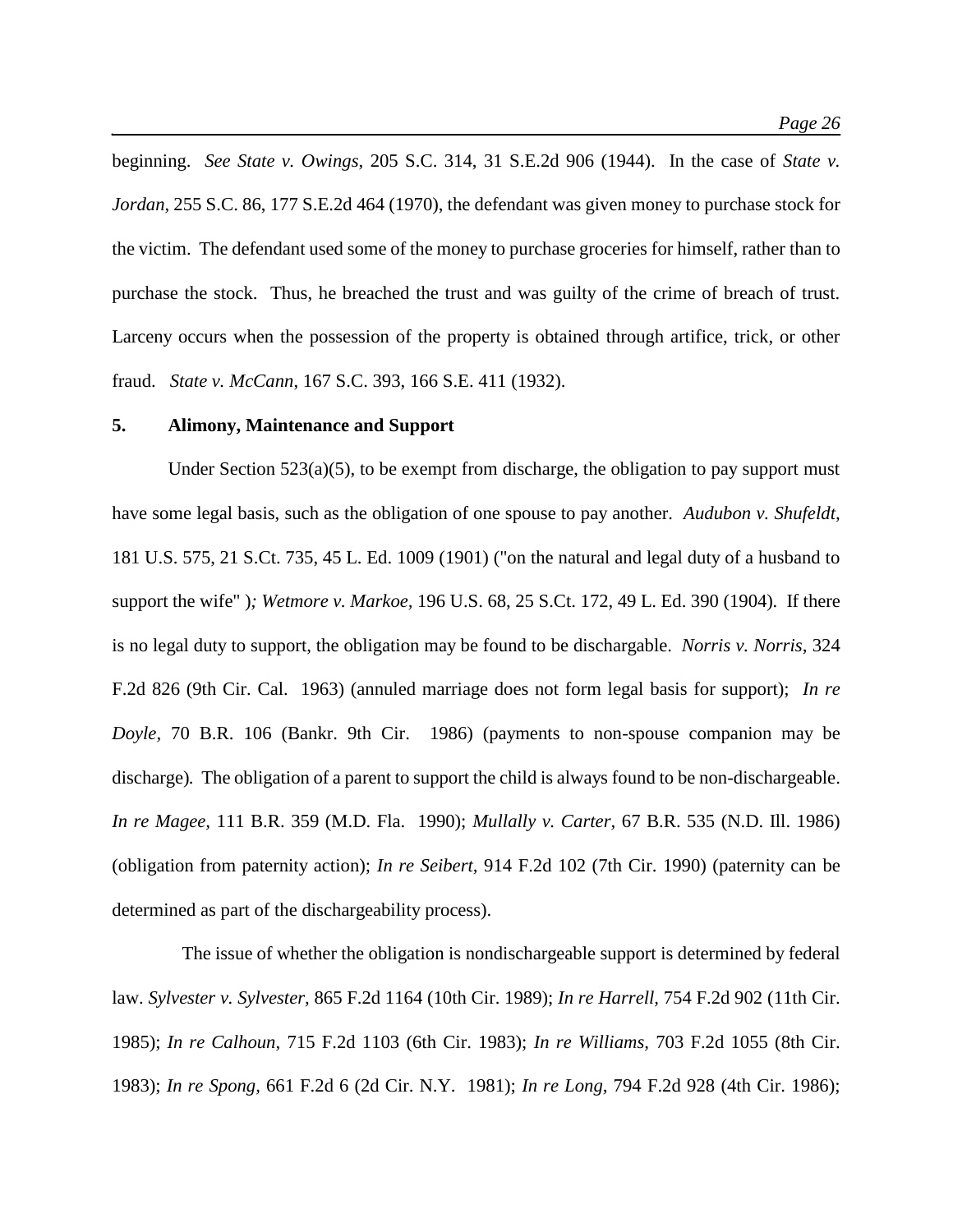beginning. *See State v. Owings*, 205 S.C. 314, 31 S.E.2d 906 (1944). In the case of *State v. Jordan*, 255 S.C. 86, 177 S.E.2d 464 (1970), the defendant was given money to purchase stock for the victim. The defendant used some of the money to purchase groceries for himself, rather than to purchase the stock. Thus, he breached the trust and was guilty of the crime of breach of trust. Larceny occurs when the possession of the property is obtained through artifice, trick, or other fraud. *State v. McCann*, 167 S.C. 393, 166 S.E. 411 (1932).

**5. Alimony, Maintenance and Support**

Under Section 523(a)(5), to be exempt from discharge, the obligation to pay support must have some legal basis, such as the obligation of one spouse to pay another. *Audubon v. Shufeldt,* 181 U.S. 575, 21 S.Ct. 735, 45 L. Ed. 1009 (1901) ("on the natural and legal duty of a husband to support the wife" )*; Wetmore v. Markoe,* 196 U.S. 68, 25 S.Ct. 172, 49 L. Ed. 390 (1904). If there is no legal duty to support, the obligation may be found to be dischargable. *Norris v. Norris,* 324 F.2d 826 (9th Cir. Cal. 1963) (annuled marriage does not form legal basis for support); *In re Doyle,* 70 B.R. 106 (Bankr. 9th Cir. 1986) (payments to non-spouse companion may be discharge). The obligation of a parent to support the child is always found to be non-dischargeable. *In re Magee,* 111 B.R. 359 (M.D. Fla. 1990); *Mullally v. Carter,* 67 B.R. 535 (N.D. Ill. 1986) (obligation from paternity action); *In re Seibert,* 914 F.2d 102 (7th Cir. 1990) (paternity can be determined as part of the dischargeability process).

The issue of whether the obligation is nondischargeable support is determined by federal law. *Sylvester v. Sylvester,* 865 F.2d 1164 (10th Cir. 1989); *In re Harrell,* 754 F.2d 902 (11th Cir. 1985); *In re Calhoun,* 715 F.2d 1103 (6th Cir. 1983); *In re Williams,* 703 F.2d 1055 (8th Cir. 1983); *In re Spong,* 661 F.2d 6 (2d Cir. N.Y. 1981); *In re Long,* 794 F.2d 928 (4th Cir. 1986);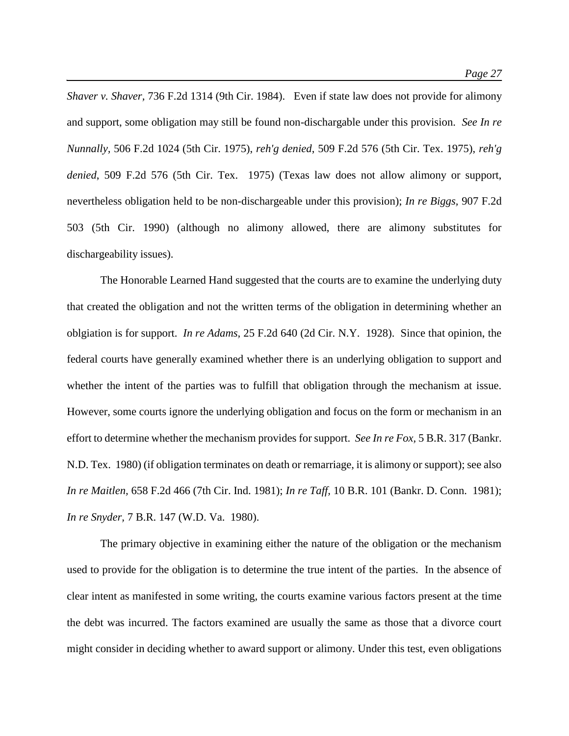*Shaver v. Shaver,* 736 F.2d 1314 (9th Cir. 1984). Even if state law does not provide for alimony and support, some obligation may still be found non-dischargable under this provision. *See In re Nunnally,* 506 F.2d 1024 (5th Cir. 1975), *reh'g denied*, 509 F.2d 576 (5th Cir. Tex. 1975), *reh'g denied*, 509 F.2d 576 (5th Cir. Tex. 1975) (Texas law does not allow alimony or support, nevertheless obligation held to be non-dischargeable under this provision); *In re Biggs,* 907 F.2d 503 (5th Cir. 1990) (although no alimony allowed, there are alimony substitutes for dischargeability issues).

The Honorable Learned Hand suggested that the courts are to examine the underlying duty that created the obligation and not the written terms of the obligation in determining whether an oblgiation is for support. *In re Adams,* 25 F.2d 640 (2d Cir. N.Y. 1928). Since that opinion, the federal courts have generally examined whether there is an underlying obligation to support and whether the intent of the parties was to fulfill that obligation through the mechanism at issue. However, some courts ignore the underlying obligation and focus on the form or mechanism in an effort to determine whether the mechanism provides for support. *See In re Fox,* 5 B.R. 317 (Bankr. N.D. Tex. 1980) (if obligation terminates on death or remarriage, it is alimony or support); see also *In re Maitlen,* 658 F.2d 466 (7th Cir. Ind. 1981); *In re Taff,* 10 B.R. 101 (Bankr. D. Conn. 1981); *In re Snyder,* 7 B.R. 147 (W.D. Va. 1980).

The primary objective in examining either the nature of the obligation or the mechanism used to provide for the obligation is to determine the true intent of the parties. In the absence of clear intent as manifested in some writing, the courts examine various factors present at the time the debt was incurred. The factors examined are usually the same as those that a divorce court might consider in deciding whether to award support or alimony. Under this test, even obligations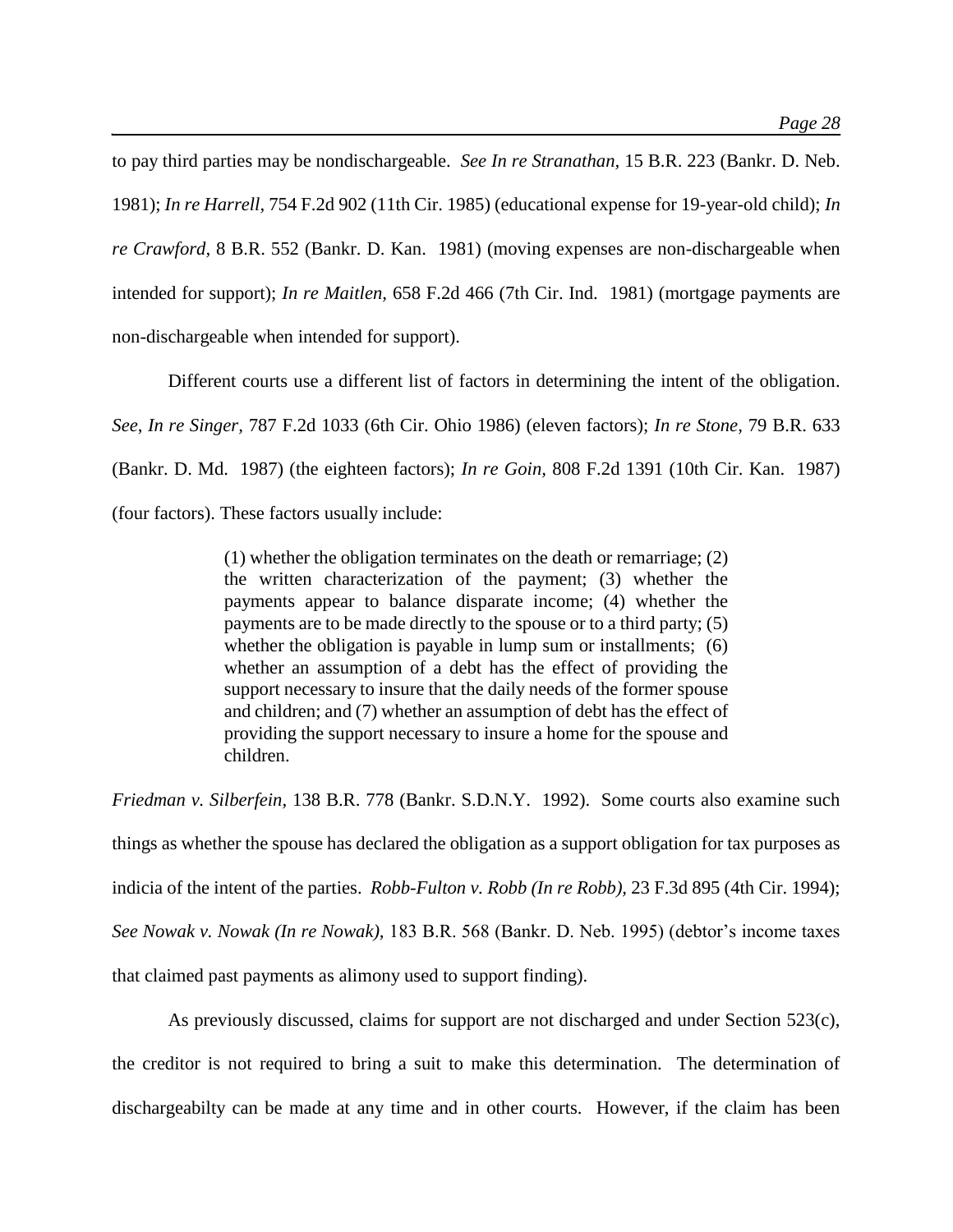to pay third parties may be nondischargeable. *See In re Stranathan*, 15 B.R. 223 (Bankr. D. Neb. 1981); *In re Harrell*, 754 F.2d 902 (11th Cir. 1985) (educational expense for 19-year-old child); *In re Crawford*, 8 B.R. 552 (Bankr. D. Kan. 1981) (moving expenses are non-dischargeable when intended for support); *In re Maitlen,* 658 F.2d 466 (7th Cir. Ind. 1981) (mortgage payments are non-dischargeable when intended for support).

Different courts use a different list of factors in determining the intent of the obligation. *See*, *In re Singer*, 787 F.2d 1033 (6th Cir. Ohio 1986) (eleven factors); *In re Stone*, 79 B.R. 633 (Bankr. D. Md. 1987) (the eighteen factors); *In re Goin*, 808 F.2d 1391 (10th Cir. Kan. 1987) (four factors). These factors usually include:

> (1) whether the obligation terminates on the death or remarriage; (2) the written characterization of the payment; (3) whether the payments appear to balance disparate income; (4) whether the payments are to be made directly to the spouse or to a third party; (5) whether the obligation is payable in lump sum or installments; (6) whether an assumption of a debt has the effect of providing the support necessary to insure that the daily needs of the former spouse and children; and (7) whether an assumption of debt has the effect of providing the support necessary to insure a home for the spouse and children.

*Friedman v. Silberfein*, 138 B.R. 778 (Bankr. S.D.N.Y. 1992). Some courts also examine such things as whether the spouse has declared the obligation as a support obligation for tax purposes as indicia of the intent of the parties. *Robb-Fulton v. Robb (In re Robb),* 23 F.3d 895 (4th Cir. 1994); *See Nowak v. Nowak (In re Nowak),* 183 B.R. 568 (Bankr. D. Neb. 1995) (debtor's income taxes that claimed past payments as alimony used to support finding).

As previously discussed, claims for support are not discharged and under Section 523(c), the creditor is not required to bring a suit to make this determination. The determination of dischargeabilty can be made at any time and in other courts. However, if the claim has been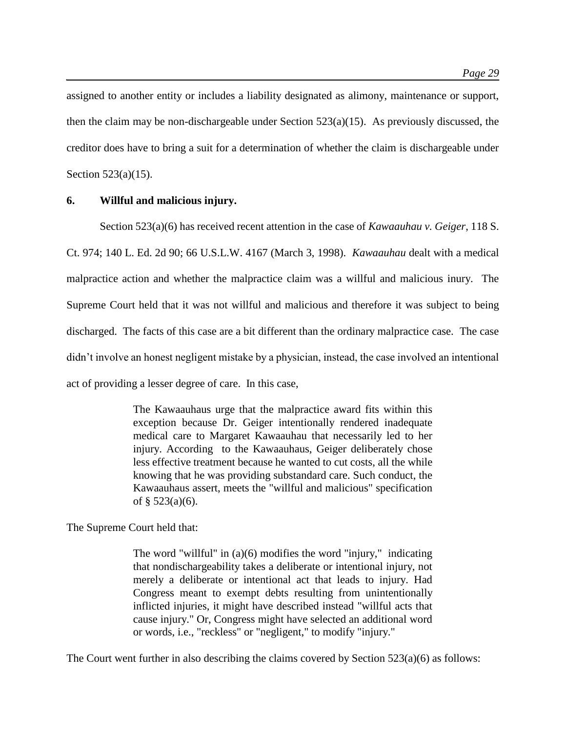assigned to another entity or includes a liability designated as alimony, maintenance or support, then the claim may be non-dischargeable under Section 523(a)(15). As previously discussed, the creditor does have to bring a suit for a determination of whether the claim is dischargeable under Section 523(a)(15).

**6. Willful and malicious injury.**

Section 523(a)(6) has received recent attention in the case of *Kawaauhau v. Geiger*, 118 S. Ct. 974; 140 L. Ed. 2d 90; 66 U.S.L.W. 4167 (March 3, 1998). *Kawaauhau* dealt with a medical malpractice action and whether the malpractice claim was a willful and malicious inury. The Supreme Court held that it was not willful and malicious and therefore it was subject to being discharged. The facts of this case are a bit different than the ordinary malpractice case. The case didn't involve an honest negligent mistake by a physician, instead, the case involved an intentional act of providing a lesser degree of care. In this case,

> The Kawaauhaus urge that the malpractice award fits within this exception because Dr. Geiger intentionally rendered inadequate medical care to Margaret Kawaauhau that necessarily led to her injury. According to the Kawaauhaus, Geiger deliberately chose less effective treatment because he wanted to cut costs, all the while knowing that he was providing substandard care. Such conduct, the Kawaauhaus assert, meets the "willful and malicious" specification of § 523(a)(6).

The Supreme Court held that:

> The word "willful" in (a)(6) modifies the word "injury," indicating that nondischargeability takes a deliberate or intentional injury, not merely a deliberate or intentional act that leads to injury. Had Congress meant to exempt debts resulting from unintentionally inflicted injuries, it might have described instead "willful acts that cause injury." Or, Congress might have selected an additional word or words, i.e., "reckless" or "negligent," to modify "injury."

The Court went further in also describing the claims covered by Section 523(a)(6) as follows: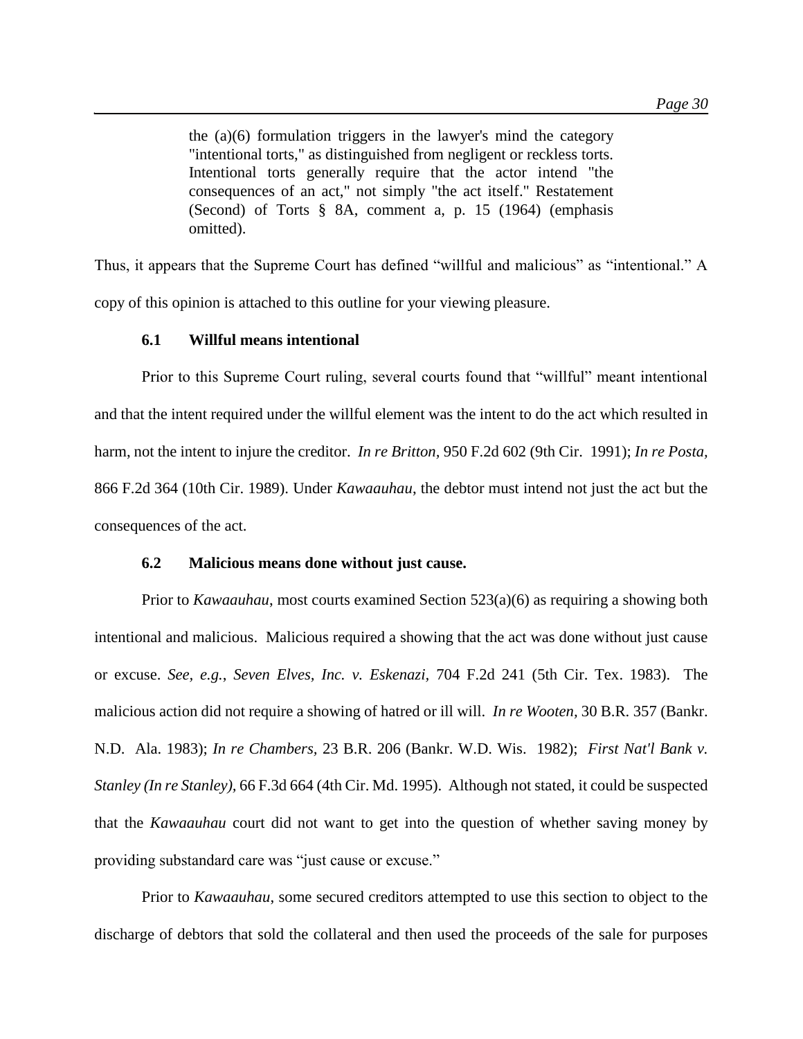> the (a)(6) formulation triggers in the lawyer's mind the category "intentional torts," as distinguished from negligent or reckless torts. Intentional torts generally require that the actor intend "the consequences of an act," not simply "the act itself." Restatement (Second) of Torts § 8A, comment a, p. 15 (1964) (emphasis omitted).

Thus, it appears that the Supreme Court has defined "willful and malicious" as "intentional." A copy of this opinion is attached to this outline for your viewing pleasure.

### 6.1 Willful means intentional

Prior to this Supreme Court ruling, several courts found that "willful" meant intentional and that the intent required under the willful element was the intent to do the act which resulted in harm, not the intent to injure the creditor. *In re Britton*, 950 F.2d 602 (9th Cir. 1991); *In re Posta*, 866 F.2d 364 (10th Cir. 1989). Under *Kawaauhau*, the debtor must intend not just the act but the consequences of the act.

### 6.2 Malicious means done without just cause.

Prior to *Kawaauhau*, most courts examined Section 523(a)(6) as requiring a showing both intentional and malicious. Malicious required a showing that the act was done without just cause or excuse. *See, e.g.*, *Seven Elves, Inc. v. Eskenazi*, 704 F.2d 241 (5th Cir. Tex. 1983). The malicious action did not require a showing of hatred or ill will. *In re Wooten*, 30 B.R. 357 (Bankr. N.D. Ala. 1983); *In re Chambers*, 23 B.R. 206 (Bankr. W.D. Wis. 1982); *First Nat'l Bank v. Stanley (In re Stanley)*, 66 F.3d 664 (4th Cir. Md. 1995). Although not stated, it could be suspected that the *Kawaauhau* court did not want to get into the question of whether saving money by providing substandard care was "just cause or excuse."

Prior to *Kawaauhau*, some secured creditors attempted to use this section to object to the discharge of debtors that sold the collateral and then used the proceeds of the sale for purposes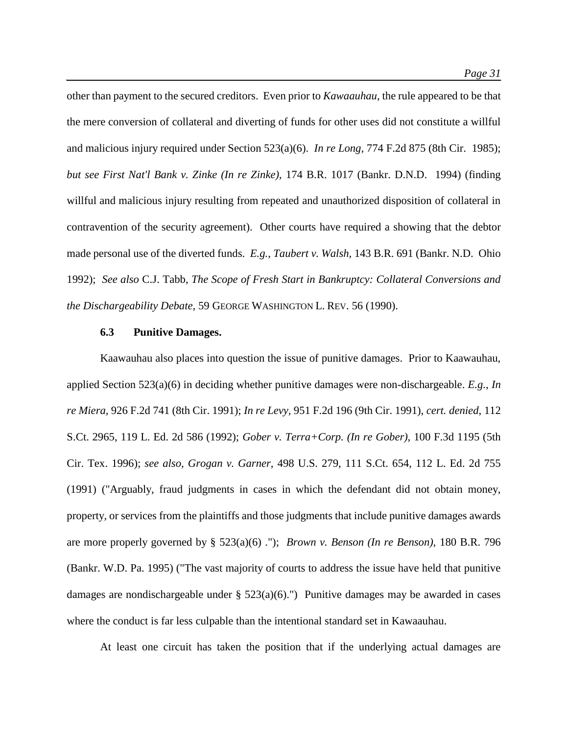other than payment to the secured creditors. Even prior to *Kawaauhau*, the rule appeared to be that the mere conversion of collateral and diverting of funds for other uses did not constitute a willful and malicious injury required under Section 523(a)(6). *In re Long,* 774 F.2d 875 (8th Cir. 1985); *but see First Nat'l Bank v. Zinke (In re Zinke),* 174 B.R. 1017 (Bankr. D.N.D. 1994) (finding willful and malicious injury resulting from repeated and unauthorized disposition of collateral in contravention of the security agreement). Other courts have required a showing that the debtor made personal use of the diverted funds. *E.g.*, *Taubert v. Walsh,* 143 B.R. 691 (Bankr. N.D. Ohio 1992); *See also* C.J. Tabb, *The Scope of Fresh Start in Bankruptcy: Collateral Conversions and the Dischargeability Debate*, 59 GEORGE WASHINGTON L. REV. 56 (1990).

### 6.3 Punitive Damages.

Kaawauhau also places into question the issue of punitive damages. Prior to Kaawauhau, applied Section 523(a)(6) in deciding whether punitive damages were non-dischargeable. *E.g.*, *In re Miera,* 926 F.2d 741 (8th Cir. 1991); *In re Levy,* 951 F.2d 196 (9th Cir. 1991), *cert. denied,* 112 S.Ct. 2965, 119 L. Ed. 2d 586 (1992); *Gober v. Terra+Corp. (In re Gober),* 100 F.3d 1195 (5th Cir. Tex. 1996); *see also, Grogan v. Garner,* 498 U.S. 279, 111 S.Ct. 654, 112 L. Ed. 2d 755 (1991) ("Arguably, fraud judgments in cases in which the defendant did not obtain money, property, or services from the plaintiffs and those judgments that include punitive damages awards are more properly governed by § 523(a)(6) ."); *Brown v. Benson (In re Benson)*, 180 B.R. 796 (Bankr. W.D. Pa. 1995) ("The vast majority of courts to address the issue have held that punitive damages are nondischargeable under § 523(a)(6).") Punitive damages may be awarded in cases where the conduct is far less culpable than the intentional standard set in Kawaauhau.

At least one circuit has taken the position that if the underlying actual damages are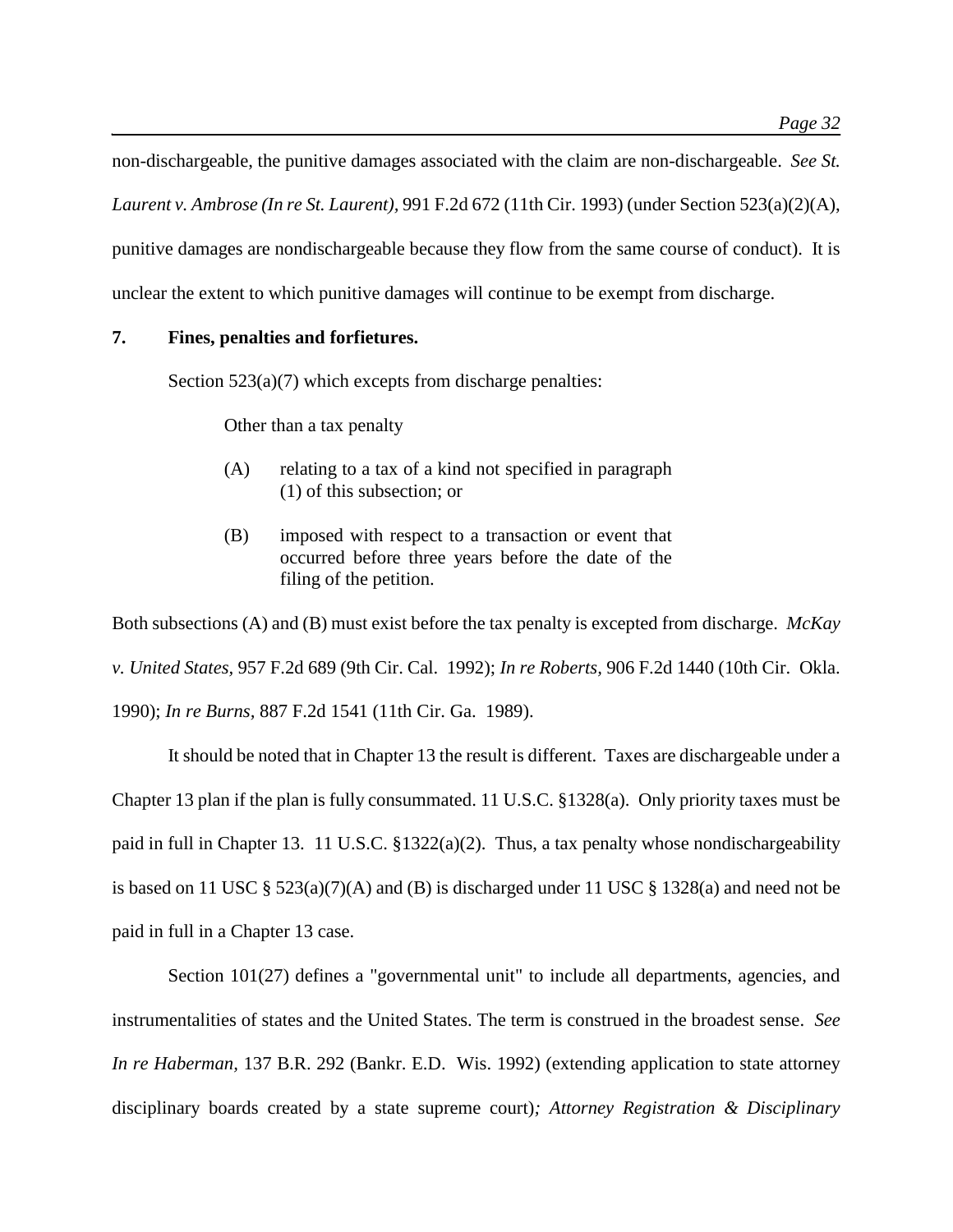non-dischargeable, the punitive damages associated with the claim are non-dischargeable. *See St. Laurent v. Ambrose (In re St. Laurent)*, 991 F.2d 672 (11th Cir. 1993) (under Section 523(a)(2)(A), punitive damages are nondischargeable because they flow from the same course of conduct). It is unclear the extent to which punitive damages will continue to be exempt from discharge.

**7. Fines, penalties and forfietures.**

Section 523(a)(7) which excepts from discharge penalties:

> Other than a tax penalty
>
> (A) relating to a tax of a kind not specified in paragraph (1) of this subsection; or
>
> (B) imposed with respect to a transaction or event that occurred before three years before the date of the filing of the petition.

Both subsections (A) and (B) must exist before the tax penalty is excepted from discharge. *McKay v. United States,* 957 F.2d 689 (9th Cir. Cal. 1992); *In re Roberts,* 906 F.2d 1440 (10th Cir. Okla. 1990); *In re Burns,* 887 F.2d 1541 (11th Cir. Ga. 1989).

It should be noted that in Chapter 13 the result is different. Taxes are dischargeable under a Chapter 13 plan if the plan is fully consummated. 11 U.S.C. §1328(a). Only priority taxes must be paid in full in Chapter 13. 11 U.S.C. §1322(a)(2). Thus, a tax penalty whose nondischargeability is based on 11 USC § 523(a)(7)(A) and (B) is discharged under 11 USC § 1328(a) and need not be paid in full in a Chapter 13 case.

Section 101(27) defines a "governmental unit" to include all departments, agencies, and instrumentalities of states and the United States. The term is construed in the broadest sense. *See In re Haberman,* 137 B.R. 292 (Bankr. E.D. Wis. 1992) (extending application to state attorney disciplinary boards created by a state supreme court)*; Attorney Registration & Disciplinary*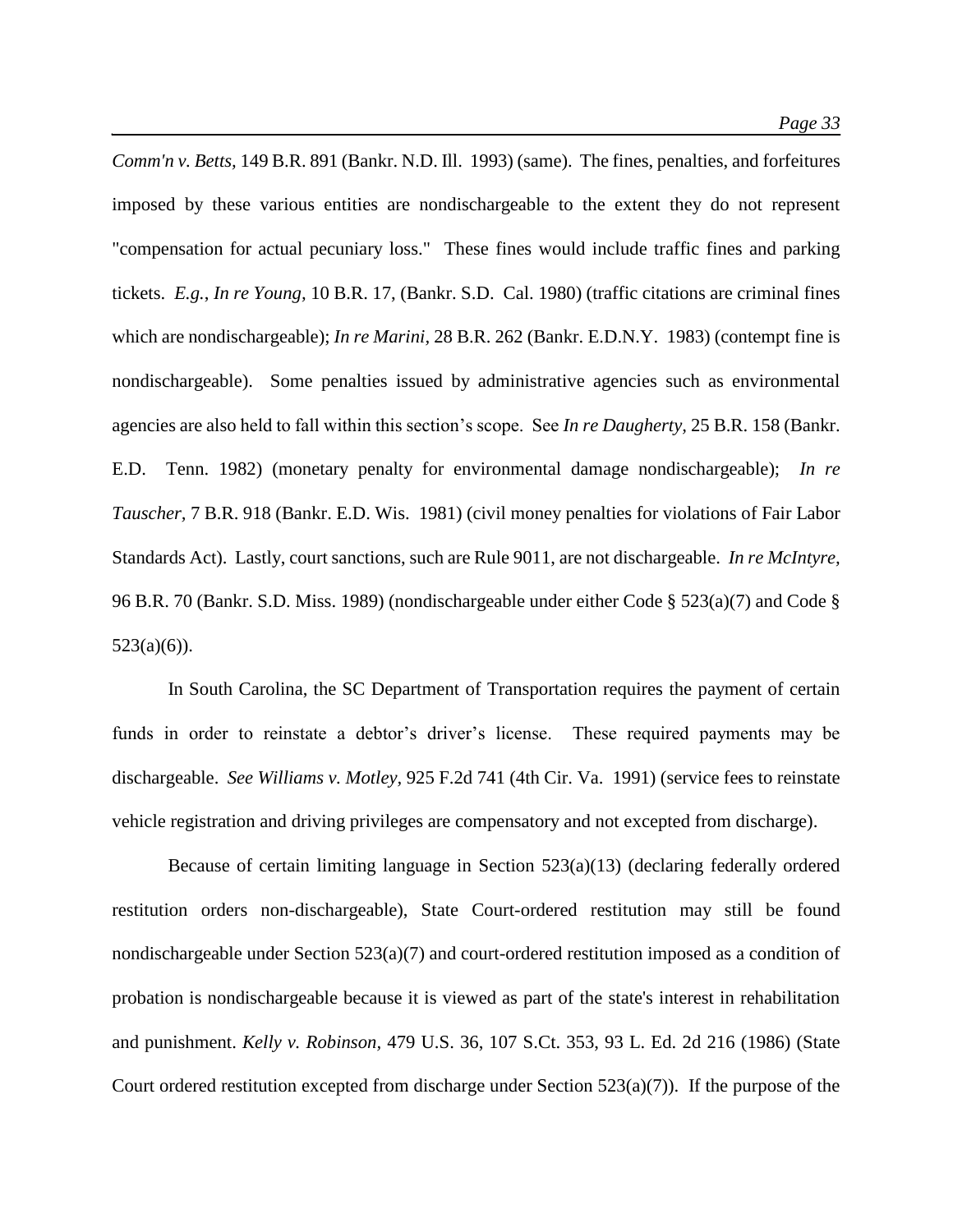*Comm'n v. Betts*, 149 B.R. 891 (Bankr. N.D. Ill. 1993) (same). The fines, penalties, and forfeitures imposed by these various entities are nondischargeable to the extent they do not represent "compensation for actual pecuniary loss." These fines would include traffic fines and parking tickets. *E.g., In re Young,* 10 B.R. 17, (Bankr. S.D. Cal. 1980) (traffic citations are criminal fines which are nondischargeable); *In re Marini*, 28 B.R. 262 (Bankr. E.D.N.Y. 1983) (contempt fine is nondischargeable). Some penalties issued by administrative agencies such as environmental agencies are also held to fall within this section's scope. See *In re Daugherty,* 25 B.R. 158 (Bankr. E.D. Tenn. 1982) (monetary penalty for environmental damage nondischargeable); *In re Tauscher,* 7 B.R. 918 (Bankr. E.D. Wis. 1981) (civil money penalties for violations of Fair Labor Standards Act). Lastly, court sanctions, such are Rule 9011, are not dischargeable. *In re McIntyre,* 96 B.R. 70 (Bankr. S.D. Miss. 1989) (nondischargeable under either Code § 523(a)(7) and Code § 523(a)(6)).

In South Carolina, the SC Department of Transportation requires the payment of certain funds in order to reinstate a debtor's driver's license. These required payments may be dischargeable. *See Williams v. Motley,* 925 F.2d 741 (4th Cir. Va. 1991) (service fees to reinstate vehicle registration and driving privileges are compensatory and not excepted from discharge).

Because of certain limiting language in Section 523(a)(13) (declaring federally ordered restitution orders non-dischargeable), State Court-ordered restitution may still be found nondischargeable under Section 523(a)(7) and court-ordered restitution imposed as a condition of probation is nondischargeable because it is viewed as part of the state's interest in rehabilitation and punishment. *Kelly v. Robinson*, 479 U.S. 36, 107 S.Ct. 353, 93 L. Ed. 2d 216 (1986) (State Court ordered restitution excepted from discharge under Section 523(a)(7)). If the purpose of the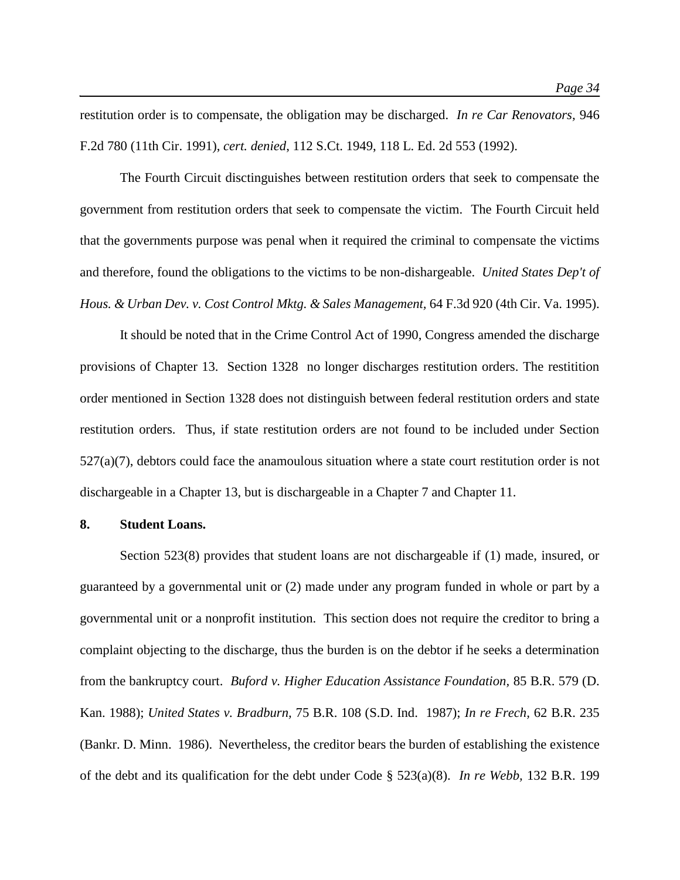restitution order is to compensate, the obligation may be discharged. *In re Car Renovators,* 946 F.2d 780 (11th Cir. 1991), *cert. denied,* 112 S.Ct. 1949, 118 L. Ed. 2d 553 (1992).

The Fourth Circuit disctinguishes between restitution orders that seek to compensate the government from restitution orders that seek to compensate the victim. The Fourth Circuit held that the governments purpose was penal when it required the criminal to compensate the victims and therefore, found the obligations to the victims to be non-dishargeable. *United States Dep't of Hous. & Urban Dev. v. Cost Control Mktg. & Sales Management,* 64 F.3d 920 (4th Cir. Va. 1995).

It should be noted that in the Crime Control Act of 1990, Congress amended the discharge provisions of Chapter 13. Section 1328 no longer discharges restitution orders. The restitition order mentioned in Section 1328 does not distinguish between federal restitution orders and state restitution orders. Thus, if state restitution orders are not found to be included under Section 527(a)(7), debtors could face the anamoulous situation where a state court restitution order is not dischargeable in a Chapter 13, but is dischargeable in a Chapter 7 and Chapter 11.

**8. Student Loans.**

Section 523(8) provides that student loans are not dischargeable if (1) made, insured, or guaranteed by a governmental unit or (2) made under any program funded in whole or part by a governmental unit or a nonprofit institution. This section does not require the creditor to bring a complaint objecting to the discharge, thus the burden is on the debtor if he seeks a determination from the bankruptcy court. *Buford v. Higher Education Assistance Foundation,* 85 B.R. 579 (D. Kan. 1988); *United States v. Bradburn,* 75 B.R. 108 (S.D. Ind. 1987); *In re Frech,* 62 B.R. 235 (Bankr. D. Minn. 1986). Nevertheless, the creditor bears the burden of establishing the existence of the debt and its qualification for the debt under Code § 523(a)(8). *In re Webb,* 132 B.R. 199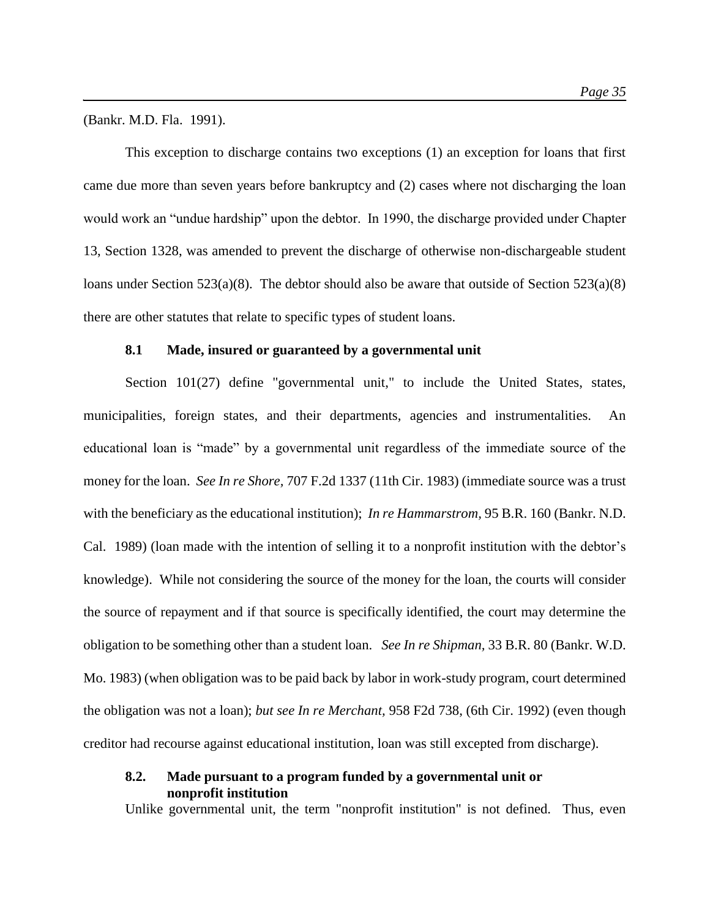(Bankr. M.D. Fla. 1991).

This exception to discharge contains two exceptions (1) an exception for loans that first came due more than seven years before bankruptcy and (2) cases where not discharging the loan would work an "undue hardship" upon the debtor. In 1990, the discharge provided under Chapter 13, Section 1328, was amended to prevent the discharge of otherwise non-dischargeable student loans under Section 523(a)(8). The debtor should also be aware that outside of Section 523(a)(8) there are other statutes that relate to specific types of student loans.

### 8.1 Made, insured or guaranteed by a governmental unit

Section 101(27) define "governmental unit," to include the United States, states, municipalities, foreign states, and their departments, agencies and instrumentalities. An educational loan is "made" by a governmental unit regardless of the immediate source of the money for the loan. *See In re Shore*, 707 F.2d 1337 (11th Cir. 1983) (immediate source was a trust with the beneficiary as the educational institution); *In re Hammarstrom*, 95 B.R. 160 (Bankr. N.D. Cal. 1989) (loan made with the intention of selling it to a nonprofit institution with the debtor's knowledge). While not considering the source of the money for the loan, the courts will consider the source of repayment and if that source is specifically identified, the court may determine the obligation to be something other than a student loan. *See In re Shipman*, 33 B.R. 80 (Bankr. W.D. Mo. 1983) (when obligation was to be paid back by labor in work-study program, court determined the obligation was not a loan); *but see In re Merchant*, 958 F2d 738, (6th Cir. 1992) (even though creditor had recourse against educational institution, loan was still excepted from discharge).

### 8.2. Made pursuant to a program funded by a governmental unit or nonprofit institution

Unlike governmental unit, the term "nonprofit institution" is not defined. Thus, even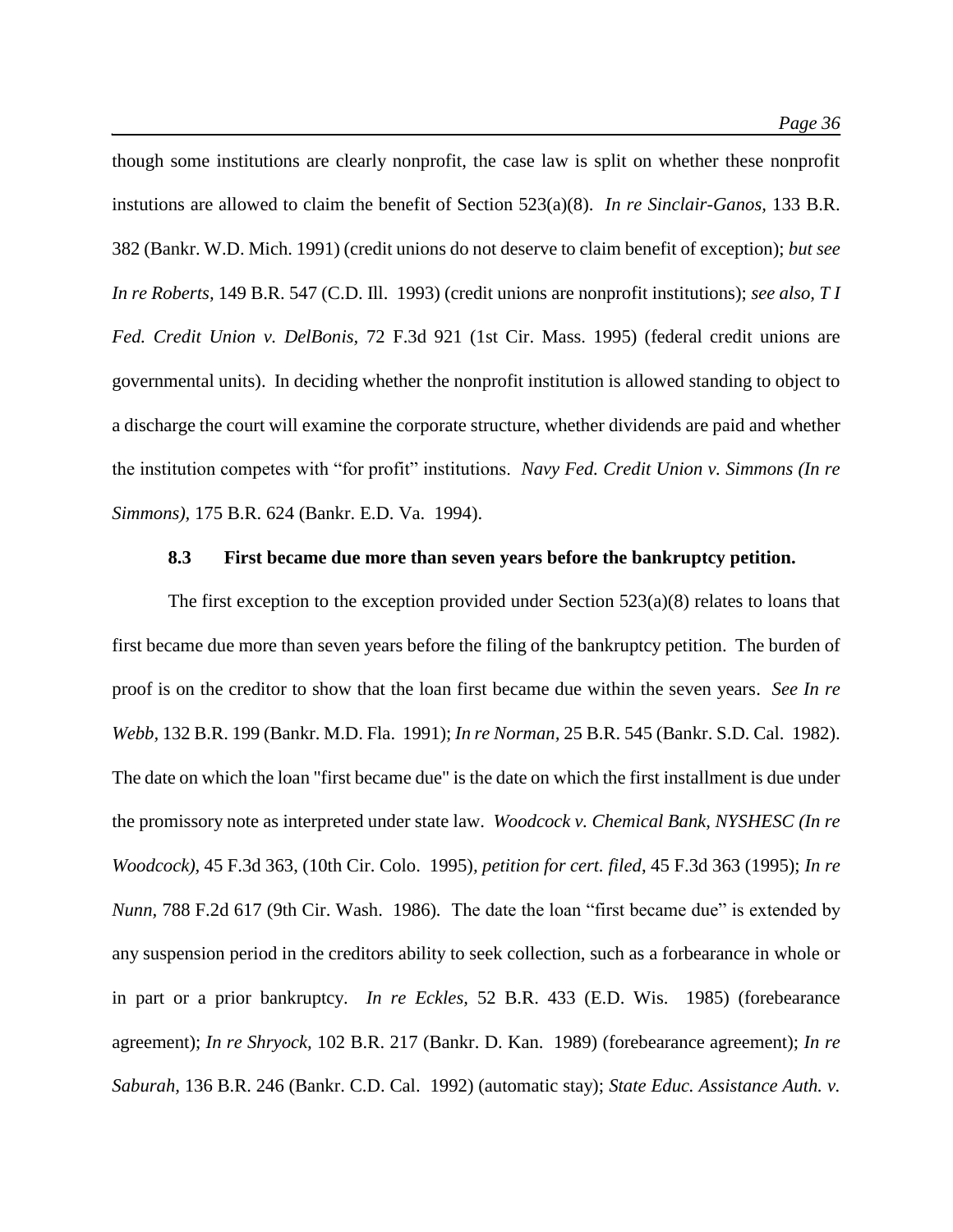though some institutions are clearly nonprofit, the case law is split on whether these nonprofit instutions are allowed to claim the benefit of Section 523(a)(8). *In re Sinclair-Ganos,* 133 B.R. 382 (Bankr. W.D. Mich. 1991) (credit unions do not deserve to claim benefit of exception); *but see In re Roberts,* 149 B.R. 547 (C.D. Ill. 1993) (credit unions are nonprofit institutions); *see also, T I Fed. Credit Union v. DelBonis,* 72 F.3d 921 (1st Cir. Mass. 1995) (federal credit unions are governmental units). In deciding whether the nonprofit institution is allowed standing to object to a discharge the court will examine the corporate structure, whether dividends are paid and whether the institution competes with "for profit" institutions. *Navy Fed. Credit Union v. Simmons (In re Simmons),* 175 B.R. 624 (Bankr. E.D. Va. 1994).

### 8.3 First became due more than seven years before the bankruptcy petition.

The first exception to the exception provided under Section 523(a)(8) relates to loans that first became due more than seven years before the filing of the bankruptcy petition. The burden of proof is on the creditor to show that the loan first became due within the seven years. *See In re Webb,* 132 B.R. 199 (Bankr. M.D. Fla. 1991); *In re Norman,* 25 B.R. 545 (Bankr. S.D. Cal. 1982). The date on which the loan "first became due" is the date on which the first installment is due under the promissory note as interpreted under state law. *Woodcock v. Chemical Bank, NYSHESC (In re Woodcock),* 45 F.3d 363, (10th Cir. Colo. 1995), *petition for cert. filed,* 45 F.3d 363 (1995); *In re Nunn,* 788 F.2d 617 (9th Cir. Wash. 1986). The date the loan "first became due" is extended by any suspension period in the creditors ability to seek collection, such as a forbearance in whole or in part or a prior bankruptcy. *In re Eckles,* 52 B.R. 433 (E.D. Wis. 1985) (forebearance agreement); *In re Shryock,* 102 B.R. 217 (Bankr. D. Kan. 1989) (forebearance agreement); *In re Saburah,* 136 B.R. 246 (Bankr. C.D. Cal. 1992) (automatic stay); *State Educ. Assistance Auth. v.*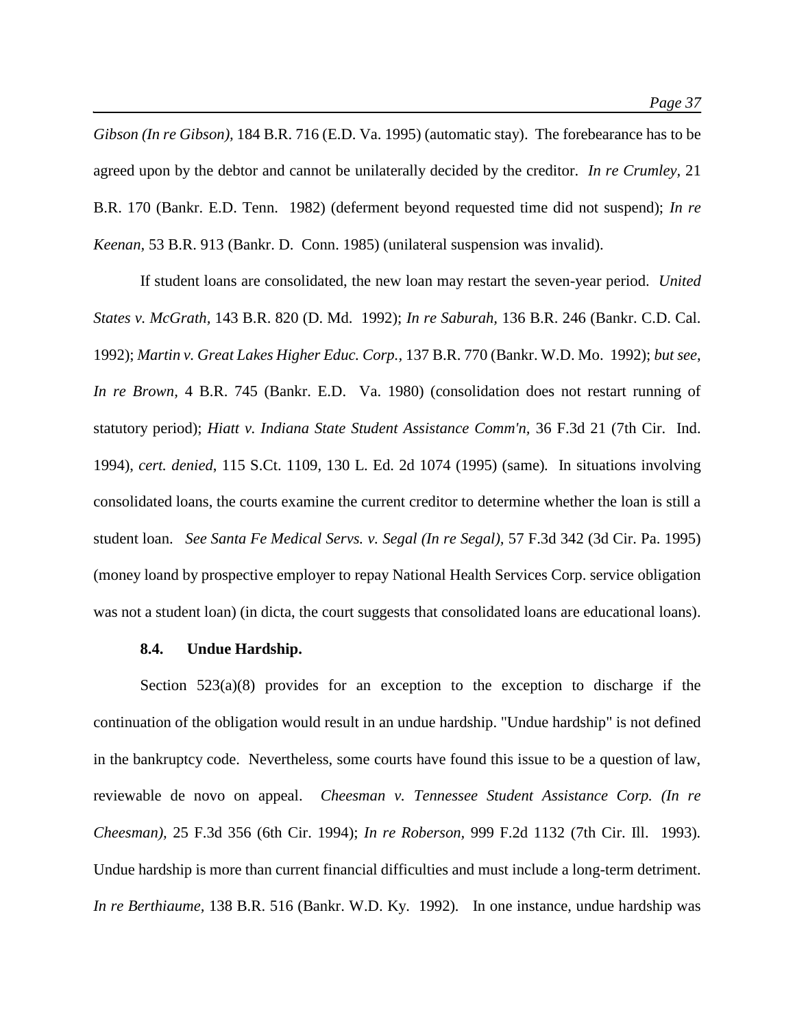*Gibson (In re Gibson)*, 184 B.R. 716 (E.D. Va. 1995) (automatic stay). The forebearance has to be agreed upon by the debtor and cannot be unilaterally decided by the creditor. *In re Crumley*, 21 B.R. 170 (Bankr. E.D. Tenn. 1982) (deferment beyond requested time did not suspend); *In re Keenan*, 53 B.R. 913 (Bankr. D. Conn. 1985) (unilateral suspension was invalid).

If student loans are consolidated, the new loan may restart the seven-year period. *United States v. McGrath*, 143 B.R. 820 (D. Md. 1992); *In re Saburah*, 136 B.R. 246 (Bankr. C.D. Cal. 1992); *Martin v. Great Lakes Higher Educ. Corp.*, 137 B.R. 770 (Bankr. W.D. Mo. 1992); *but see*, *In re Brown*, 4 B.R. 745 (Bankr. E.D. Va. 1980) (consolidation does not restart running of statutory period); *Hiatt v. Indiana State Student Assistance Comm'n*, 36 F.3d 21 (7th Cir. Ind. 1994), *cert. denied*, 115 S.Ct. 1109, 130 L. Ed. 2d 1074 (1995) (same). In situations involving consolidated loans, the courts examine the current creditor to determine whether the loan is still a student loan. *See Santa Fe Medical Servs. v. Segal (In re Segal)*, 57 F.3d 342 (3d Cir. Pa. 1995) (money loand by prospective employer to repay National Health Services Corp. service obligation was not a student loan) (in dicta, the court suggests that consolidated loans are educational loans).

### 8.4. Undue Hardship.

Section 523(a)(8) provides for an exception to the exception to discharge if the continuation of the obligation would result in an undue hardship. "Undue hardship" is not defined in the bankruptcy code. Nevertheless, some courts have found this issue to be a question of law, reviewable de novo on appeal. *Cheesman v. Tennessee Student Assistance Corp. (In re Cheesman)*, 25 F.3d 356 (6th Cir. 1994); *In re Roberson*, 999 F.2d 1132 (7th Cir. Ill. 1993). Undue hardship is more than current financial difficulties and must include a long-term detriment. *In re Berthiaume*, 138 B.R. 516 (Bankr. W.D. Ky. 1992). In one instance, undue hardship was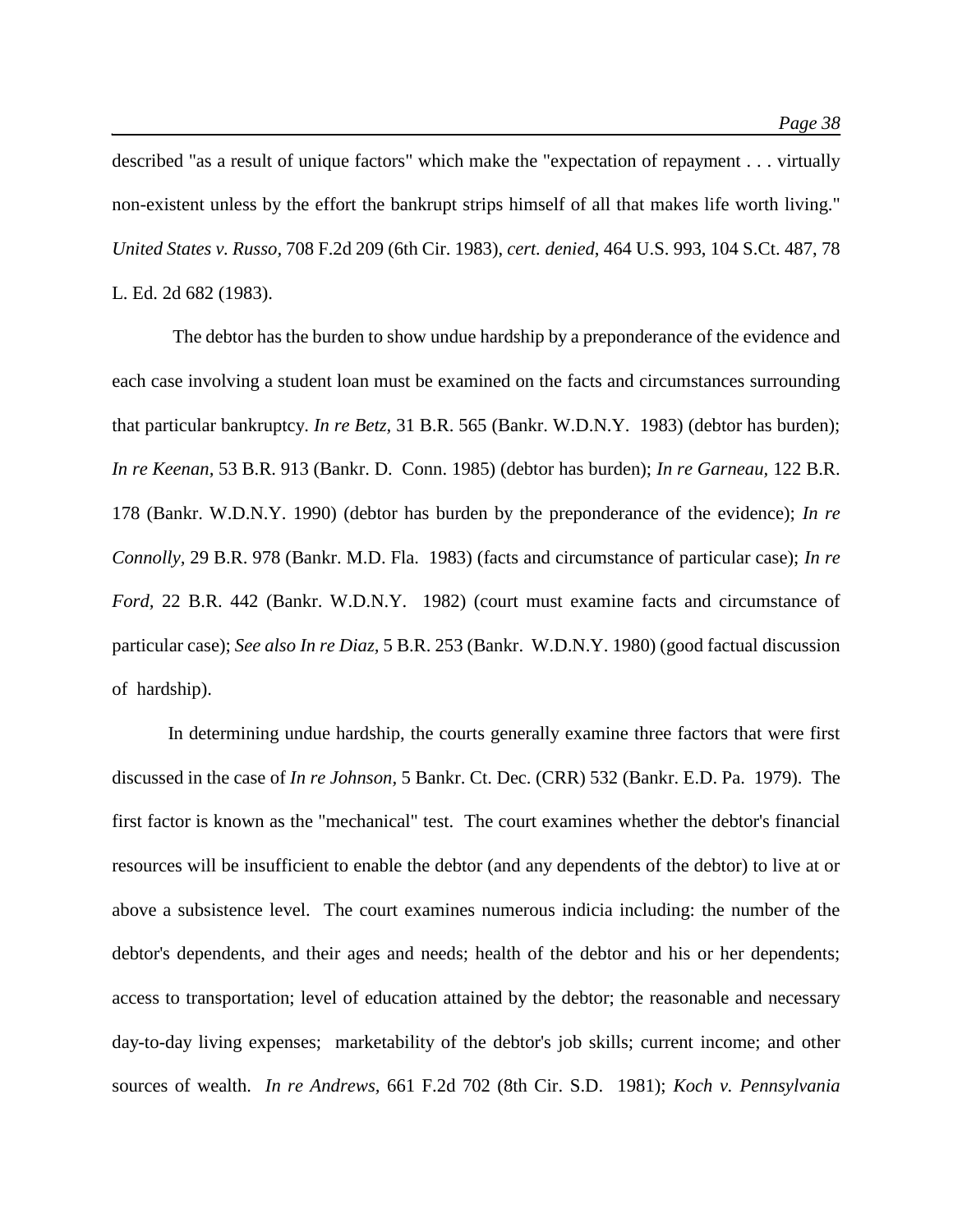described "as a result of unique factors" which make the "expectation of repayment . . . virtually non-existent unless by the effort the bankrupt strips himself of all that makes life worth living." *United States v. Russo,* 708 F.2d 209 (6th Cir. 1983), *cert. denied*, 464 U.S. 993, 104 S.Ct. 487, 78 L. Ed. 2d 682 (1983).

The debtor has the burden to show undue hardship by a preponderance of the evidence and each case involving a student loan must be examined on the facts and circumstances surrounding that particular bankruptcy. *In re Betz,* 31 B.R. 565 (Bankr. W.D.N.Y. 1983) (debtor has burden); *In re Keenan,* 53 B.R. 913 (Bankr. D. Conn. 1985) (debtor has burden); *In re Garneau,* 122 B.R. 178 (Bankr. W.D.N.Y. 1990) (debtor has burden by the preponderance of the evidence); *In re Connolly,* 29 B.R. 978 (Bankr. M.D. Fla. 1983) (facts and circumstance of particular case); *In re Ford,* 22 B.R. 442 (Bankr. W.D.N.Y. 1982) (court must examine facts and circumstance of particular case); *See also In re Diaz,* 5 B.R. 253 (Bankr. W.D.N.Y. 1980) (good factual discussion of hardship).

In determining undue hardship, the courts generally examine three factors that were first discussed in the case of *In re Johnson,* 5 Bankr. Ct. Dec. (CRR) 532 (Bankr. E.D. Pa. 1979). The first factor is known as the "mechanical" test. The court examines whether the debtor's financial resources will be insufficient to enable the debtor (and any dependents of the debtor) to live at or above a subsistence level. The court examines numerous indicia including: the number of the debtor's dependents, and their ages and needs; health of the debtor and his or her dependents; access to transportation; level of education attained by the debtor; the reasonable and necessary day-to-day living expenses; marketability of the debtor's job skills; current income; and other sources of wealth. *In re Andrews,* 661 F.2d 702 (8th Cir. S.D. 1981); *Koch v. Pennsylvania*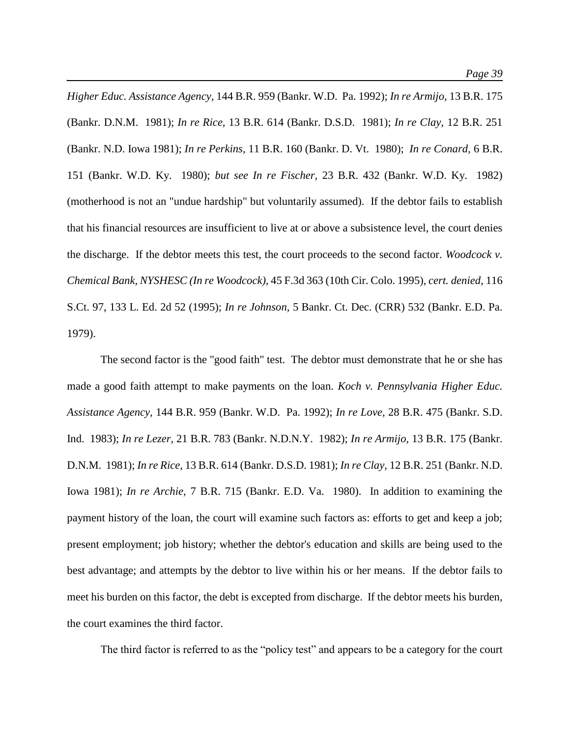*Higher Educ. Assistance Agency,* 144 B.R. 959 (Bankr. W.D. Pa. 1992); *In re Armijo,* 13 B.R. 175 (Bankr. D.N.M. 1981); *In re Rice,* 13 B.R. 614 (Bankr. D.S.D. 1981); *In re Clay,* 12 B.R. 251 (Bankr. N.D. Iowa 1981); *In re Perkins,* 11 B.R. 160 (Bankr. D. Vt. 1980); *In re Conard,* 6 B.R. 151 (Bankr. W.D. Ky. 1980); *but see In re Fischer,* 23 B.R. 432 (Bankr. W.D. Ky. 1982) (motherhood is not an "undue hardship" but voluntarily assumed). If the debtor fails to establish that his financial resources are insufficient to live at or above a subsistence level, the court denies the discharge. If the debtor meets this test, the court proceeds to the second factor. *Woodcock v. Chemical Bank, NYSHESC (In re Woodcock),* 45 F.3d 363 (10th Cir. Colo. 1995), *cert. denied,* 116 S.Ct. 97, 133 L. Ed. 2d 52 (1995); *In re Johnson*, 5 Bankr. Ct. Dec. (CRR) 532 (Bankr. E.D. Pa. 1979).

The second factor is the "good faith" test. The debtor must demonstrate that he or she has made a good faith attempt to make payments on the loan. *Koch v. Pennsylvania Higher Educ. Assistance Agency,* 144 B.R. 959 (Bankr. W.D. Pa. 1992); *In re Love,* 28 B.R. 475 (Bankr. S.D. Ind. 1983); *In re Lezer,* 21 B.R. 783 (Bankr. N.D.N.Y. 1982); *In re Armijo,* 13 B.R. 175 (Bankr. D.N.M. 1981); *In re Rice,* 13 B.R. 614 (Bankr. D.S.D. 1981); *In re Clay,* 12 B.R. 251 (Bankr. N.D. Iowa 1981); *In re Archie,* 7 B.R. 715 (Bankr. E.D. Va. 1980). In addition to examining the payment history of the loan, the court will examine such factors as: efforts to get and keep a job; present employment; job history; whether the debtor's education and skills are being used to the best advantage; and attempts by the debtor to live within his or her means. If the debtor fails to meet his burden on this factor, the debt is excepted from discharge. If the debtor meets his burden, the court examines the third factor.

The third factor is referred to as the "policy test" and appears to be a category for the court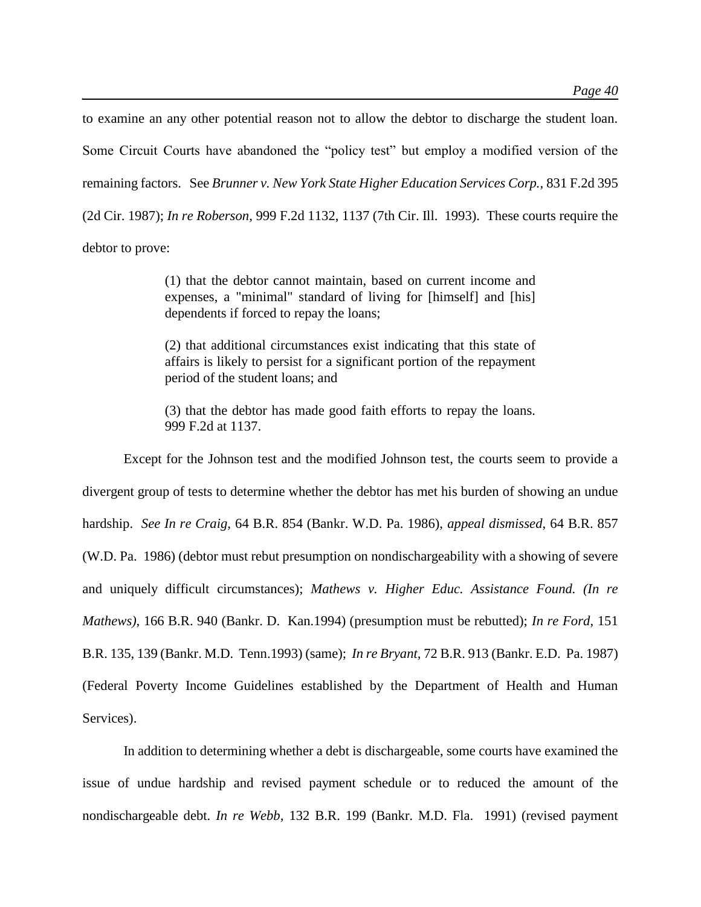to examine an any other potential reason not to allow the debtor to discharge the student loan. Some Circuit Courts have abandoned the "policy test" but employ a modified version of the remaining factors. See *Brunner v. New York State Higher Education Services Corp.*, 831 F.2d 395 (2d Cir. 1987); *In re Roberson,* 999 F.2d 1132, 1137 (7th Cir. Ill. 1993). These courts require the debtor to prove:

> (1) that the debtor cannot maintain, based on current income and expenses, a "minimal" standard of living for [himself] and [his] dependents if forced to repay the loans;
>
> (2) that additional circumstances exist indicating that this state of affairs is likely to persist for a significant portion of the repayment period of the student loans; and
>
> (3) that the debtor has made good faith efforts to repay the loans. 999 F.2d at 1137.

Except for the Johnson test and the modified Johnson test, the courts seem to provide a divergent group of tests to determine whether the debtor has met his burden of showing an undue hardship. *See In re Craig,* 64 B.R. 854 (Bankr. W.D. Pa. 1986), *appeal dismissed*, 64 B.R. 857 (W.D. Pa. 1986) (debtor must rebut presumption on nondischargeability with a showing of severe and uniquely difficult circumstances); *Mathews v. Higher Educ. Assistance Found. (In re Mathews),* 166 B.R. 940 (Bankr. D. Kan.1994) (presumption must be rebutted); *In re Ford,* 151 B.R. 135, 139 (Bankr. M.D. Tenn.1993) (same); *In re Bryant,* 72 B.R. 913 (Bankr. E.D. Pa. 1987) (Federal Poverty Income Guidelines established by the Department of Health and Human Services).

In addition to determining whether a debt is dischargeable, some courts have examined the issue of undue hardship and revised payment schedule or to reduced the amount of the nondischargeable debt. *In re Webb,* 132 B.R. 199 (Bankr. M.D. Fla. 1991) (revised payment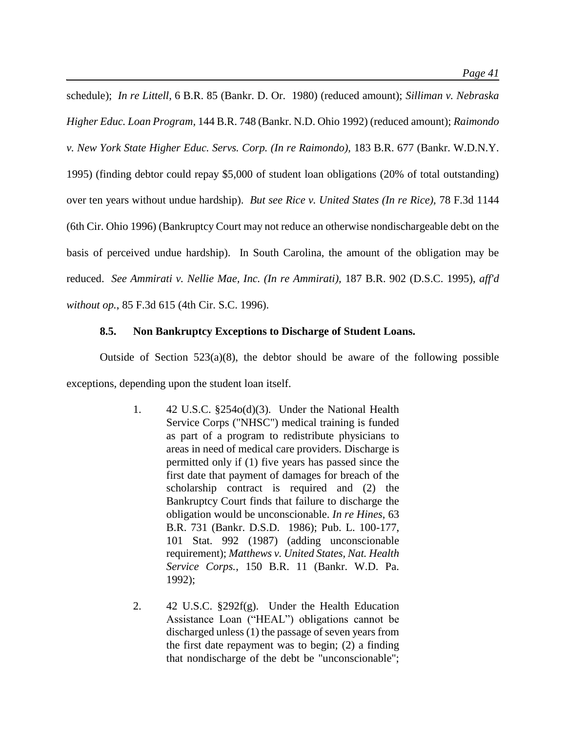schedule); *In re Littell*, 6 B.R. 85 (Bankr. D. Or. 1980) (reduced amount); *Silliman v. Nebraska Higher Educ. Loan Program*, 144 B.R. 748 (Bankr. N.D. Ohio 1992) (reduced amount); *Raimondo v. New York State Higher Educ. Servs. Corp. (In re Raimondo)*, 183 B.R. 677 (Bankr. W.D.N.Y. 1995) (finding debtor could repay $5,000 of student loan obligations (20% of total outstanding) over ten years without undue hardship). *But see Rice v. United States (In re Rice)*, 78 F.3d 1144 (6th Cir. Ohio 1996) (Bankruptcy Court may not reduce an otherwise nondischargeable debt on the basis of perceived undue hardship). In South Carolina, the amount of the obligation may be reduced. *See Ammirati v. Nellie Mae, Inc. (In re Ammirati)*, 187 B.R. 902 (D.S.C. 1995), *aff'd without op.*, 85 F.3d 615 (4th Cir. S.C. 1996).

### 8.5. Non Bankruptcy Exceptions to Discharge of Student Loans.

Outside of Section 523(a)(8), the debtor should be aware of the following possible exceptions, depending upon the student loan itself.

1. 42 U.S.C. §254o(d)(3). Under the National Health Service Corps ("NHSC") medical training is funded as part of a program to redistribute physicians to areas in need of medical care providers. Discharge is permitted only if (1) five years has passed since the first date that payment of damages for breach of the scholarship contract is required and (2) the Bankruptcy Court finds that failure to discharge the obligation would be unconscionable. *In re Hines*, 63 B.R. 731 (Bankr. D.S.D. 1986); Pub. L. 100-177, 101 Stat. 992 (1987) (adding unconscionable requirement); *Matthews v. United States, Nat. Health Service Corps.*, 150 B.R. 11 (Bankr. W.D. Pa. 1992);

2. 42 U.S.C. §292f(g). Under the Health Education Assistance Loan ("HEAL") obligations cannot be discharged unless (1) the passage of seven years from the first date repayment was to begin; (2) a finding that nondischarge of the debt be "unconscionable";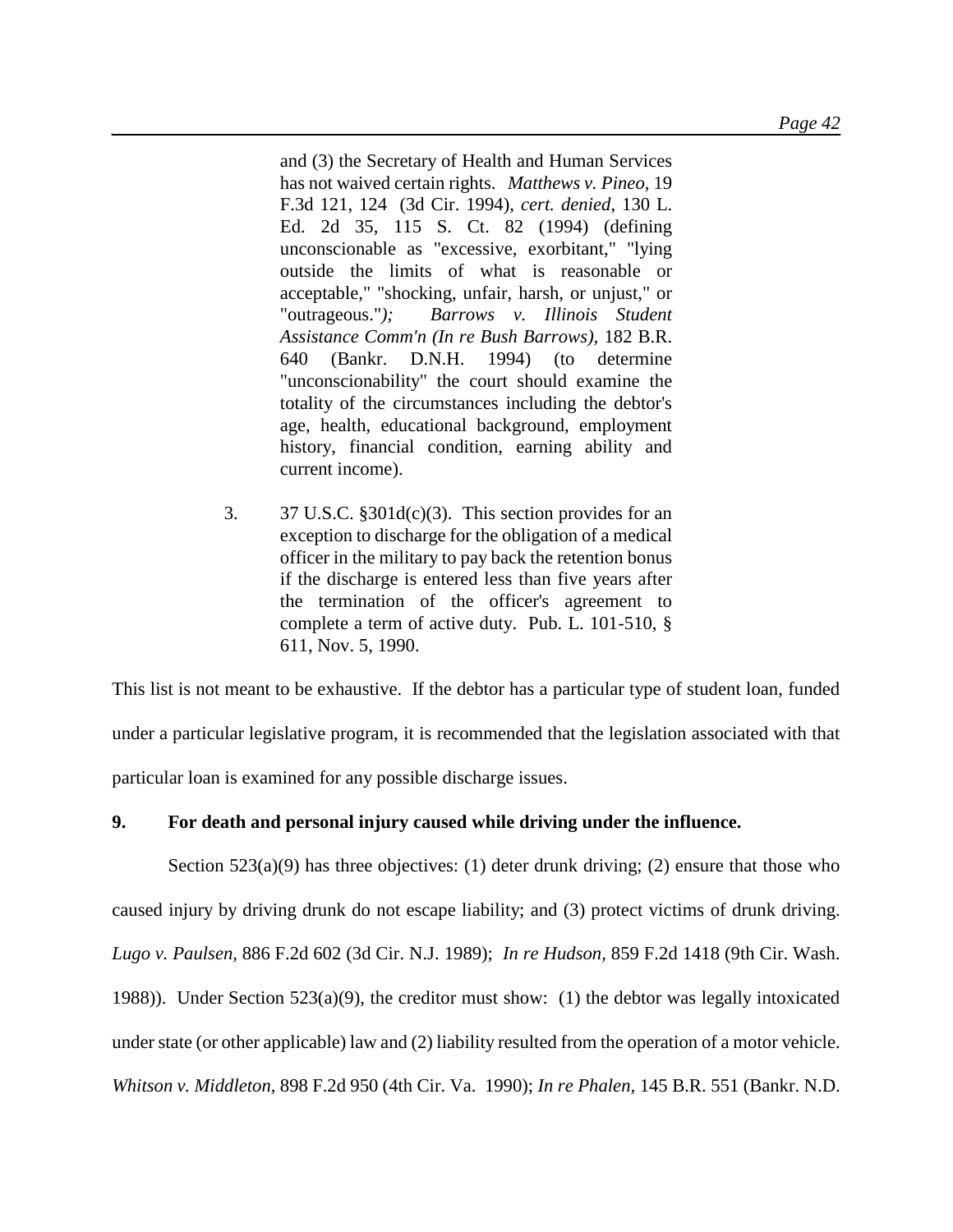and (3) the Secretary of Health and Human Services has not waived certain rights. *Matthews v. Pineo*, 19 F.3d 121, 124 (3d Cir. 1994), *cert. denied*, 130 L. Ed. 2d 35, 115 S. Ct. 82 (1994) (defining unconscionable as "excessive, exorbitant," "lying outside the limits of what is reasonable or acceptable," "shocking, unfair, harsh, or unjust," or "outrageous."*); Barrows v. Illinois Student Assistance Comm'n (In re Bush Barrows)*, 182 B.R. 640 (Bankr. D.N.H. 1994) (to determine "unconscionability" the court should examine the totality of the circumstances including the debtor's age, health, educational background, employment history, financial condition, earning ability and current income).

3. 37 U.S.C. §301d(c)(3). This section provides for an exception to discharge for the obligation of a medical officer in the military to pay back the retention bonus if the discharge is entered less than five years after the termination of the officer's agreement to complete a term of active duty. Pub. L. 101-510, § 611, Nov. 5, 1990.

This list is not meant to be exhaustive. If the debtor has a particular type of student loan, funded under a particular legislative program, it is recommended that the legislation associated with that particular loan is examined for any possible discharge issues.

**9. For death and personal injury caused while driving under the influence.**

Section 523(a)(9) has three objectives: (1) deter drunk driving; (2) ensure that those who caused injury by driving drunk do not escape liability; and (3) protect victims of drunk driving. *Lugo v. Paulsen,* 886 F.2d 602 (3d Cir. N.J. 1989); *In re Hudson,* 859 F.2d 1418 (9th Cir. Wash. 1988)). Under Section 523(a)(9), the creditor must show: (1) the debtor was legally intoxicated under state (or other applicable) law and (2) liability resulted from the operation of a motor vehicle. *Whitson v. Middleton,* 898 F.2d 950 (4th Cir. Va. 1990); *In re Phalen,* 145 B.R. 551 (Bankr. N.D.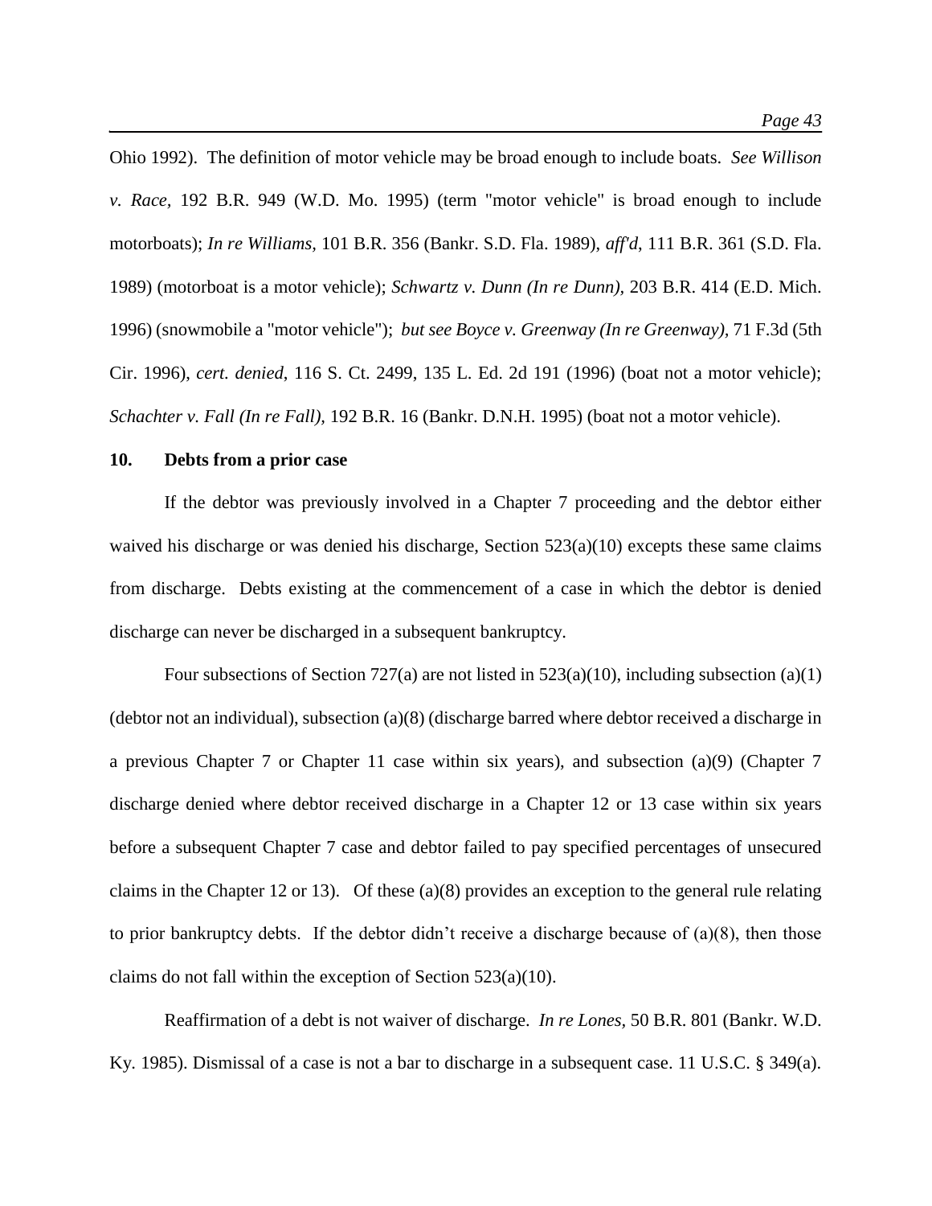Ohio 1992). The definition of motor vehicle may be broad enough to include boats. *See Willison v. Race*, 192 B.R. 949 (W.D. Mo. 1995) (term "motor vehicle" is broad enough to include motorboats); *In re Williams*, 101 B.R. 356 (Bankr. S.D. Fla. 1989), *aff'd*, 111 B.R. 361 (S.D. Fla. 1989) (motorboat is a motor vehicle); *Schwartz v. Dunn (In re Dunn)*, 203 B.R. 414 (E.D. Mich. 1996) (snowmobile a "motor vehicle"); *but see Boyce v. Greenway (In re Greenway)*, 71 F.3d (5th Cir. 1996), *cert. denied*, 116 S. Ct. 2499, 135 L. Ed. 2d 191 (1996) (boat not a motor vehicle); *Schachter v. Fall (In re Fall)*, 192 B.R. 16 (Bankr. D.N.H. 1995) (boat not a motor vehicle).

**10. Debts from a prior case**

If the debtor was previously involved in a Chapter 7 proceeding and the debtor either waived his discharge or was denied his discharge, Section 523(a)(10) excepts these same claims from discharge. Debts existing at the commencement of a case in which the debtor is denied discharge can never be discharged in a subsequent bankruptcy.

Four subsections of Section 727(a) are not listed in 523(a)(10), including subsection (a)(1) (debtor not an individual), subsection (a)(8) (discharge barred where debtor received a discharge in a previous Chapter 7 or Chapter 11 case within six years), and subsection (a)(9) (Chapter 7 discharge denied where debtor received discharge in a Chapter 12 or 13 case within six years before a subsequent Chapter 7 case and debtor failed to pay specified percentages of unsecured claims in the Chapter 12 or 13). Of these (a)(8) provides an exception to the general rule relating to prior bankruptcy debts. If the debtor didn't receive a discharge because of (a)(8), then those claims do not fall within the exception of Section 523(a)(10).

Reaffirmation of a debt is not waiver of discharge. *In re Lones*, 50 B.R. 801 (Bankr. W.D. Ky. 1985). Dismissal of a case is not a bar to discharge in a subsequent case. 11 U.S.C. § 349(a).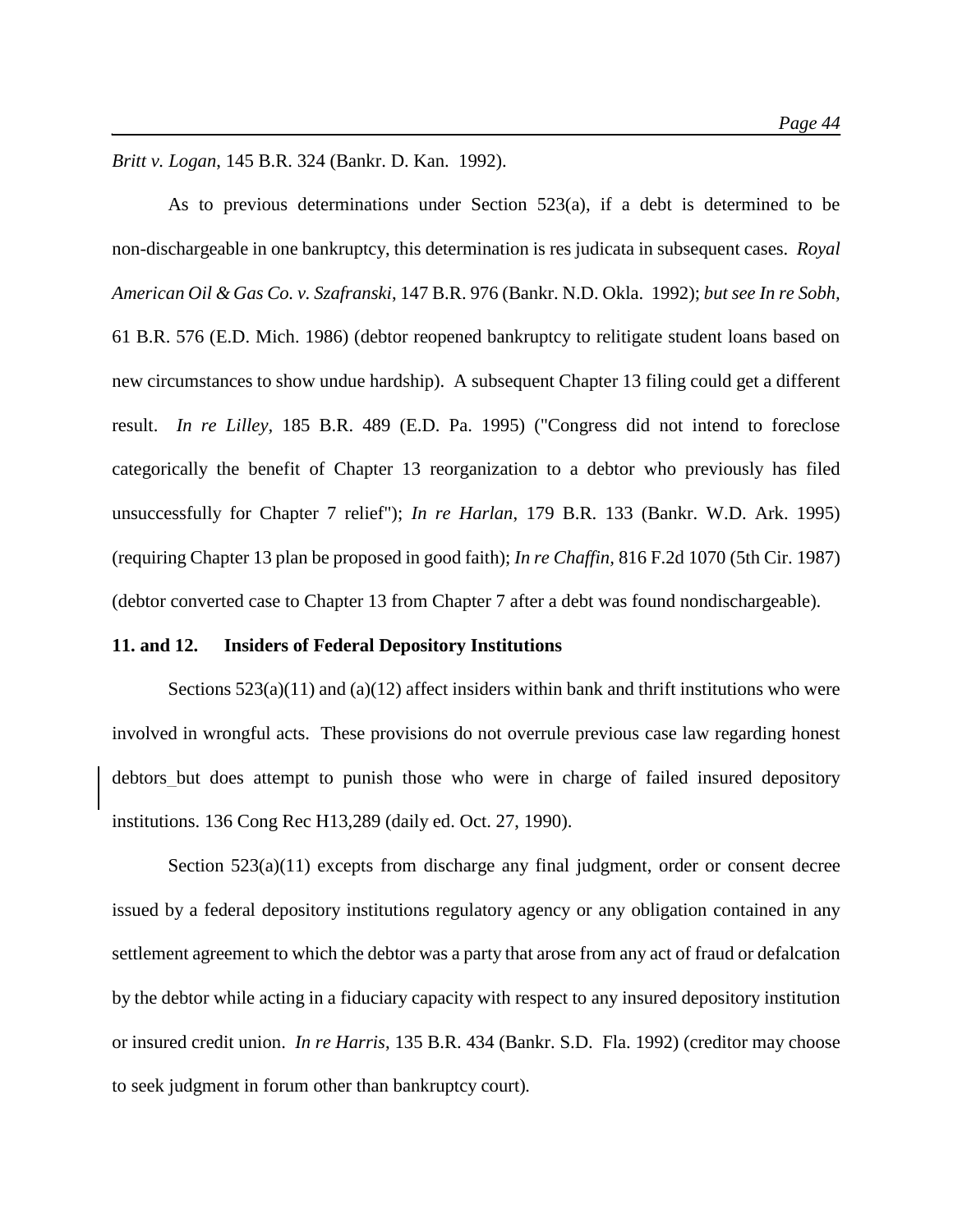*Britt v. Logan*, 145 B.R. 324 (Bankr. D. Kan. 1992).

As to previous determinations under Section 523(a), if a debt is determined to be non-dischargeable in one bankruptcy, this determination is res judicata in subsequent cases. *Royal American Oil & Gas Co. v. Szafranski*, 147 B.R. 976 (Bankr. N.D. Okla. 1992); *but see In re Sobh*, 61 B.R. 576 (E.D. Mich. 1986) (debtor reopened bankruptcy to relitigate student loans based on new circumstances to show undue hardship). A subsequent Chapter 13 filing could get a different result. *In re Lilley*, 185 B.R. 489 (E.D. Pa. 1995) ("Congress did not intend to foreclose categorically the benefit of Chapter 13 reorganization to a debtor who previously has filed unsuccessfully for Chapter 7 relief"); *In re Harlan*, 179 B.R. 133 (Bankr. W.D. Ark. 1995) (requiring Chapter 13 plan be proposed in good faith); *In re Chaffin*, 816 F.2d 1070 (5th Cir. 1987) (debtor converted case to Chapter 13 from Chapter 7 after a debt was found nondischargeable).

**11. and 12. Insiders of Federal Depository Institutions**

Sections 523(a)(11) and (a)(12) affect insiders within bank and thrift institutions who were involved in wrongful acts. These provisions do not overrule previous case law regarding honest debtors_but does attempt to punish those who were in charge of failed insured depository institutions. 136 Cong Rec H13,289 (daily ed. Oct. 27, 1990).

Section 523(a)(11) excepts from discharge any final judgment, order or consent decree issued by a federal depository institutions regulatory agency or any obligation contained in any settlement agreement to which the debtor was a party that arose from any act of fraud or defalcation by the debtor while acting in a fiduciary capacity with respect to any insured depository institution or insured credit union. *In re Harris*, 135 B.R. 434 (Bankr. S.D. Fla. 1992) (creditor may choose to seek judgment in forum other than bankruptcy court).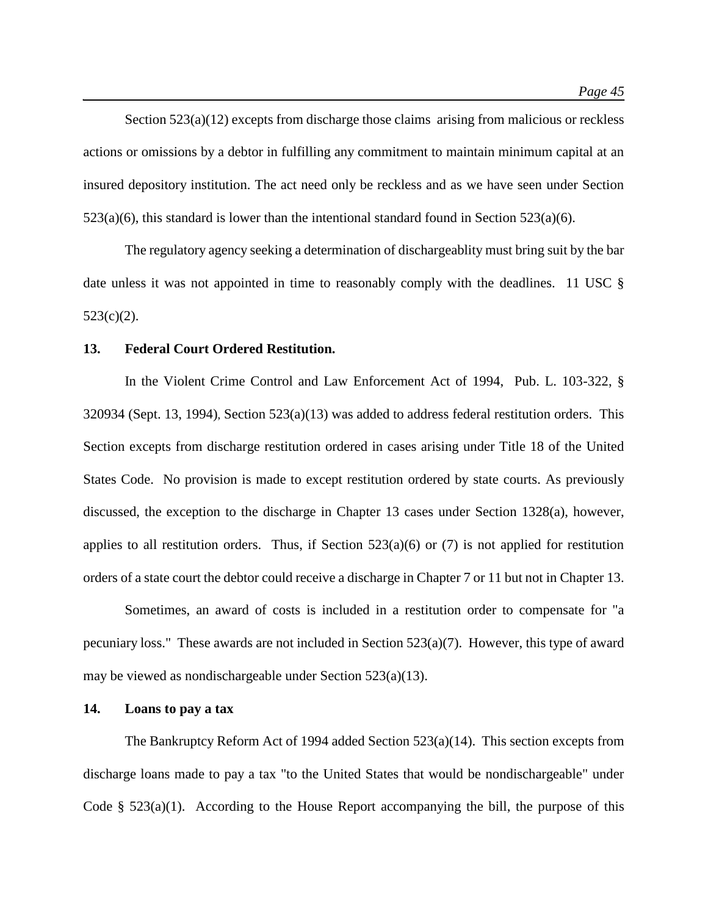Section 523(a)(12) excepts from discharge those claims arising from malicious or reckless actions or omissions by a debtor in fulfilling any commitment to maintain minimum capital at an insured depository institution. The act need only be reckless and as we have seen under Section 523(a)(6), this standard is lower than the intentional standard found in Section 523(a)(6).

The regulatory agency seeking a determination of dischargeablity must bring suit by the bar date unless it was not appointed in time to reasonably comply with the deadlines. 11 USC § 523(c)(2).

**13. Federal Court Ordered Restitution.**

In the Violent Crime Control and Law Enforcement Act of 1994, Pub. L. 103-322, § 320934 (Sept. 13, 1994), Section 523(a)(13) was added to address federal restitution orders. This Section excepts from discharge restitution ordered in cases arising under Title 18 of the United States Code. No provision is made to except restitution ordered by state courts. As previously discussed, the exception to the discharge in Chapter 13 cases under Section 1328(a), however, applies to all restitution orders. Thus, if Section 523(a)(6) or (7) is not applied for restitution orders of a state court the debtor could receive a discharge in Chapter 7 or 11 but not in Chapter 13.

Sometimes, an award of costs is included in a restitution order to compensate for "a pecuniary loss." These awards are not included in Section 523(a)(7). However, this type of award may be viewed as nondischargeable under Section 523(a)(13).

**14. Loans to pay a tax**

The Bankruptcy Reform Act of 1994 added Section 523(a)(14). This section excepts from discharge loans made to pay a tax "to the United States that would be nondischargeable" under Code § 523(a)(1). According to the House Report accompanying the bill, the purpose of this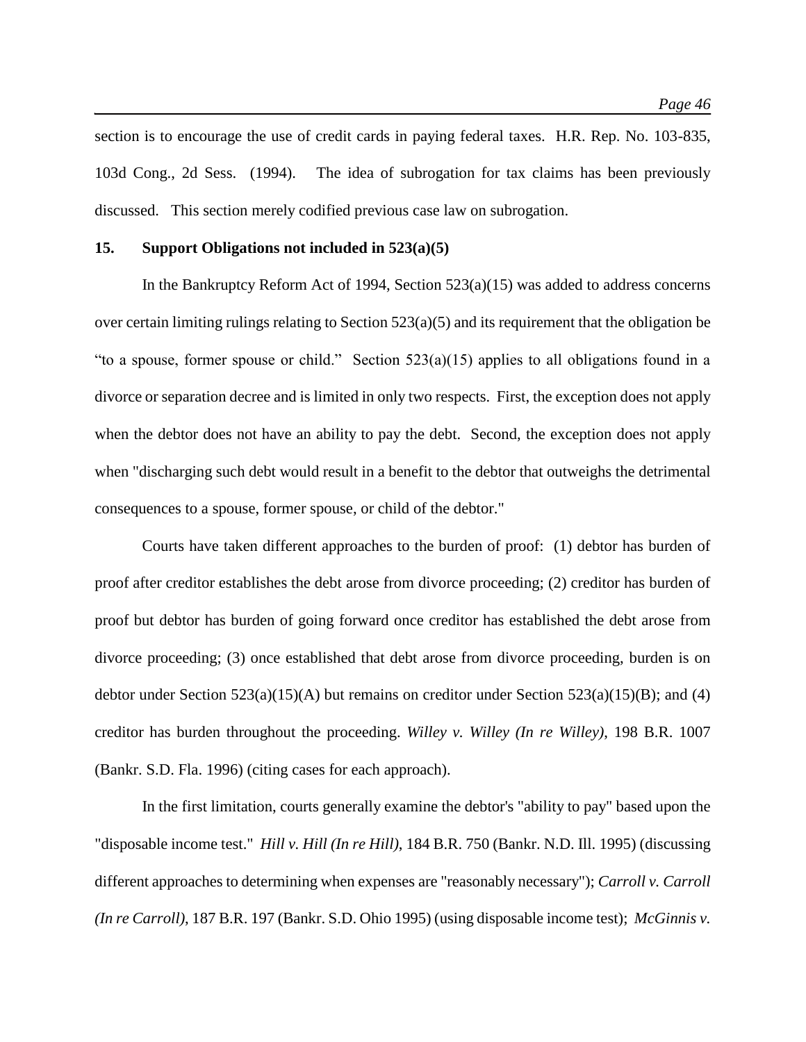section is to encourage the use of credit cards in paying federal taxes. H.R. Rep. No. 103-835, 103d Cong., 2d Sess. (1994). The idea of subrogation for tax claims has been previously discussed. This section merely codified previous case law on subrogation.

## 15. Support Obligations not included in 523(a)(5)

In the Bankruptcy Reform Act of 1994, Section 523(a)(15) was added to address concerns over certain limiting rulings relating to Section 523(a)(5) and its requirement that the obligation be "to a spouse, former spouse or child." Section 523(a)(15) applies to all obligations found in a divorce or separation decree and is limited in only two respects. First, the exception does not apply when the debtor does not have an ability to pay the debt. Second, the exception does not apply when "discharging such debt would result in a benefit to the debtor that outweighs the detrimental consequences to a spouse, former spouse, or child of the debtor."

Courts have taken different approaches to the burden of proof: (1) debtor has burden of proof after creditor establishes the debt arose from divorce proceeding; (2) creditor has burden of proof but debtor has burden of going forward once creditor has established the debt arose from divorce proceeding; (3) once established that debt arose from divorce proceeding, burden is on debtor under Section 523(a)(15)(A) but remains on creditor under Section 523(a)(15)(B); and (4) creditor has burden throughout the proceeding. *Willey v. Willey (In re Willey)*, 198 B.R. 1007 (Bankr. S.D. Fla. 1996) (citing cases for each approach).

In the first limitation, courts generally examine the debtor's "ability to pay" based upon the "disposable income test." *Hill v. Hill (In re Hill)*, 184 B.R. 750 (Bankr. N.D. Ill. 1995) (discussing different approaches to determining when expenses are "reasonably necessary"); *Carroll v. Carroll (In re Carroll)*, 187 B.R. 197 (Bankr. S.D. Ohio 1995) (using disposable income test); *McGinnis v.*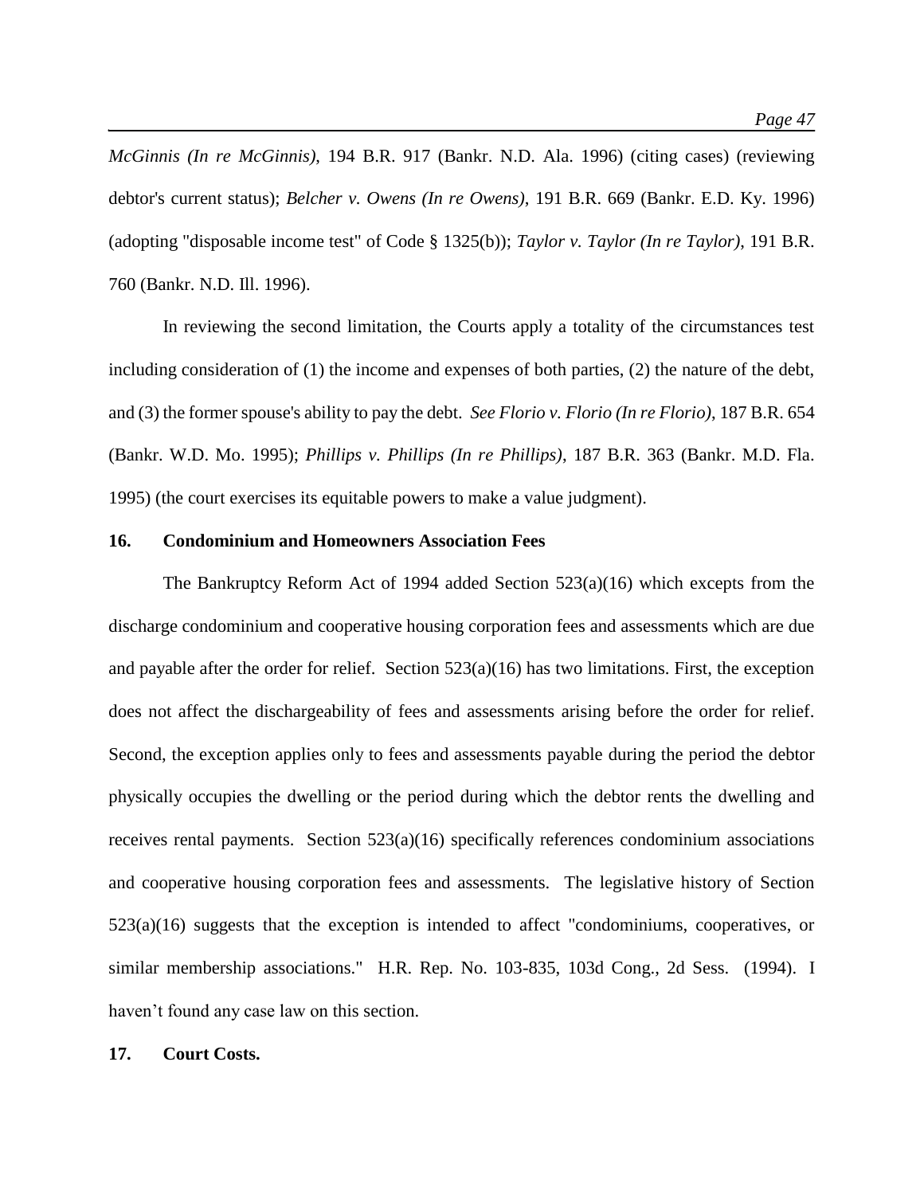*McGinnis (In re McGinnis)*, 194 B.R. 917 (Bankr. N.D. Ala. 1996) (citing cases) (reviewing debtor's current status); *Belcher v. Owens (In re Owens)*, 191 B.R. 669 (Bankr. E.D. Ky. 1996) (adopting "disposable income test" of Code § 1325(b)); *Taylor v. Taylor (In re Taylor)*, 191 B.R. 760 (Bankr. N.D. Ill. 1996).

In reviewing the second limitation, the Courts apply a totality of the circumstances test including consideration of (1) the income and expenses of both parties, (2) the nature of the debt, and (3) the former spouse's ability to pay the debt. *See Florio v. Florio (In re Florio)*, 187 B.R. 654 (Bankr. W.D. Mo. 1995); *Phillips v. Phillips (In re Phillips)*, 187 B.R. 363 (Bankr. M.D. Fla. 1995) (the court exercises its equitable powers to make a value judgment).

**16. Condominium and Homeowners Association Fees**

The Bankruptcy Reform Act of 1994 added Section 523(a)(16) which excepts from the discharge condominium and cooperative housing corporation fees and assessments which are due and payable after the order for relief. Section 523(a)(16) has two limitations. First, the exception does not affect the dischargeability of fees and assessments arising before the order for relief. Second, the exception applies only to fees and assessments payable during the period the debtor physically occupies the dwelling or the period during which the debtor rents the dwelling and receives rental payments. Section 523(a)(16) specifically references condominium associations and cooperative housing corporation fees and assessments. The legislative history of Section 523(a)(16) suggests that the exception is intended to affect "condominiums, cooperatives, or similar membership associations." H.R. Rep. No. 103-835, 103d Cong., 2d Sess. (1994). I haven't found any case law on this section.

**17. Court Costs.**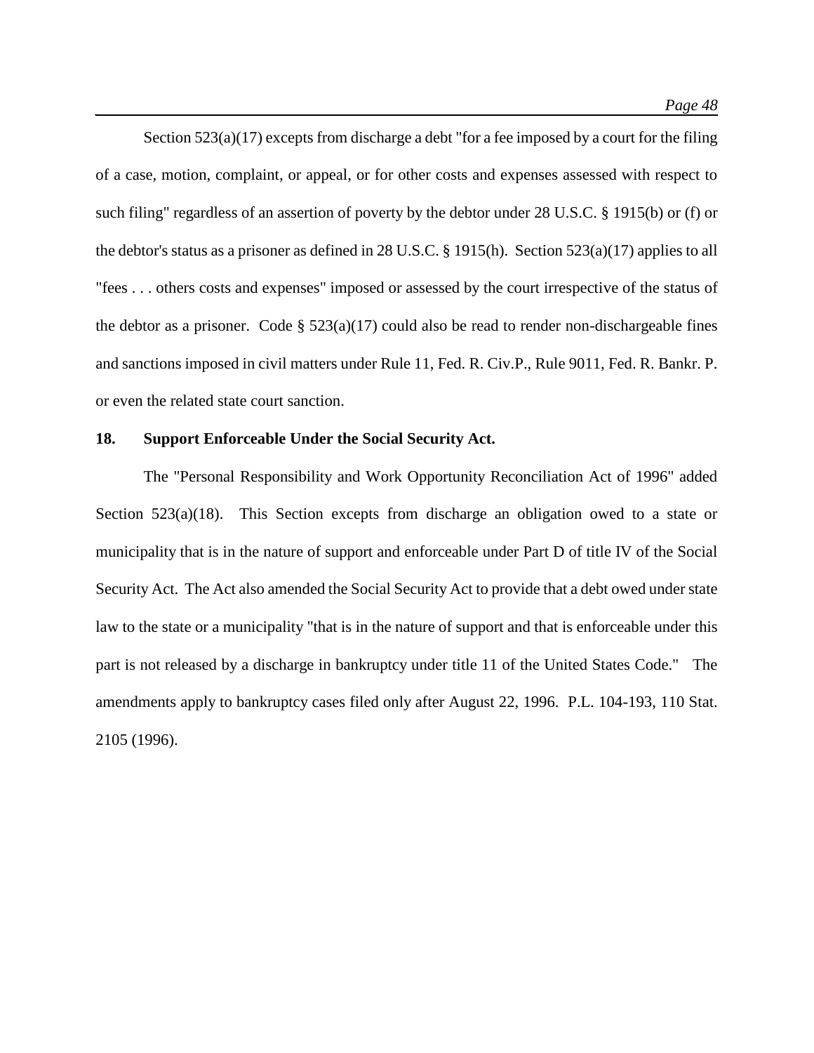Section 523(a)(17) excepts from discharge a debt "for a fee imposed by a court for the filing of a case, motion, complaint, or appeal, or for other costs and expenses assessed with respect to such filing" regardless of an assertion of poverty by the debtor under 28 U.S.C. § 1915(b) or (f) or the debtor's status as a prisoner as defined in 28 U.S.C. § 1915(h). Section 523(a)(17) applies to all "fees . . . others costs and expenses" imposed or assessed by the court irrespective of the status of the debtor as a prisoner. Code § 523(a)(17) could also be read to render non-dischargeable fines and sanctions imposed in civil matters under Rule 11, Fed. R. Civ.P., Rule 9011, Fed. R. Bankr. P. or even the related state court sanction.

**18. Support Enforceable Under the Social Security Act.**

The "Personal Responsibility and Work Opportunity Reconciliation Act of 1996" added Section 523(a)(18). This Section excepts from discharge an obligation owed to a state or municipality that is in the nature of support and enforceable under Part D of title IV of the Social Security Act. The Act also amended the Social Security Act to provide that a debt owed under state law to the state or a municipality "that is in the nature of support and that is enforceable under this part is not released by a discharge in bankruptcy under title 11 of the United States Code." The amendments apply to bankruptcy cases filed only after August 22, 1996. P.L. 104-193, 110 Stat. 2105 (1996).